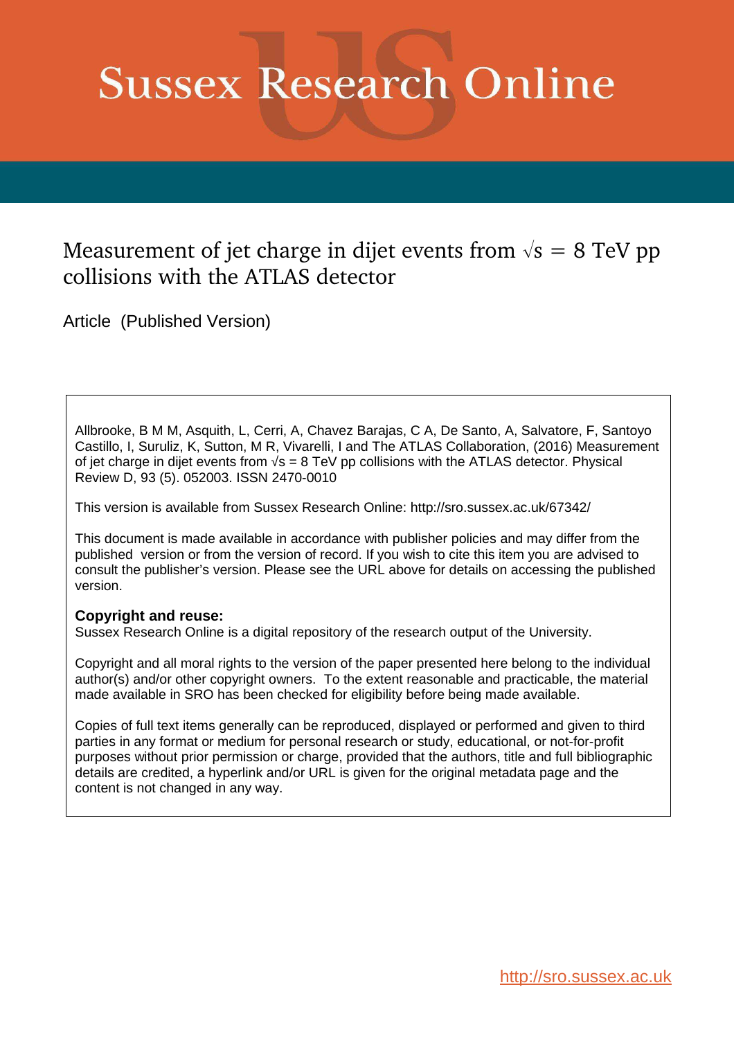# Sussex Research Online

## Measurement of jet charge in dijet events from $\sqrt{s} = 8$ TeV pp collisions with the ATLAS detector

Article (Published Version)

Allbrooke, B M M, Asquith, L, Cerri, A, Chavez Barajas, C A, De Santo, A, Salvatore, F, Santoyo Castillo, I, Suruliz, K, Sutton, M R, Vivarelli, I and The ATLAS Collaboration, (2016) Measurement of jet charge in dijet events from $\sqrt{s} = 8$ TeV pp collisions with the ATLAS detector. Physical Review D, 93 (5). 052003. ISSN 2470-0010

This version is available from Sussex Research Online: http://sro.sussex.ac.uk/67342/

This document is made available in accordance with publisher policies and may differ from the published version or from the version of record. If you wish to cite this item you are advised to consult the publisher's version. Please see the URL above for details on accessing the published version.

**Copyright and reuse:**
Sussex Research Online is a digital repository of the research output of the University.

Copyright and all moral rights to the version of the paper presented here belong to the individual author(s) and/or other copyright owners. To the extent reasonable and practicable, the material made available in SRO has been checked for eligibility before being made available.

Copies of full text items generally can be reproduced, displayed or performed and given to third parties in any format or medium for personal research or study, educational, or not-for-profit purposes without prior permission or charge, provided that the authors, title and full bibliographic details are credited, a hyperlink and/or URL is given for the original metadata page and the content is not changed in any way.

http://sro.sussex.ac.uk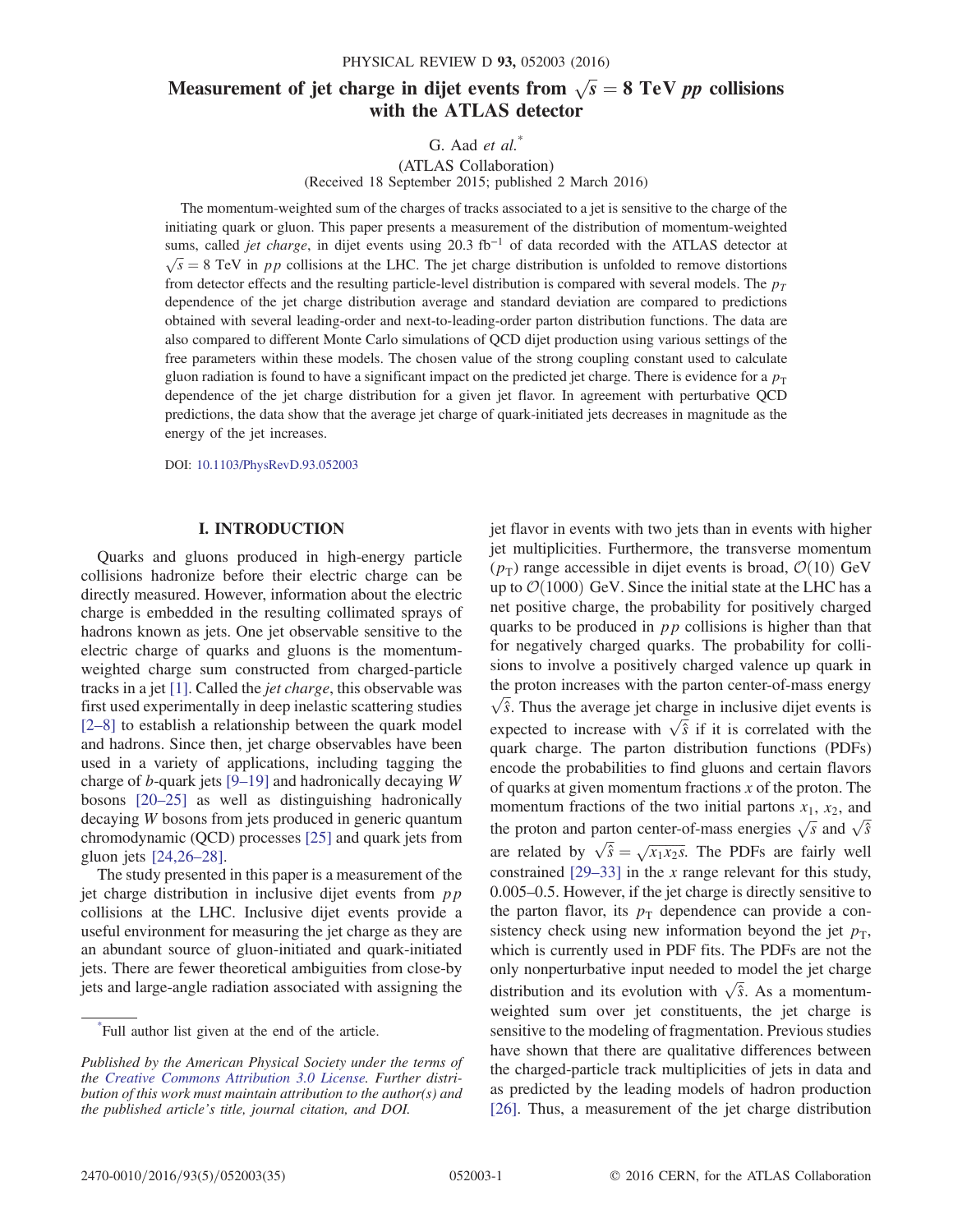# Measurement of jet charge in dijet events from $\sqrt{s} = 8$ TeV $pp$ collisions with the ATLAS detector

G. Aad *et al.*\*

(ATLAS Collaboration)

(Received 18 September 2015; published 2 March 2016)

The momentum-weighted sum of the charges of tracks associated to a jet is sensitive to the charge of the initiating quark or gluon. This paper presents a measurement of the distribution of momentum-weighted sums, called *jet charge*, in dijet events using 20.3 fb$^{-1}$ of data recorded with the ATLAS detector at $\sqrt{s} = 8$ TeV in $pp$ collisions at the LHC. The jet charge distribution is unfolded to remove distortions from detector effects and the resulting particle-level distribution is compared with several models. The $p_T$ dependence of the jet charge distribution average and standard deviation are compared to predictions obtained with several leading-order and next-to-leading-order parton distribution functions. The data are also compared to different Monte Carlo simulations of QCD dijet production using various settings of the free parameters within these models. The chosen value of the strong coupling constant used to calculate gluon radiation is found to have a significant impact on the predicted jet charge. There is evidence for a $p_T$ dependence of the jet charge distribution for a given jet flavor. In agreement with perturbative QCD predictions, the data show that the average jet charge of quark-initiated jets decreases in magnitude as the energy of the jet increases.

DOI: 10.1103/PhysRevD.93.052003

## I. INTRODUCTION

Quarks and gluons produced in high-energy particle collisions hadronize before their electric charge can be directly measured. However, information about the electric charge is embedded in the resulting collimated sprays of hadrons known as jets. One jet observable sensitive to the electric charge of quarks and gluons is the momentum-weighted charge sum constructed from charged-particle tracks in a jet [1]. Called the *jet charge*, this observable was first used experimentally in deep inelastic scattering studies [2–8] to establish a relationship between the quark model and hadrons. Since then, jet charge observables have been used in a variety of applications, including tagging the charge of $b$-quark jets [9–19] and hadronically decaying $W$ bosons [20–25] as well as distinguishing hadronically decaying $W$ bosons from jets produced in generic quantum chromodynamic (QCD) processes [25] and quark jets from gluon jets [24,26–28].

The study presented in this paper is a measurement of the jet charge distribution in inclusive dijet events from $pp$ collisions at the LHC. Inclusive dijet events provide a useful environment for measuring the jet charge as they are an abundant source of gluon-initiated and quark-initiated jets. There are fewer theoretical ambiguities from close-by jets and large-angle radiation associated with assigning the jet flavor in events with two jets than in events with higher jet multiplicities. Furthermore, the transverse momentum ($p_T$) range accessible in dijet events is broad, $\mathcal{O}(10)$ GeV up to $\mathcal{O}(1000)$ GeV. Since the initial state at the LHC has a net positive charge, the probability for positively charged quarks to be produced in $pp$ collisions is higher than that for negatively charged quarks. The probability for collisions to involve a positively charged valence up quark in the proton increases with the parton center-of-mass energy $\sqrt{\hat{s}}$. Thus the average jet charge in inclusive dijet events is expected to increase with $\sqrt{\hat{s}}$ if it is correlated with the quark charge. The parton distribution functions (PDFs) encode the probabilities to find gluons and certain flavors of quarks at given momentum fractions $x$ of the proton. The momentum fractions of the two initial partons $x_1$, $x_2$, and the proton and parton center-of-mass energies $\sqrt{s}$ and $\sqrt{\hat{s}}$ are related by $\sqrt{\hat{s}} = \sqrt{x_1 x_2 s}$. The PDFs are fairly well constrained [29–33] in the $x$ range relevant for this study, 0.005–0.5. However, if the jet charge is directly sensitive to the parton flavor, its $p_T$ dependence can provide a consistency check using new information beyond the jet $p_T$, which is currently used in PDF fits. The PDFs are not the only nonperturbative input needed to model the jet charge distribution and its evolution with $\sqrt{\hat{s}}$. As a momentum-weighted sum over jet constituents, the jet charge is sensitive to the modeling of fragmentation. Previous studies have shown that there are qualitative differences between the charged-particle track multiplicities of jets in data and as predicted by the leading models of hadron production [26]. Thus, a measurement of the jet charge distribution

---

\*Full author list given at the end of the article.

*Published by the American Physical Society under the terms of the Creative Commons Attribution 3.0 License. Further distribution of this work must maintain attribution to the author(s) and the published article's title, journal citation, and DOI.*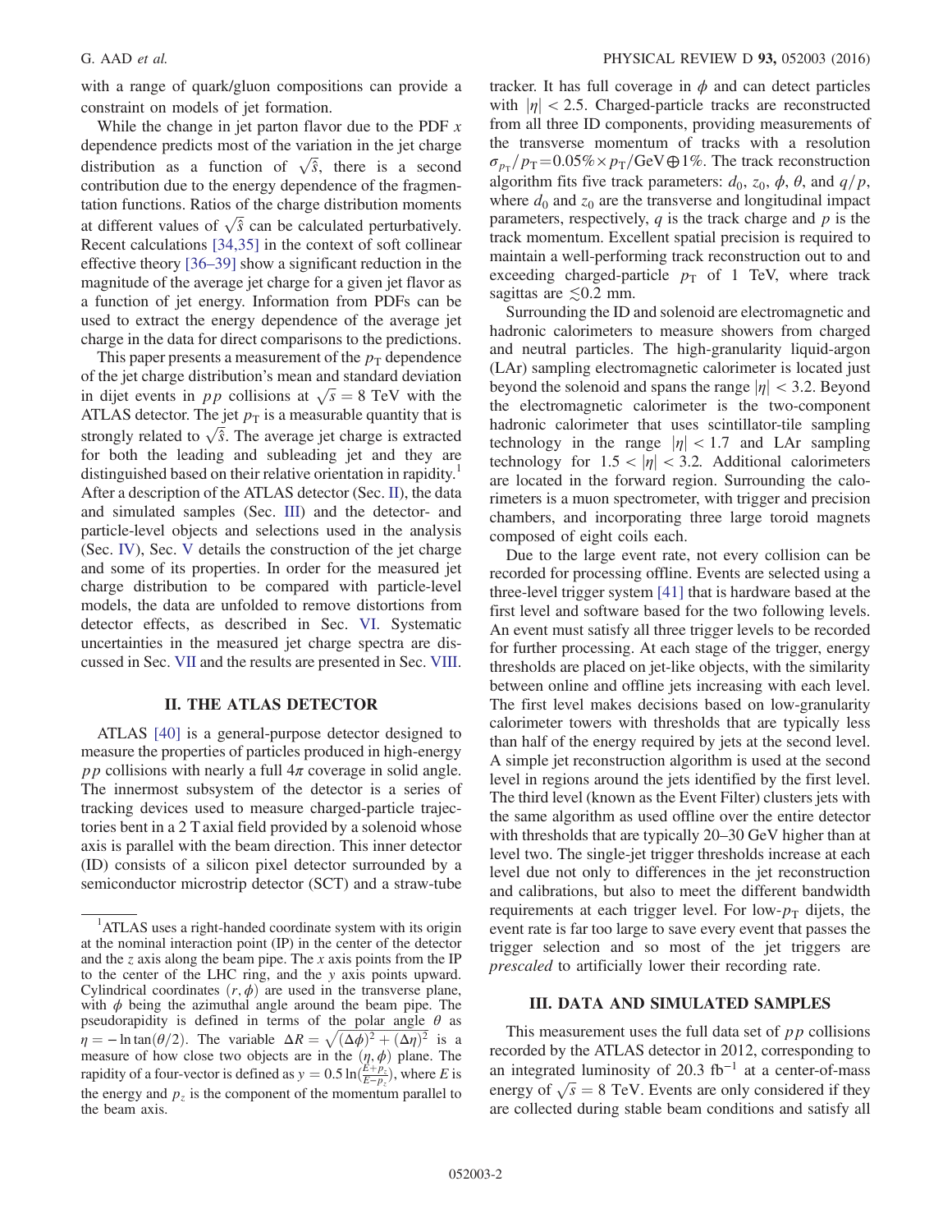with a range of quark/gluon compositions can provide a constraint on models of jet formation.

While the change in jet parton flavor due to the PDF $x$ dependence predicts most of the variation in the jet charge distribution as a function of $\sqrt{\hat{s}}$, there is a second contribution due to the energy dependence of the fragmentation functions. Ratios of the charge distribution moments at different values of $\sqrt{\hat{s}}$ can be calculated perturbatively. Recent calculations [34,35] in the context of soft collinear effective theory [36–39] show a significant reduction in the magnitude of the average jet charge for a given jet flavor as a function of jet energy. Information from PDFs can be used to extract the energy dependence of the average jet charge in the data for direct comparisons to the predictions.

This paper presents a measurement of the $p_{\mathrm{T}}$ dependence of the jet charge distribution's mean and standard deviation in dijet events in $pp$ collisions at $\sqrt{s} = 8$ TeV with the ATLAS detector. The jet $p_{\mathrm{T}}$ is a measurable quantity that is strongly related to $\sqrt{\hat{s}}$. The average jet charge is extracted for both the leading and subleading jet and they are distinguished based on their relative orientation in rapidity.[1] After a description of the ATLAS detector (Sec. II), the data and simulated samples (Sec. III) and the detector- and particle-level objects and selections used in the analysis (Sec. IV), Sec. V details the construction of the jet charge and some of its properties. In order for the measured jet charge distribution to be compared with particle-level models, the data are unfolded to remove distortions from detector effects, as described in Sec. VI. Systematic uncertainties in the measured jet charge spectra are discussed in Sec. VII and the results are presented in Sec. VIII.

## II. THE ATLAS DETECTOR

ATLAS [40] is a general-purpose detector designed to measure the properties of particles produced in high-energy $pp$ collisions with nearly a full $4\pi$ coverage in solid angle. The innermost subsystem of the detector is a series of tracking devices used to measure charged-particle trajectories bent in a 2 T axial field provided by a solenoid whose axis is parallel with the beam direction. This inner detector (ID) consists of a silicon pixel detector surrounded by a semiconductor microstrip detector (SCT) and a straw-tube tracker. It has full coverage in $\phi$ and can detect particles with $|\eta| < 2.5$. Charged-particle tracks are reconstructed from all three ID components, providing measurements of the transverse momentum of tracks with a resolution $\sigma_{p_{\mathrm{T}}}/p_{\mathrm{T}} = 0.05\% \times p_{\mathrm{T}}/\mathrm{GeV} \oplus 1\%$. The track reconstruction algorithm fits five track parameters: $d_0$, $z_0$, $\phi$, $\theta$, and $q/p$, where $d_0$ and $z_0$ are the transverse and longitudinal impact parameters, respectively, $q$ is the track charge and $p$ is the track momentum. Excellent spatial precision is required to maintain a well-performing track reconstruction out to and exceeding charged-particle $p_{\mathrm{T}}$ of 1 TeV, where track sagittas are $\lesssim 0.2$ mm.

Surrounding the ID and solenoid are electromagnetic and hadronic calorimeters to measure showers from charged and neutral particles. The high-granularity liquid-argon (LAr) sampling electromagnetic calorimeter is located just beyond the solenoid and spans the range $|\eta| < 3.2$. Beyond the electromagnetic calorimeter is the two-component hadronic calorimeter that uses scintillator-tile sampling technology in the range $|\eta| < 1.7$ and LAr sampling technology for $1.5 < |\eta| < 3.2$. Additional calorimeters are located in the forward region. Surrounding the calorimeters is a muon spectrometer, with trigger and precision chambers, and incorporating three large toroid magnets composed of eight coils each.

Due to the large event rate, not every collision can be recorded for processing offline. Events are selected using a three-level trigger system [41] that is hardware based at the first level and software based for the two following levels. An event must satisfy all three trigger levels to be recorded for further processing. At each stage of the trigger, energy thresholds are placed on jet-like objects, with the similarity between online and offline jets increasing with each level. The first level makes decisions based on low-granularity calorimeter towers with thresholds that are typically less than half of the energy required by jets at the second level. A simple jet reconstruction algorithm is used at the second level in regions around the jets identified by the first level. The third level (known as the Event Filter) clusters jets with the same algorithm as used offline over the entire detector with thresholds that are typically 20–30 GeV higher than at level two. The single-jet trigger thresholds increase at each level due not only to differences in the jet reconstruction and calibrations, but also to meet the different bandwidth requirements at each trigger level. For low-$p_{\mathrm{T}}$ dijets, the event rate is far too large to save every event that passes the trigger selection and so most of the jet triggers are *prescaled* to artificially lower their recording rate.

## III. DATA AND SIMULATED SAMPLES

This measurement uses the full data set of $pp$ collisions recorded by the ATLAS detector in 2012, corresponding to an integrated luminosity of 20.3 fb$^{-1}$ at a center-of-mass energy of $\sqrt{s} = 8$ TeV. Events are only considered if they are collected during stable beam conditions and satisfy all

---

[1] ATLAS uses a right-handed coordinate system with its origin at the nominal interaction point (IP) in the center of the detector and the $z$ axis along the beam pipe. The $x$ axis points from the IP to the center of the LHC ring, and the $y$ axis points upward. Cylindrical coordinates $(r, \phi)$ are used in the transverse plane, with $\phi$ being the azimuthal angle around the beam pipe. The pseudorapidity is defined in terms of the polar angle $\theta$ as $\eta = -\ln\tan(\theta/2)$. The variable $\Delta R = \sqrt{(\Delta\phi)^2 + (\Delta\eta)^2}$ is a measure of how close two objects are in the $(\eta, \phi)$ plane. The rapidity of a four-vector is defined as $y = 0.5\ln(\frac{E+p_z}{E-p_z})$, where $E$ is the energy and $p_z$ is the component of the momentum parallel to the beam axis.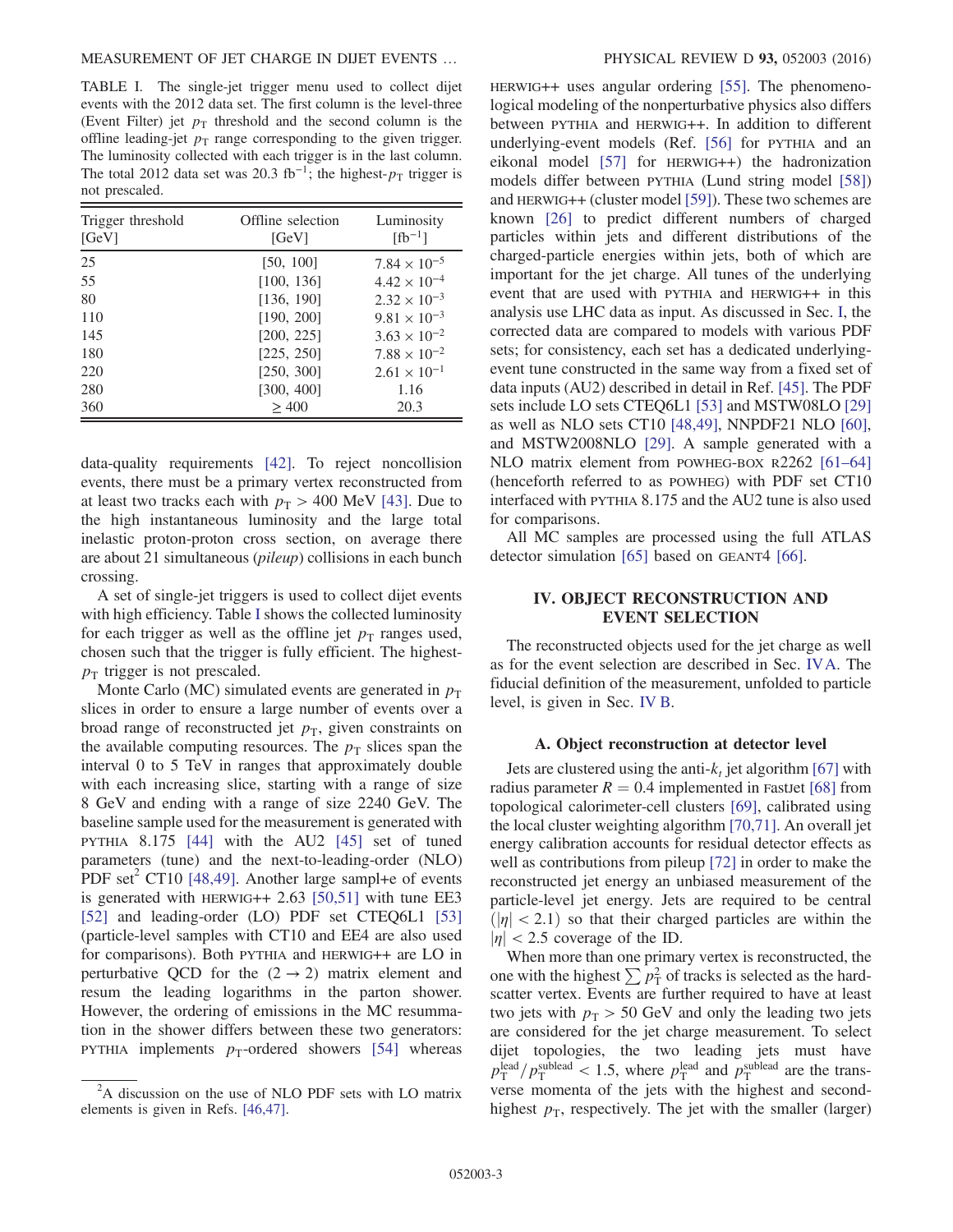TABLE I. The single-jet trigger menu used to collect dijet events with the 2012 data set. The first column is the level-three (Event Filter) jet $p_T$ threshold and the second column is the offline leading-jet $p_T$ range corresponding to the given trigger. The luminosity collected with each trigger is in the last column. The total 2012 data set was 20.3 fb$^{-1}$; the highest-$p_T$ trigger is not prescaled.

| Trigger threshold [GeV] | Offline selection [GeV] | Luminosity [fb$^{-1}$] |
|---|---|---|
| 25 | [50, 100] | $7.84 \times 10^{-5}$ |
| 55 | [100, 136] | $4.42 \times 10^{-4}$ |
| 80 | [136, 190] | $2.32 \times 10^{-3}$ |
| 110 | [190, 200] | $9.81 \times 10^{-3}$ |
| 145 | [200, 225] | $3.63 \times 10^{-2}$ |
| 180 | [225, 250] | $7.88 \times 10^{-2}$ |
| 220 | [250, 300] | $2.61 \times 10^{-1}$ |
| 280 | [300, 400] | 1.16 |
| 360 | $\geq 400$ | 20.3 |

data-quality requirements [42]. To reject noncollision events, there must be a primary vertex reconstructed from at least two tracks each with $p_T > 400$ MeV [43]. Due to the high instantaneous luminosity and the large total inelastic proton-proton cross section, on average there are about 21 simultaneous (*pileup*) collisions in each bunch crossing.

A set of single-jet triggers is used to collect dijet events with high efficiency. Table I shows the collected luminosity for each trigger as well as the offline jet $p_T$ ranges used, chosen such that the trigger is fully efficient. The highest-$p_T$ trigger is not prescaled.

Monte Carlo (MC) simulated events are generated in $p_T$ slices in order to ensure a large number of events over a broad range of reconstructed jet $p_T$, given constraints on the available computing resources. The $p_T$ slices span the interval 0 to 5 TeV in ranges that approximately double with each increasing slice, starting with a range of size 8 GeV and ending with a range of size 2240 GeV. The baseline sample used for the measurement is generated with PYTHIA 8.175 [44] with the AU2 [45] set of tuned parameters (tune) and the next-to-leading-order (NLO) PDF set[2] CT10 [48,49]. Another large sampl+e of events is generated with HERWIG++ 2.63 [50,51] with tune EE3 [52] and leading-order (LO) PDF set CTEQ6L1 [53] (particle-level samples with CT10 and EE4 are also used for comparisons). Both PYTHIA and HERWIG++ are LO in perturbative QCD for the $(2 \to 2)$ matrix element and resum the leading logarithms in the parton shower. However, the ordering of emissions in the MC resummation in the shower differs between these two generators: PYTHIA implements $p_T$-ordered showers [54] whereas HERWIG++ uses angular ordering [55]. The phenomenological modeling of the nonperturbative physics also differs between PYTHIA and HERWIG++. In addition to different underlying-event models (Ref. [56] for PYTHIA and an eikonal model [57] for HERWIG++) the hadronization models differ between PYTHIA (Lund string model [58]) and HERWIG++ (cluster model [59]). These two schemes are known [26] to predict different numbers of charged particles within jets and different distributions of the charged-particle energies within jets, both of which are important for the jet charge. All tunes of the underlying event that are used with PYTHIA and HERWIG++ in this analysis use LHC data as input. As discussed in Sec. I, the corrected data are compared to models with various PDF sets; for consistency, each set has a dedicated underlying-event tune constructed in the same way from a fixed set of data inputs (AU2) described in detail in Ref. [45]. The PDF sets include LO sets CTEQ6L1 [53] and MSTW08LO [29] as well as NLO sets CT10 [48,49], NNPDF21 NLO [60], and MSTW2008NLO [29]. A sample generated with a NLO matrix element from POWHEG-BOX R2262 [61–64] (henceforth referred to as POWHEG) with PDF set CT10 interfaced with PYTHIA 8.175 and the AU2 tune is also used for comparisons.

All MC samples are processed using the full ATLAS detector simulation [65] based on GEANT4 [66].

[2]A discussion on the use of NLO PDF sets with LO matrix elements is given in Refs. [46,47].

## IV. OBJECT RECONSTRUCTION AND EVENT SELECTION

The reconstructed objects used for the jet charge as well as for the event selection are described in Sec. IV A. The fiducial definition of the measurement, unfolded to particle level, is given in Sec. IV B.

### A. Object reconstruction at detector level

Jets are clustered using the anti-$k_t$ jet algorithm [67] with radius parameter $R = 0.4$ implemented in FastJet [68] from topological calorimeter-cell clusters [69], calibrated using the local cluster weighting algorithm [70,71]. An overall jet energy calibration accounts for residual detector effects as well as contributions from pileup [72] in order to make the reconstructed jet energy an unbiased measurement of the particle-level jet energy. Jets are required to be central ($|\eta| < 2.1$) so that their charged particles are within the $|\eta| < 2.5$ coverage of the ID.

When more than one primary vertex is reconstructed, the one with the highest $\sum p_T^2$ of tracks is selected as the hard-scatter vertex. Events are further required to have at least two jets with $p_T > 50$ GeV and only the leading two jets are considered for the jet charge measurement. To select dijet topologies, the two leading jets must have $p_T^{\text{lead}}/p_T^{\text{sublead}} < 1.5$, where $p_T^{\text{lead}}$ and $p_T^{\text{sublead}}$ are the transverse momenta of the jets with the highest and second-highest $p_T$, respectively. The jet with the smaller (larger)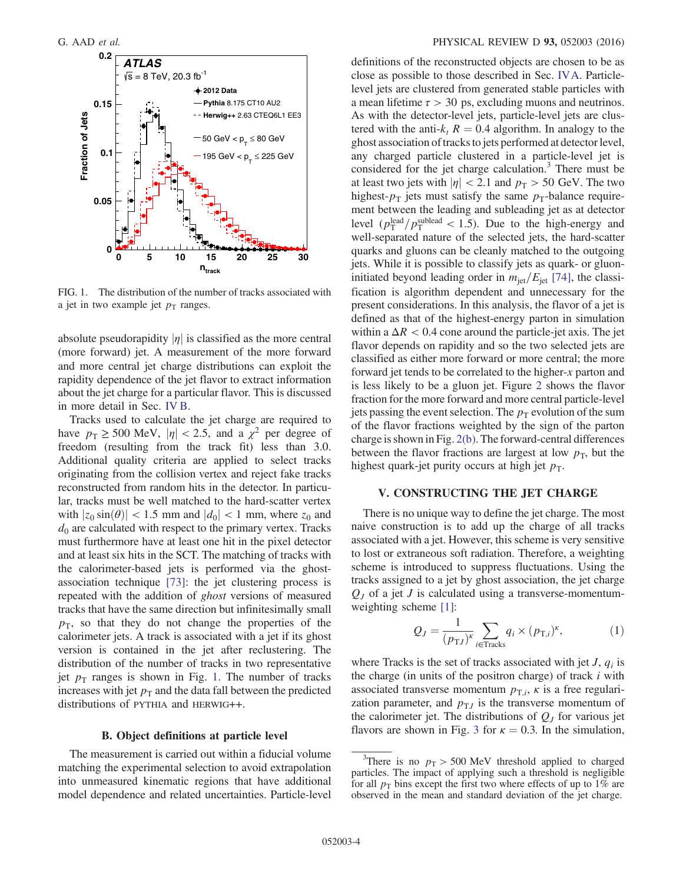FIG. 1. The distribution of the number of tracks associated with a jet in two example jet $p_T$ ranges.

absolute pseudorapidity $|\eta|$ is classified as the more central (more forward) jet. A measurement of the more forward and more central jet charge distributions can exploit the rapidity dependence of the jet flavor to extract information about the jet charge for a particular flavor. This is discussed in more detail in Sec. IV B.

Tracks used to calculate the jet charge are required to have $p_T \geq 500$ MeV, $|\eta| < 2.5$, and a $\chi^2$ per degree of freedom (resulting from the track fit) less than 3.0. Additional quality criteria are applied to select tracks originating from the collision vertex and reject fake tracks reconstructed from random hits in the detector. In particular, tracks must be well matched to the hard-scatter vertex with $|z_0 \sin(\theta)| < 1.5$ mm and $|d_0| < 1$ mm, where $z_0$ and $d_0$ are calculated with respect to the primary vertex. Tracks must furthermore have at least one hit in the pixel detector and at least six hits in the SCT. The matching of tracks with the calorimeter-based jets is performed via the ghost-association technique [73]: the jet clustering process is repeated with the addition of *ghost* versions of measured tracks that have the same direction but infinitesimally small $p_T$, so that they do not change the properties of the calorimeter jets. A track is associated with a jet if its ghost version is contained in the jet after reclustering. The distribution of the number of tracks in two representative jet $p_T$ ranges is shown in Fig. 1. The number of tracks increases with jet $p_T$ and the data fall between the predicted distributions of PYTHIA and HERWIG++.

### B. Object definitions at particle level

The measurement is carried out within a fiducial volume matching the experimental selection to avoid extrapolation into unmeasured kinematic regions that have additional model dependence and related uncertainties. Particle-level definitions of the reconstructed objects are chosen to be as close as possible to those described in Sec. IV A. Particle-level jets are clustered from generated stable particles with a mean lifetime $\tau > 30$ ps, excluding muons and neutrinos. As with the detector-level jets, particle-level jets are clustered with the anti-$k_t$ $R = 0.4$ algorithm. In analogy to the ghost association of tracks to jets performed at detector level, any charged particle clustered in a particle-level jet is considered for the jet charge calculation.[3] There must be at least two jets with $|\eta| < 2.1$ and $p_T > 50$ GeV. The two highest-$p_T$ jets must satisfy the same $p_T$-balance requirement between the leading and subleading jet as at detector level ($p_T^{\text{lead}}/p_T^{\text{sublead}} < 1.5$). Due to the high-energy and well-separated nature of the selected jets, the hard-scatter quarks and gluons can be cleanly matched to the outgoing jets. While it is possible to classify jets as quark- or gluon-initiated beyond leading order in $m_{\text{jet}}/E_{\text{jet}}$ [74], the classification is algorithm dependent and unnecessary for the present considerations. In this analysis, the flavor of a jet is defined as that of the highest-energy parton in simulation within a $\Delta R < 0.4$ cone around the particle-jet axis. The jet flavor depends on rapidity and so the two selected jets are classified as either more forward or more central; the more forward jet tends to be correlated to the higher-$x$ parton and is less likely to be a gluon jet. Figure 2 shows the flavor fraction for the more forward and more central particle-level jets passing the event selection. The $p_T$ evolution of the sum of the flavor fractions weighted by the sign of the parton charge is shown in Fig. 2(b). The forward-central differences between the flavor fractions are largest at low $p_T$, but the highest quark-jet purity occurs at high jet $p_T$.

## V. CONSTRUCTING THE JET CHARGE

There is no unique way to define the jet charge. The most naive construction is to add up the charge of all tracks associated with a jet. However, this scheme is very sensitive to lost or extraneous soft radiation. Therefore, a weighting scheme is introduced to suppress fluctuations. Using the tracks assigned to a jet by ghost association, the jet charge $Q_J$ of a jet $J$ is calculated using a transverse-momentum-weighting scheme [1]:

$$Q_J = \frac{1}{(p_{TJ})^\kappa} \sum_{i \in \text{Tracks}} q_i \times (p_{T,i})^\kappa, \tag{1}$$

where Tracks is the set of tracks associated with jet $J$, $q_i$ is the charge (in units of the positron charge) of track $i$ with associated transverse momentum $p_{T,i}$, $\kappa$ is a free regularization parameter, and $p_{TJ}$ is the transverse momentum of the calorimeter jet. The distributions of $Q_J$ for various jet flavors are shown in Fig. 3 for $\kappa = 0.3$. In the simulation,

[3] There is no $p_T > 500$ MeV threshold applied to charged particles. The impact of applying such a threshold is negligible for all $p_T$ bins except the first two where effects of up to 1% are observed in the mean and standard deviation of the jet charge.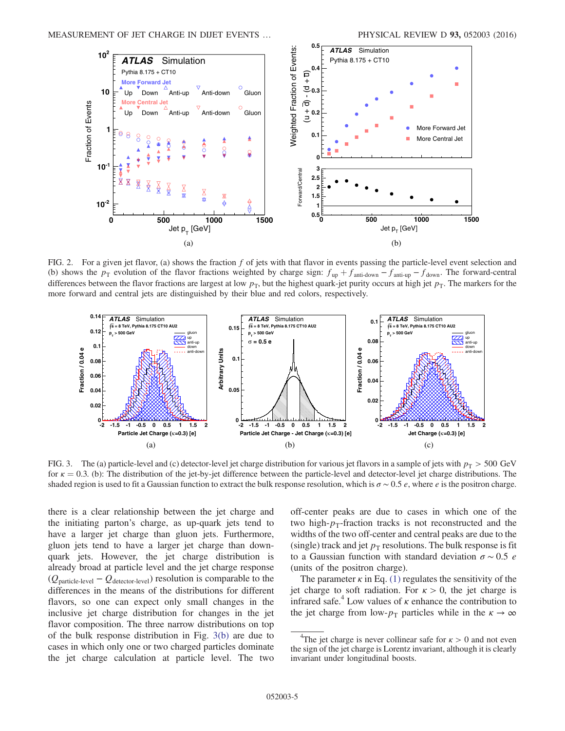FIG. 2. For a given jet flavor, (a) shows the fraction $f$ of jets with that flavor in events passing the particle-level event selection and (b) shows the $p_T$ evolution of the flavor fractions weighted by charge sign: $f_{\text{up}} + f_{\text{anti-down}} - f_{\text{anti-up}} - f_{\text{down}}$. The forward-central differences between the flavor fractions are largest at low $p_T$, but the highest quark-jet purity occurs at high jet $p_T$. The markers for the more forward and central jets are distinguished by their blue and red colors, respectively.

FIG. 3. The (a) particle-level and (c) detector-level jet charge distribution for various jet flavors in a sample of jets with $p_T > 500$ GeV for $\kappa = 0.3$. (b): The distribution of the jet-by-jet difference between the particle-level and detector-level jet charge distributions. The shaded region is used to fit a Gaussian function to extract the bulk response resolution, which is $\sigma \sim 0.5\ e$, where $e$ is the positron charge.

there is a clear relationship between the jet charge and the initiating parton's charge, as up-quark jets tend to have a larger jet charge than gluon jets. Furthermore, gluon jets tend to have a larger jet charge than down-quark jets. However, the jet charge distribution is already broad at particle level and the jet charge response ($Q_{\text{particle-level}} - Q_{\text{detector-level}}$) resolution is comparable to the differences in the means of the distributions for different flavors, so one can expect only small changes in the inclusive jet charge distribution for changes in the jet flavor composition. The three narrow distributions on top of the bulk response distribution in Fig. 3(b) are due to cases in which only one or two charged particles dominate the jet charge calculation at particle level. The two off-center peaks are due to cases in which one of the two high-$p_T$-fraction tracks is not reconstructed and the widths of the two off-center and central peaks are due to the (single) track and jet $p_T$ resolutions. The bulk response is fit to a Gaussian function with standard deviation $\sigma \sim 0.5\ e$ (units of the positron charge).

The parameter $\kappa$ in Eq. (1) regulates the sensitivity of the jet charge to soft radiation. For $\kappa > 0$, the jet charge is infrared safe.[4] Low values of $\kappa$ enhance the contribution to the jet charge from low-$p_T$ particles while in the $\kappa \to \infty$

[4]The jet charge is never collinear safe for $\kappa > 0$ and not even the sign of the jet charge is Lorentz invariant, although it is clearly invariant under longitudinal boosts.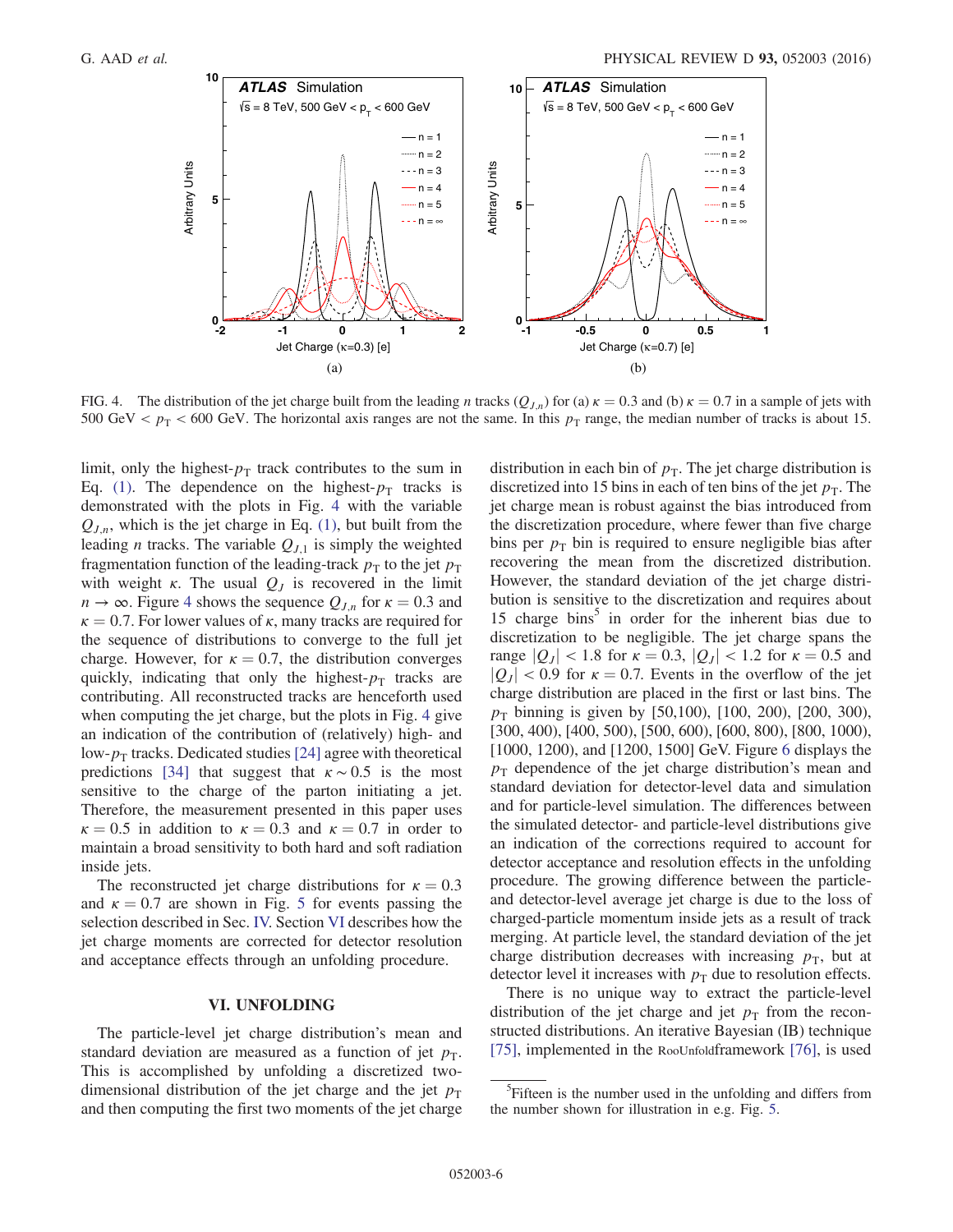FIG. 4. The distribution of the jet charge built from the leading $n$ tracks ($Q_{J,n}$) for (a) $\kappa = 0.3$ and (b) $\kappa = 0.7$ in a sample of jets with 500 GeV $< p_T <$ 600 GeV. The horizontal axis ranges are not the same. In this $p_T$ range, the median number of tracks is about 15.

limit, only the highest-$p_T$ track contributes to the sum in Eq. (1). The dependence on the highest-$p_T$ tracks is demonstrated with the plots in Fig. 4 with the variable $Q_{J,n}$, which is the jet charge in Eq. (1), but built from the leading $n$ tracks. The variable $Q_{J,1}$ is simply the weighted fragmentation function of the leading-track $p_T$ to the jet $p_T$ with weight $\kappa$. The usual $Q_J$ is recovered in the limit $n \to \infty$. Figure 4 shows the sequence $Q_{J,n}$ for $\kappa = 0.3$ and $\kappa = 0.7$. For lower values of $\kappa$, many tracks are required for the sequence of distributions to converge to the full jet charge. However, for $\kappa = 0.7$, the distribution converges quickly, indicating that only the highest-$p_T$ tracks are contributing. All reconstructed tracks are henceforth used when computing the jet charge, but the plots in Fig. 4 give an indication of the contribution of (relatively) high- and low-$p_T$ tracks. Dedicated studies [24] agree with theoretical predictions [34] that suggest that $\kappa \sim 0.5$ is the most sensitive to the charge of the parton initiating a jet. Therefore, the measurement presented in this paper uses $\kappa = 0.5$ in addition to $\kappa = 0.3$ and $\kappa = 0.7$ in order to maintain a broad sensitivity to both hard and soft radiation inside jets.

The reconstructed jet charge distributions for $\kappa = 0.3$ and $\kappa = 0.7$ are shown in Fig. 5 for events passing the selection described in Sec. IV. Section VI describes how the jet charge moments are corrected for detector resolution and acceptance effects through an unfolding procedure.

## VI. UNFOLDING

The particle-level jet charge distribution's mean and standard deviation are measured as a function of jet $p_T$. This is accomplished by unfolding a discretized two-dimensional distribution of the jet charge and the jet $p_T$ and then computing the first two moments of the jet charge distribution in each bin of $p_T$. The jet charge distribution is discretized into 15 bins in each of ten bins of the jet $p_T$. The jet charge mean is robust against the bias introduced from the discretization procedure, where fewer than five charge bins per $p_T$ bin is required to ensure negligible bias after recovering the mean from the discretized distribution. However, the standard deviation of the jet charge distribution is sensitive to the discretization and requires about 15 charge bins[5] in order for the inherent bias due to discretization to be negligible. The jet charge spans the range $|Q_J| < 1.8$ for $\kappa = 0.3$, $|Q_J| < 1.2$ for $\kappa = 0.5$ and $|Q_J| < 0.9$ for $\kappa = 0.7$. Events in the overflow of the jet charge distribution are placed in the first or last bins. The $p_T$ binning is given by [50,100), [100, 200), [200, 300), [300, 400), [400, 500), [500, 600), [600, 800), [800, 1000), [1000, 1200), and [1200, 1500] GeV. Figure 6 displays the $p_T$ dependence of the jet charge distribution's mean and standard deviation for detector-level data and simulation and for particle-level simulation. The differences between the simulated detector- and particle-level distributions give an indication of the corrections required to account for detector acceptance and resolution effects in the unfolding procedure. The growing difference between the particle- and detector-level average jet charge is due to the loss of charged-particle momentum inside jets as a result of track merging. At particle level, the standard deviation of the jet charge distribution decreases with increasing $p_T$, but at detector level it increases with $p_T$ due to resolution effects.

There is no unique way to extract the particle-level distribution of the jet charge and jet $p_T$ from the reconstructed distributions. An iterative Bayesian (IB) technique [75], implemented in the RooUnfoldframework [76], is used

[5] Fifteen is the number used in the unfolding and differs from the number shown for illustration in e.g. Fig. 5.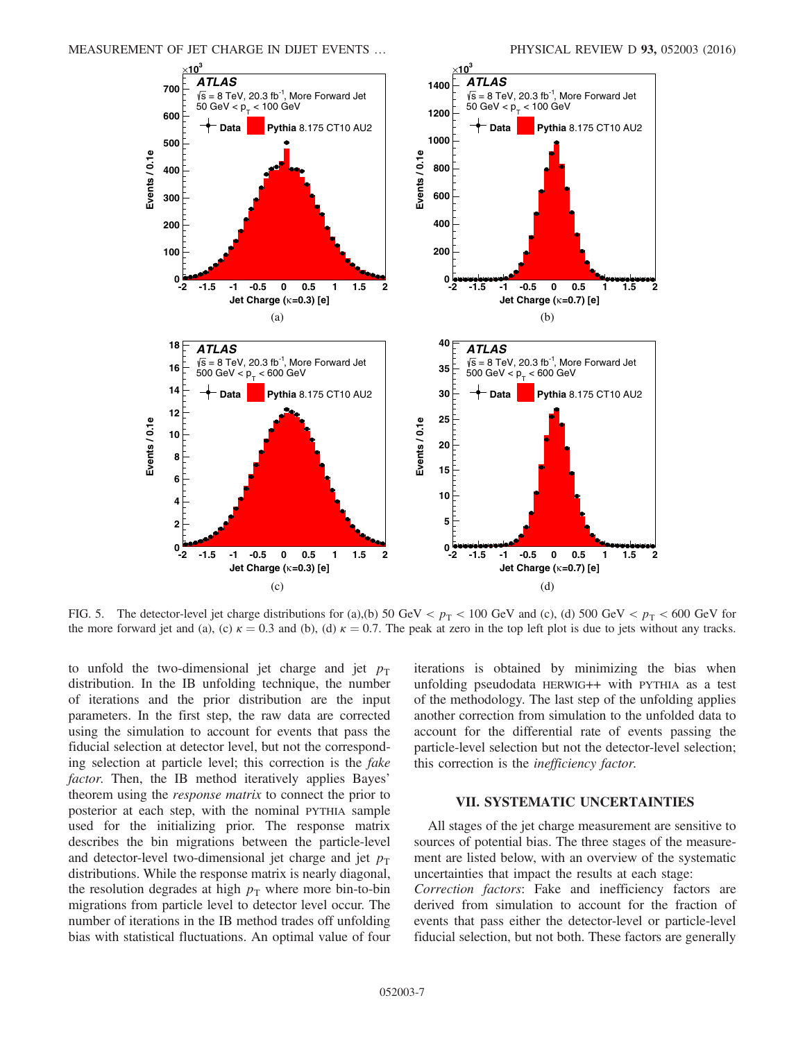FIG. 5. The detector-level jet charge distributions for (a),(b) 50 GeV $< p_T <$ 100 GeV and (c), (d) 500 GeV $< p_T <$ 600 GeV for the more forward jet and (a), (c) $\kappa = 0.3$ and (b), (d) $\kappa = 0.7$. The peak at zero in the top left plot is due to jets without any tracks.

to unfold the two-dimensional jet charge and jet $p_T$ distribution. In the IB unfolding technique, the number of iterations and the prior distribution are the input parameters. In the first step, the raw data are corrected using the simulation to account for events that pass the fiducial selection at detector level, but not the corresponding selection at particle level; this correction is the *fake factor*. Then, the IB method iteratively applies Bayes' theorem using the *response matrix* to connect the prior to posterior at each step, with the nominal PYTHIA sample used for the initializing prior. The response matrix describes the bin migrations between the particle-level and detector-level two-dimensional jet charge and jet $p_T$ distributions. While the response matrix is nearly diagonal, the resolution degrades at high $p_T$ where more bin-to-bin migrations from particle level to detector level occur. The number of iterations in the IB method trades off unfolding bias with statistical fluctuations. An optimal value of four iterations is obtained by minimizing the bias when unfolding pseudodata HERWIG++ with PYTHIA as a test of the methodology. The last step of the unfolding applies another correction from simulation to the unfolded data to account for the differential rate of events passing the particle-level selection but not the detector-level selection; this correction is the *inefficiency factor*.

## VII. SYSTEMATIC UNCERTAINTIES

All stages of the jet charge measurement are sensitive to sources of potential bias. The three stages of the measurement are listed below, with an overview of the systematic uncertainties that impact the results at each stage:

*Correction factors*: Fake and inefficiency factors are derived from simulation to account for the fraction of events that pass either the detector-level or particle-level fiducial selection, but not both. These factors are generally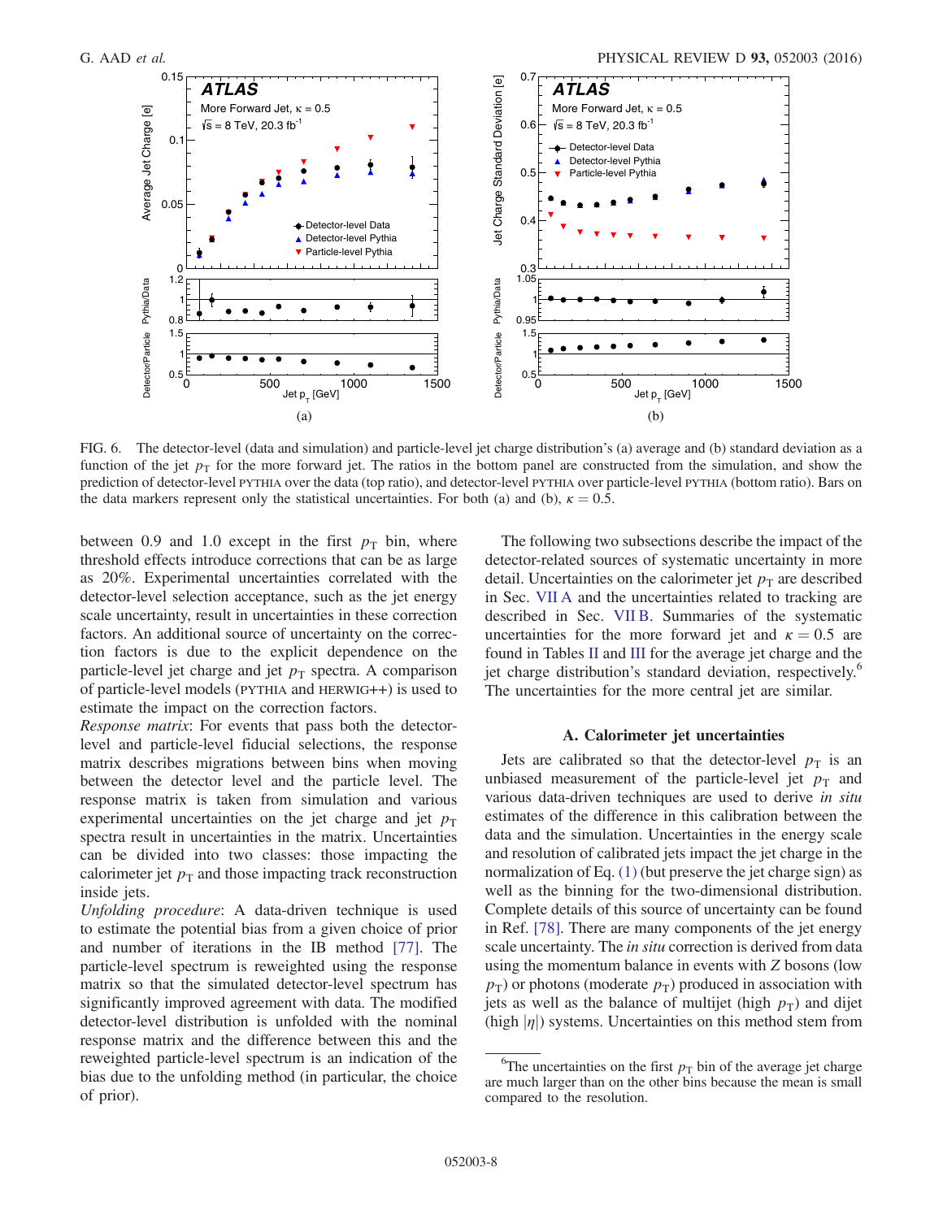FIG. 6. The detector-level (data and simulation) and particle-level jet charge distribution's (a) average and (b) standard deviation as a function of the jet $p_T$ for the more forward jet. The ratios in the bottom panel are constructed from the simulation, and show the prediction of detector-level PYTHIA over the data (top ratio), and detector-level PYTHIA over particle-level PYTHIA (bottom ratio). Bars on the data markers represent only the statistical uncertainties. For both (a) and (b), $\kappa = 0.5$.

between 0.9 and 1.0 except in the first $p_T$ bin, where threshold effects introduce corrections that can be as large as 20%. Experimental uncertainties correlated with the detector-level selection acceptance, such as the jet energy scale uncertainty, result in uncertainties in these correction factors. An additional source of uncertainty on the correction factors is due to the explicit dependence on the particle-level jet charge and jet $p_T$ spectra. A comparison of particle-level models (PYTHIA and HERWIG++) is used to estimate the impact on the correction factors.

*Response matrix*: For events that pass both the detector-level and particle-level fiducial selections, the response matrix describes migrations between bins when moving between the detector level and the particle level. The response matrix is taken from simulation and various experimental uncertainties on the jet charge and jet $p_T$ spectra result in uncertainties in the matrix. Uncertainties can be divided into two classes: those impacting the calorimeter jet $p_T$ and those impacting track reconstruction inside jets.

*Unfolding procedure*: A data-driven technique is used to estimate the potential bias from a given choice of prior and number of iterations in the IB method [77]. The particle-level spectrum is reweighted using the response matrix so that the simulated detector-level spectrum has significantly improved agreement with data. The modified detector-level distribution is unfolded with the nominal response matrix and the difference between this and the reweighted particle-level spectrum is an indication of the bias due to the unfolding method (in particular, the choice of prior).

The following two subsections describe the impact of the detector-related sources of systematic uncertainty in more detail. Uncertainties on the calorimeter jet $p_T$ are described in Sec. VII A and the uncertainties related to tracking are described in Sec. VII B. Summaries of the systematic uncertainties for the more forward jet and $\kappa = 0.5$ are found in Tables II and III for the average jet charge and the jet charge distribution's standard deviation, respectively.[6] The uncertainties for the more central jet are similar.

### A. Calorimeter jet uncertainties

Jets are calibrated so that the detector-level $p_T$ is an unbiased measurement of the particle-level jet $p_T$ and various data-driven techniques are used to derive *in situ* estimates of the difference in this calibration between the data and the simulation. Uncertainties in the energy scale and resolution of calibrated jets impact the jet charge in the normalization of Eq. (1) (but preserve the jet charge sign) as well as the binning for the two-dimensional distribution. Complete details of this source of uncertainty can be found in Ref. [78]. There are many components of the jet energy scale uncertainty. The *in situ* correction is derived from data using the momentum balance in events with $Z$ bosons (low $p_T$) or photons (moderate $p_T$) produced in association with jets as well as the balance of multijet (high $p_T$) and dijet (high $|\eta|$) systems. Uncertainties on this method stem from

[6] The uncertainties on the first $p_T$ bin of the average jet charge are much larger than on the other bins because the mean is small compared to the resolution.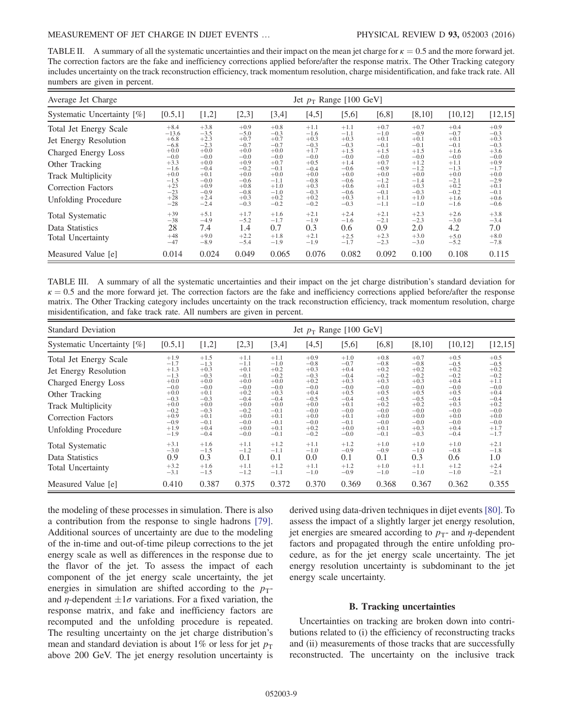TABLE II. A summary of all the systematic uncertainties and their impact on the mean jet charge for $\kappa = 0.5$ and the more forward jet. The correction factors are the fake and inefficiency corrections applied before/after the response matrix. The Other Tracking category includes uncertainty on the track reconstruction efficiency, track momentum resolution, charge misidentification, and fake track rate. All numbers are given in percent.

| Average Jet Charge | Jet $p_T$ Range [100 GeV] | | | | | | | | | |
|---|---|---|---|---|---|---|---|---|---|---|
| Systematic Uncertainty [%] | [0.5,1] | [1,2] | [2,3] | [3,4] | [4,5] | [5,6] | [6,8] | [8,10] | [10,12] | [12,15] |
| Total Jet Energy Scale | $^{+8.4}_{-13.6}$ | $^{+3.8}_{-3.5}$ | $^{+0.9}_{-5.0}$ | $^{+0.8}_{-0.3}$ | $^{+1.1}_{-1.6}$ | $^{+1.1}_{-1.1}$ | $^{+0.7}_{-1.0}$ | $^{+0.7}_{-0.9}$ | $^{+0.4}_{-0.7}$ | $^{+0.9}_{-0.3}$ |
| Jet Energy Resolution | $^{+6.8}_{-6.8}$ | $^{+2.3}_{-2.3}$ | $^{+0.7}_{-0.7}$ | $^{+0.7}_{-0.7}$ | $^{+0.3}_{-0.3}$ | $^{+0.3}_{-0.3}$ | $^{+0.1}_{-0.1}$ | $^{+0.1}_{-0.1}$ | $^{+0.1}_{-0.1}$ | $^{+0.3}_{-0.3}$ |
| Charged Energy Loss | $^{+0.0}_{-0.0}$ | $^{+0.0}_{-0.0}$ | $^{+0.0}_{-0.0}$ | $^{+0.0}_{-0.0}$ | $^{+1.7}_{-0.0}$ | $^{+1.5}_{-0.0}$ | $^{+1.5}_{-0.0}$ | $^{+1.5}_{-0.0}$ | $^{+1.6}_{-0.0}$ | $^{+3.6}_{-0.0}$ |
| Other Tracking | $^{+3.3}_{-1.6}$ | $^{+0.0}_{-0.4}$ | $^{+0.9}_{-0.2}$ | $^{+0.7}_{-0.1}$ | $^{+0.5}_{-0.4}$ | $^{+1.4}_{-0.6}$ | $^{+0.7}_{-0.9}$ | $^{+1.2}_{-1.2}$ | $^{+1.1}_{-1.3}$ | $^{+0.9}_{-1.7}$ |
| Track Multiplicity | $^{+0.0}_{-1.5}$ | $^{+0.1}_{-0.0}$ | $^{+0.0}_{-0.6}$ | $^{+0.0}_{-1.1}$ | $^{+0.0}_{-0.8}$ | $^{+0.0}_{-0.6}$ | $^{+0.0}_{-1.2}$ | $^{+0.0}_{-1.4}$ | $^{+0.0}_{-2.1}$ | $^{+0.0}_{-2.9}$ |
| Correction Factors | $^{+23}_{-23}$ | $^{+0.9}_{-0.9}$ | $^{+0.8}_{-0.8}$ | $^{+1.0}_{-1.0}$ | $^{+0.3}_{-0.3}$ | $^{+0.6}_{-0.6}$ | $^{+0.1}_{-0.1}$ | $^{+0.3}_{-0.3}$ | $^{+0.2}_{-0.2}$ | $^{+0.1}_{-0.1}$ |
| Unfolding Procedure | $^{+28}_{-28}$ | $^{+2.4}_{-2.4}$ | $^{+0.3}_{-0.3}$ | $^{+0.2}_{-0.2}$ | $^{+0.2}_{-0.2}$ | $^{+0.3}_{-0.3}$ | $^{+1.1}_{-1.1}$ | $^{+1.0}_{-1.0}$ | $^{+1.6}_{-1.6}$ | $^{+0.6}_{-0.6}$ |
| Total Systematic | $^{+39}_{-38}$ | $^{+5.1}_{-4.9}$ | $^{+1.7}_{-5.2}$ | $^{+1.6}_{-1.7}$ | $^{+2.1}_{-1.9}$ | $^{+2.4}_{-1.6}$ | $^{+2.1}_{-2.1}$ | $^{+2.3}_{-2.3}$ | $^{+2.6}_{-3.0}$ | $^{+3.8}_{-3.4}$ |
| Data Statistics | 28 | 7.4 | 1.4 | 0.7 | 0.3 | 0.6 | 0.9 | 2.0 | 4.2 | 7.0 |
| Total Uncertainty | $^{+48}_{-47}$ | $^{+9.0}_{-8.9}$ | $^{+2.2}_{-5.4}$ | $^{+1.8}_{-1.9}$ | $^{+2.1}_{-1.9}$ | $^{+2.5}_{-1.7}$ | $^{+2.3}_{-2.3}$ | $^{+3.0}_{-3.0}$ | $^{+5.0}_{-5.2}$ | $^{+8.0}_{-7.8}$ |
| Measured Value [e] | 0.014 | 0.024 | 0.049 | 0.065 | 0.076 | 0.082 | 0.092 | 0.100 | 0.108 | 0.115 |

TABLE III. A summary of all the systematic uncertainties and their impact on the jet charge distribution's standard deviation for $\kappa = 0.5$ and the more forward jet. The correction factors are the fake and inefficiency corrections applied before/after the response matrix. The Other Tracking category includes uncertainty on the track reconstruction efficiency, track momentum resolution, charge misidentification, and fake track rate. All numbers are given in percent.

| Standard Deviation | Jet $p_T$ Range [100 GeV] | | | | | | | | | |
|---|---|---|---|---|---|---|---|---|---|---|
| Systematic Uncertainty [%] | [0.5,1] | [1,2] | [2,3] | [3,4] | [4,5] | [5,6] | [6,8] | [8,10] | [10,12] | [12,15] |
| Total Jet Energy Scale | $^{+1.9}_{-1.7}$ | $^{+1.5}_{-1.3}$ | $^{+1.1}_{-1.1}$ | $^{+1.1}_{-1.0}$ | $^{+0.9}_{-0.8}$ | $^{+1.0}_{-0.7}$ | $^{+0.8}_{-0.8}$ | $^{+0.7}_{-0.8}$ | $^{+0.5}_{-0.5}$ | $^{+0.5}_{-0.5}$ |
| Jet Energy Resolution | $^{+1.3}_{-1.3}$ | $^{+0.3}_{-0.3}$ | $^{+0.1}_{-0.1}$ | $^{+0.2}_{-0.2}$ | $^{+0.3}_{-0.3}$ | $^{+0.4}_{-0.4}$ | $^{+0.2}_{-0.2}$ | $^{+0.2}_{-0.2}$ | $^{+0.2}_{-0.2}$ | $^{+0.2}_{-0.2}$ |
| Charged Energy Loss | $^{+0.0}_{-0.0}$ | $^{+0.0}_{-0.0}$ | $^{+0.0}_{-0.0}$ | $^{+0.0}_{-0.0}$ | $^{+0.2}_{-0.0}$ | $^{+0.3}_{-0.0}$ | $^{+0.3}_{-0.0}$ | $^{+0.3}_{-0.0}$ | $^{+0.4}_{-0.0}$ | $^{+1.1}_{-0.0}$ |
| Other Tracking | $^{+0.0}_{-0.3}$ | $^{+0.1}_{-0.3}$ | $^{+0.2}_{-0.4}$ | $^{+0.3}_{-0.4}$ | $^{+0.4}_{-0.5}$ | $^{+0.5}_{-0.4}$ | $^{+0.5}_{-0.5}$ | $^{+0.5}_{-0.5}$ | $^{+0.5}_{-0.4}$ | $^{+0.4}_{-0.4}$ |
| Track Multiplicity | $^{+0.0}_{-0.2}$ | $^{+0.0}_{-0.3}$ | $^{+0.0}_{-0.2}$ | $^{+0.0}_{-0.1}$ | $^{+0.0}_{-0.0}$ | $^{+0.1}_{-0.0}$ | $^{+0.2}_{-0.0}$ | $^{+0.2}_{-0.0}$ | $^{+0.3}_{-0.0}$ | $^{+0.2}_{-0.0}$ |
| Correction Factors | $^{+0.9}_{-0.9}$ | $^{+0.1}_{-0.1}$ | $^{+0.0}_{-0.0}$ | $^{+0.1}_{-0.1}$ | $^{+0.0}_{-0.0}$ | $^{+0.1}_{-0.1}$ | $^{+0.0}_{-0.0}$ | $^{+0.0}_{-0.0}$ | $^{+0.0}_{-0.0}$ | $^{+0.0}_{-0.0}$ |
| Unfolding Procedure | $^{+1.9}_{-1.9}$ | $^{+0.4}_{-0.4}$ | $^{+0.0}_{-0.0}$ | $^{+0.1}_{-0.1}$ | $^{+0.2}_{-0.2}$ | $^{+0.0}_{-0.0}$ | $^{+0.1}_{-0.1}$ | $^{+0.3}_{-0.3}$ | $^{+0.4}_{-0.4}$ | $^{+1.7}_{-1.7}$ |
| Total Systematic | $^{+3.1}_{-3.0}$ | $^{+1.6}_{-1.5}$ | $^{+1.1}_{-1.2}$ | $^{+1.2}_{-1.1}$ | $^{+1.1}_{-1.0}$ | $^{+1.2}_{-0.9}$ | $^{+1.0}_{-0.9}$ | $^{+1.0}_{-1.0}$ | $^{+1.0}_{-0.8}$ | $^{+2.1}_{-1.8}$ |
| Data Statistics | 0.9 | 0.3 | 0.1 | 0.1 | 0.0 | 0.1 | 0.1 | 0.3 | 0.6 | 1.0 |
| Total Uncertainty | $^{+3.2}_{-3.1}$ | $^{+1.6}_{-1.5}$ | $^{+1.1}_{-1.2}$ | $^{+1.2}_{-1.1}$ | $^{+1.1}_{-1.0}$ | $^{+1.2}_{-0.9}$ | $^{+1.0}_{-1.0}$ | $^{+1.1}_{-1.0}$ | $^{+1.2}_{-1.0}$ | $^{+2.4}_{-2.1}$ |
| Measured Value [e] | 0.410 | 0.387 | 0.375 | 0.372 | 0.370 | 0.369 | 0.368 | 0.367 | 0.362 | 0.355 |

the modeling of these processes in simulation. There is also a contribution from the response to single hadrons [79]. Additional sources of uncertainty are due to the modeling of the in-time and out-of-time pileup corrections to the jet energy scale as well as differences in the response due to the flavor of the jet. To assess the impact of each component of the jet energy scale uncertainty, the jet energies in simulation are shifted according to the $p_T$- and $\eta$-dependent $\pm 1\sigma$ variations. For a fixed variation, the response matrix, and fake and inefficiency factors are recomputed and the unfolding procedure is repeated. The resulting uncertainty on the jet charge distribution's mean and standard deviation is about 1% or less for jet $p_T$ above 200 GeV. The jet energy resolution uncertainty is derived using data-driven techniques in dijet events [80]. To assess the impact of a slightly larger jet energy resolution, jet energies are smeared according to $p_T$- and $\eta$-dependent factors and propagated through the entire unfolding procedure, as for the jet energy scale uncertainty. The jet energy resolution uncertainty is subdominant to the jet energy scale uncertainty.

### B. Tracking uncertainties

Uncertainties on tracking are broken down into contributions related to (i) the efficiency of reconstructing tracks and (ii) measurements of those tracks that are successfully reconstructed. The uncertainty on the inclusive track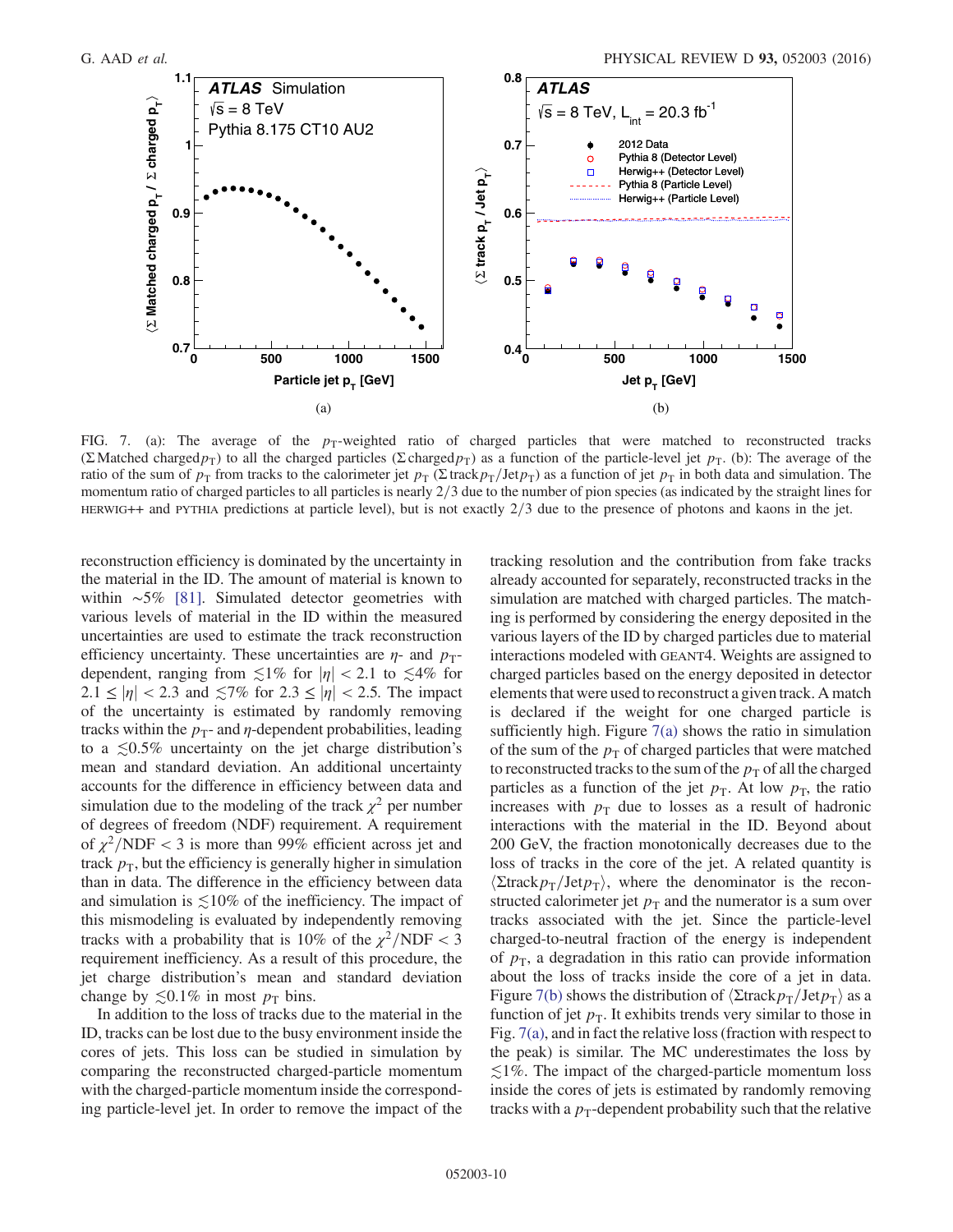FIG. 7. (a): The average of the $p_T$-weighted ratio of charged particles that were matched to reconstructed tracks ($\Sigma$ Matched charged $p_T$) to all the charged particles ($\Sigma$ charged $p_T$) as a function of the particle-level jet $p_T$. (b): The average of the ratio of the sum of $p_T$ from tracks to the calorimeter jet $p_T$ ($\Sigma$ track $p_T$/Jet $p_T$) as a function of jet $p_T$ in both data and simulation. The momentum ratio of charged particles to all particles is nearly 2/3 due to the number of pion species (as indicated by the straight lines for HERWIG++ and PYTHIA predictions at particle level), but is not exactly 2/3 due to the presence of photons and kaons in the jet.

reconstruction efficiency is dominated by the uncertainty in the material in the ID. The amount of material is known to within ~5% [81]. Simulated detector geometries with various levels of material in the ID within the measured uncertainties are used to estimate the track reconstruction efficiency uncertainty. These uncertainties are $\eta$- and $p_T$-dependent, ranging from $\lesssim 1\%$ for $|\eta| < 2.1$ to $\lesssim 4\%$ for $2.1 \leq |\eta| < 2.3$ and $\lesssim 7\%$ for $2.3 \leq |\eta| < 2.5$. The impact of the uncertainty is estimated by randomly removing tracks within the $p_T$- and $\eta$-dependent probabilities, leading to a $\lesssim 0.5\%$ uncertainty on the jet charge distribution's mean and standard deviation. An additional uncertainty accounts for the difference in efficiency between data and simulation due to the modeling of the track $\chi^2$ per number of degrees of freedom (NDF) requirement. A requirement of $\chi^2/\mathrm{NDF} < 3$ is more than 99% efficient across jet and track $p_T$, but the efficiency is generally higher in simulation than in data. The difference in the efficiency between data and simulation is $\lesssim 10\%$ of the inefficiency. The impact of this mismodeling is evaluated by independently removing tracks with a probability that is 10% of the $\chi^2/\mathrm{NDF} < 3$ requirement inefficiency. As a result of this procedure, the jet charge distribution's mean and standard deviation change by $\lesssim 0.1\%$ in most $p_T$ bins.

In addition to the loss of tracks due to the material in the ID, tracks can be lost due to the busy environment inside the cores of jets. This loss can be studied in simulation by comparing the reconstructed charged-particle momentum with the charged-particle momentum inside the corresponding particle-level jet. In order to remove the impact of the tracking resolution and the contribution from fake tracks already accounted for separately, reconstructed tracks in the simulation are matched with charged particles. The matching is performed by considering the energy deposited in the various layers of the ID by charged particles due to material interactions modeled with GEANT4. Weights are assigned to charged particles based on the energy deposited in detector elements that were used to reconstruct a given track. A match is declared if the weight for one charged particle is sufficiently high. Figure 7(a) shows the ratio in simulation of the sum of the $p_T$ of charged particles that were matched to reconstructed tracks to the sum of the $p_T$ of all the charged particles as a function of the jet $p_T$. At low $p_T$, the ratio increases with $p_T$ due to losses as a result of hadronic interactions with the material in the ID. Beyond about 200 GeV, the fraction monotonically decreases due to the loss of tracks in the core of the jet. A related quantity is $\langle \Sigma \mathrm{track}\, p_T / \mathrm{Jet}\, p_T \rangle$, where the denominator is the reconstructed calorimeter jet $p_T$ and the numerator is a sum over tracks associated with the jet. Since the particle-level charged-to-neutral fraction of the energy is independent of $p_T$, a degradation in this ratio can provide information about the loss of tracks inside the core of a jet in data. Figure 7(b) shows the distribution of $\langle \Sigma \mathrm{track}\, p_T / \mathrm{Jet}\, p_T \rangle$ as a function of jet $p_T$. It exhibits trends very similar to those in Fig. 7(a), and in fact the relative loss (fraction with respect to the peak) is similar. The MC underestimates the loss by $\lesssim 1\%$. The impact of the charged-particle momentum loss inside the cores of jets is estimated by randomly removing tracks with a $p_T$-dependent probability such that the relative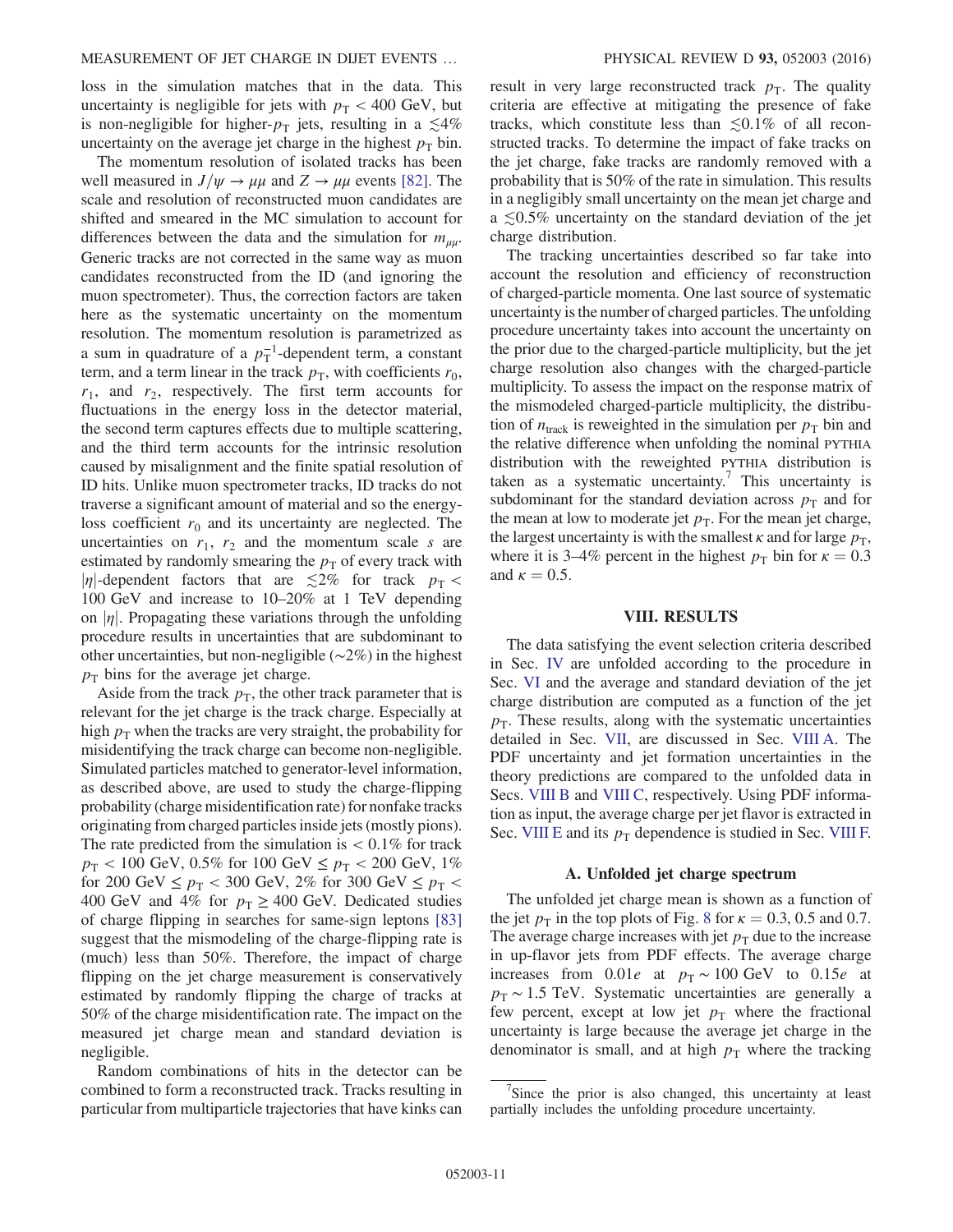loss in the simulation matches that in the data. This uncertainty is negligible for jets with $p_T < 400$ GeV, but is non-negligible for higher-$p_T$ jets, resulting in a $\lesssim 4\%$ uncertainty on the average jet charge in the highest $p_T$ bin.

The momentum resolution of isolated tracks has been well measured in $J/\psi \to \mu\mu$ and $Z \to \mu\mu$ events [82]. The scale and resolution of reconstructed muon candidates are shifted and smeared in the MC simulation to account for differences between the data and the simulation for $m_{\mu\mu}$. Generic tracks are not corrected in the same way as muon candidates reconstructed from the ID (and ignoring the muon spectrometer). Thus, the correction factors are taken here as the systematic uncertainty on the momentum resolution. The momentum resolution is parametrized as a sum in quadrature of a $p_T^{-1}$-dependent term, a constant term, and a term linear in the track $p_T$, with coefficients $r_0$, $r_1$, and $r_2$, respectively. The first term accounts for fluctuations in the energy loss in the detector material, the second term captures effects due to multiple scattering, and the third term accounts for the intrinsic resolution caused by misalignment and the finite spatial resolution of ID hits. Unlike muon spectrometer tracks, ID tracks do not traverse a significant amount of material and so the energy-loss coefficient $r_0$ and its uncertainty are neglected. The uncertainties on $r_1$, $r_2$ and the momentum scale $s$ are estimated by randomly smearing the $p_T$ of every track with $|\eta|$-dependent factors that are $\lesssim 2\%$ for track $p_T < 100$ GeV and increase to 10–20% at 1 TeV depending on $|\eta|$. Propagating these variations through the unfolding procedure results in uncertainties that are subdominant to other uncertainties, but non-negligible ($\sim 2\%$) in the highest $p_T$ bins for the average jet charge.

Aside from the track $p_T$, the other track parameter that is relevant for the jet charge is the track charge. Especially at high $p_T$ when the tracks are very straight, the probability for misidentifying the track charge can become non-negligible. Simulated particles matched to generator-level information, as described above, are used to study the charge-flipping probability (charge misidentification rate) for nonfake tracks originating from charged particles inside jets (mostly pions). The rate predicted from the simulation is $< 0.1\%$ for track $p_T < 100$ GeV, 0.5% for 100 GeV $\leq p_T < 200$ GeV, 1% for 200 GeV $\leq p_T < 300$ GeV, 2% for 300 GeV $\leq p_T < 400$ GeV and 4% for $p_T \geq 400$ GeV. Dedicated studies of charge flipping in searches for same-sign leptons [83] suggest that the mismodeling of the charge-flipping rate is (much) less than 50%. Therefore, the impact of charge flipping on the jet charge measurement is conservatively estimated by randomly flipping the charge of tracks at 50% of the charge misidentification rate. The impact on the measured jet charge mean and standard deviation is negligible.

Random combinations of hits in the detector can be combined to form a reconstructed track. Tracks resulting in particular from multiparticle trajectories that have kinks can result in very large reconstructed track $p_T$. The quality criteria are effective at mitigating the presence of fake tracks, which constitute less than $\lesssim 0.1\%$ of all reconstructed tracks. To determine the impact of fake tracks on the jet charge, fake tracks are randomly removed with a probability that is 50% of the rate in simulation. This results in a negligibly small uncertainty on the mean jet charge and a $\lesssim 0.5\%$ uncertainty on the standard deviation of the jet charge distribution.

The tracking uncertainties described so far take into account the resolution and efficiency of reconstruction of charged-particle momenta. One last source of systematic uncertainty is the number of charged particles. The unfolding procedure uncertainty takes into account the uncertainty on the prior due to the charged-particle multiplicity, but the jet charge resolution also changes with the charged-particle multiplicity. To assess the impact on the response matrix of the mismodeled charged-particle multiplicity, the distribution of $n_{\mathrm{track}}$ is reweighted in the simulation per $p_T$ bin and the relative difference when unfolding the nominal PYTHIA distribution with the reweighted PYTHIA distribution is taken as a systematic uncertainty.[7] This uncertainty is subdominant for the standard deviation across $p_T$ and for the mean at low to moderate jet $p_T$. For the mean jet charge, the largest uncertainty is with the smallest $\kappa$ and for large $p_T$, where it is 3–4% percent in the highest $p_T$ bin for $\kappa = 0.3$ and $\kappa = 0.5$.

## VIII. RESULTS

The data satisfying the event selection criteria described in Sec. IV are unfolded according to the procedure in Sec. VI and the average and standard deviation of the jet charge distribution are computed as a function of the jet $p_T$. These results, along with the systematic uncertainties detailed in Sec. VII, are discussed in Sec. VIII A. The PDF uncertainty and jet formation uncertainties in the theory predictions are compared to the unfolded data in Secs. VIII B and VIII C, respectively. Using PDF information as input, the average charge per jet flavor is extracted in Sec. VIII E and its $p_T$ dependence is studied in Sec. VIII F.

### A. Unfolded jet charge spectrum

The unfolded jet charge mean is shown as a function of the jet $p_T$ in the top plots of Fig. 8 for $\kappa = 0.3$, 0.5 and 0.7. The average charge increases with jet $p_T$ due to the increase in up-flavor jets from PDF effects. The average charge increases from $0.01e$ at $p_T \sim 100$ GeV to $0.15e$ at $p_T \sim 1.5$ TeV. Systematic uncertainties are generally a few percent, except at low jet $p_T$ where the fractional uncertainty is large because the average jet charge in the denominator is small, and at high $p_T$ where the tracking

[7] Since the prior is also changed, this uncertainty at least partially includes the unfolding procedure uncertainty.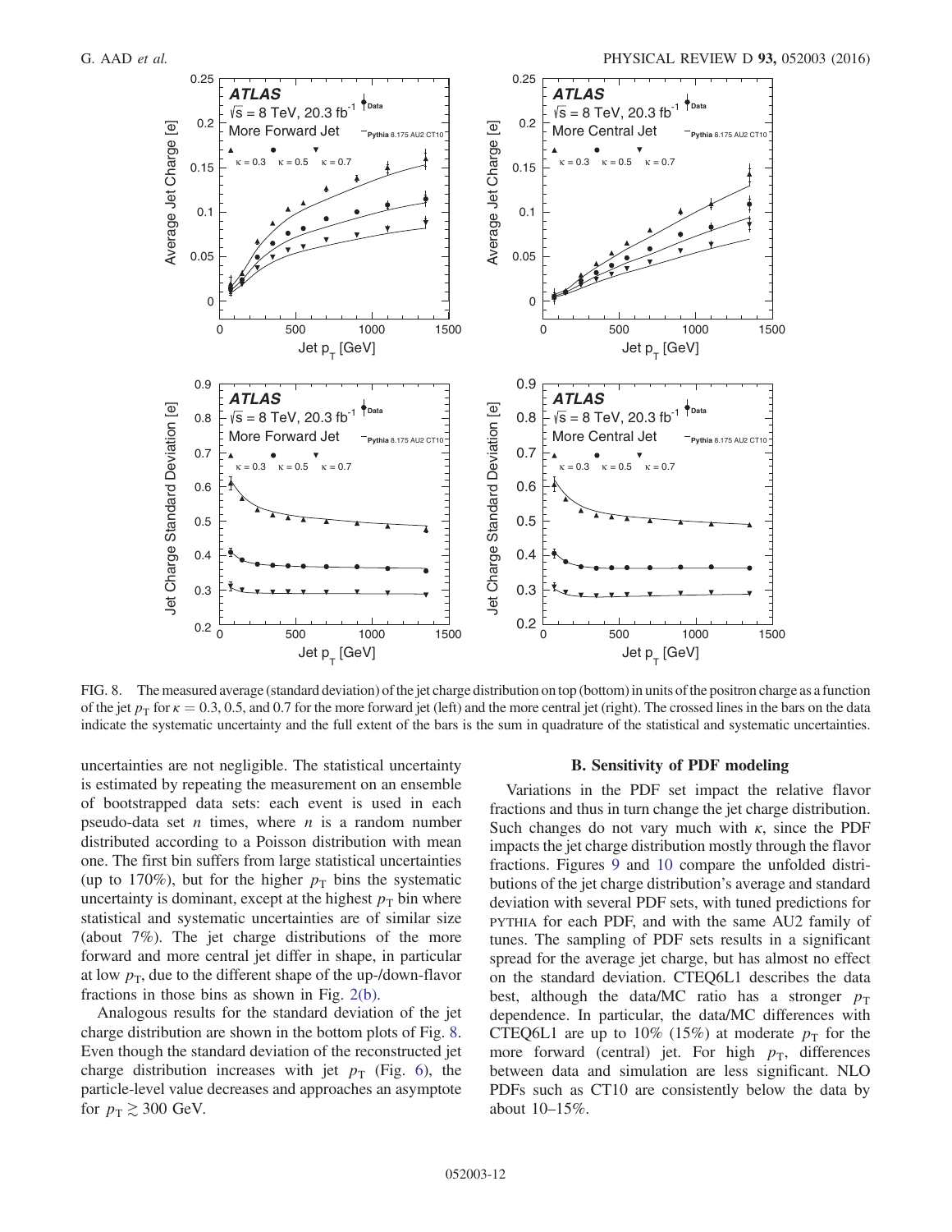FIG. 8. The measured average (standard deviation) of the jet charge distribution on top (bottom) in units of the positron charge as a function of the jet $p_T$ for $\kappa = 0.3$, 0.5, and 0.7 for the more forward jet (left) and the more central jet (right). The crossed lines in the bars on the data indicate the systematic uncertainty and the full extent of the bars is the sum in quadrature of the statistical and systematic uncertainties.

uncertainties are not negligible. The statistical uncertainty is estimated by repeating the measurement on an ensemble of bootstrapped data sets: each event is used in each pseudo-data set $n$ times, where $n$ is a random number distributed according to a Poisson distribution with mean one. The first bin suffers from large statistical uncertainties (up to 170%), but for the higher $p_T$ bins the systematic uncertainty is dominant, except at the highest $p_T$ bin where statistical and systematic uncertainties are of similar size (about 7%). The jet charge distributions of the more forward and more central jet differ in shape, in particular at low $p_T$, due to the different shape of the up-/down-flavor fractions in those bins as shown in Fig. 2(b).

Analogous results for the standard deviation of the jet charge distribution are shown in the bottom plots of Fig. 8. Even though the standard deviation of the reconstructed jet charge distribution increases with jet $p_T$ (Fig. 6), the particle-level value decreases and approaches an asymptote for $p_T \gtrsim 300$ GeV.

### B. Sensitivity of PDF modeling

Variations in the PDF set impact the relative flavor fractions and thus in turn change the jet charge distribution. Such changes do not vary much with $\kappa$, since the PDF impacts the jet charge distribution mostly through the flavor fractions. Figures 9 and 10 compare the unfolded distributions of the jet charge distribution's average and standard deviation with several PDF sets, with tuned predictions for PYTHIA for each PDF, and with the same AU2 family of tunes. The sampling of PDF sets results in a significant spread for the average jet charge, but has almost no effect on the standard deviation. CTEQ6L1 describes the data best, although the data/MC ratio has a stronger $p_T$ dependence. In particular, the data/MC differences with CTEQ6L1 are up to 10% (15%) at moderate $p_T$ for the more forward (central) jet. For high $p_T$, differences between data and simulation are less significant. NLO PDFs such as CT10 are consistently below the data by about 10–15%.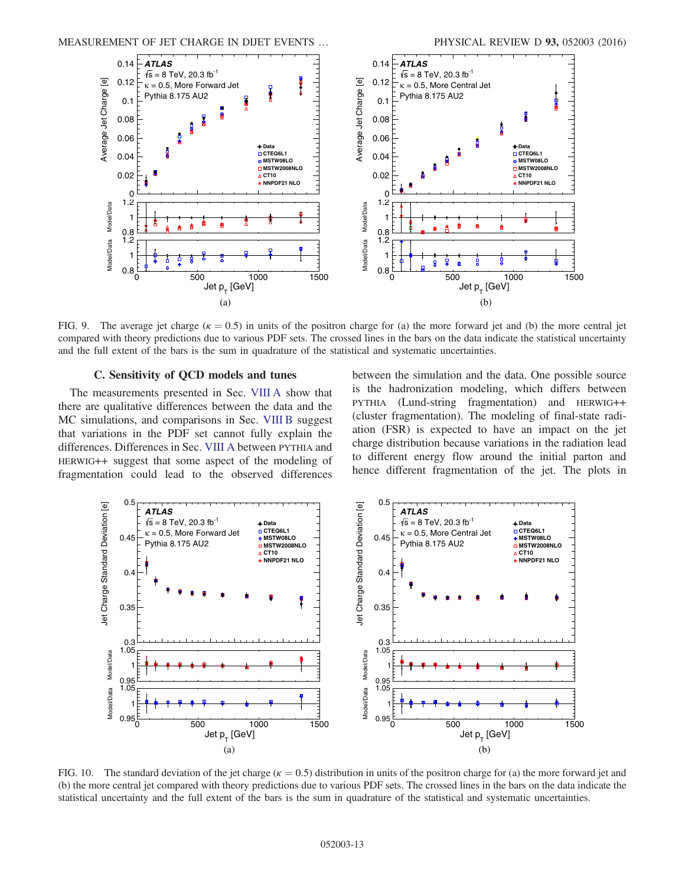FIG. 9. The average jet charge ($\kappa = 0.5$) in units of the positron charge for (a) the more forward jet and (b) the more central jet compared with theory predictions due to various PDF sets. The crossed lines in the bars on the data indicate the statistical uncertainty and the full extent of the bars is the sum in quadrature of the statistical and systematic uncertainties.

### C. Sensitivity of QCD models and tunes

The measurements presented in Sec. VIII A show that there are qualitative differences between the data and the MC simulations, and comparisons in Sec. VIII B suggest that variations in the PDF set cannot fully explain the differences. Differences in Sec. VIII A between PYTHIA and HERWIG++ suggest that some aspect of the modeling of fragmentation could lead to the observed differences between the simulation and the data. One possible source is the hadronization modeling, which differs between PYTHIA (Lund-string fragmentation) and HERWIG++ (cluster fragmentation). The modeling of final-state radiation (FSR) is expected to have an impact on the jet charge distribution because variations in the radiation lead to different energy flow around the initial parton and hence different fragmentation of the jet. The plots in

FIG. 10. The standard deviation of the jet charge ($\kappa = 0.5$) distribution in units of the positron charge for (a) the more forward jet and (b) the more central jet compared with theory predictions due to various PDF sets. The crossed lines in the bars on the data indicate the statistical uncertainty and the full extent of the bars is the sum in quadrature of the statistical and systematic uncertainties.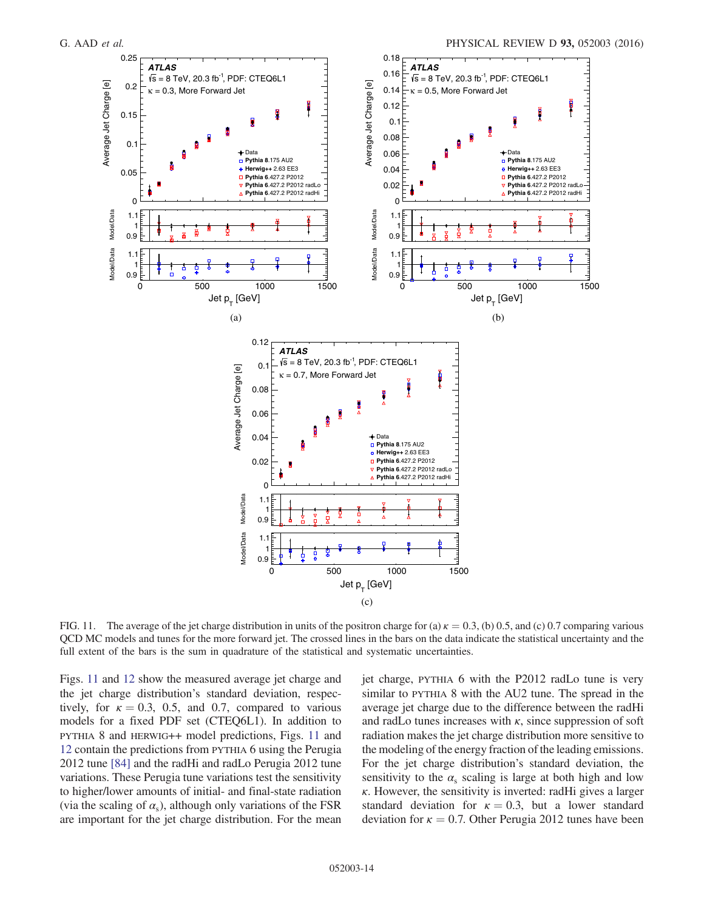FIG. 11. The average of the jet charge distribution in units of the positron charge for (a) $\kappa = 0.3$, (b) 0.5, and (c) 0.7 comparing various QCD MC models and tunes for the more forward jet. The crossed lines in the bars on the data indicate the statistical uncertainty and the full extent of the bars is the sum in quadrature of the statistical and systematic uncertainties.

Figs. 11 and 12 show the measured average jet charge and the jet charge distribution's standard deviation, respectively, for $\kappa = 0.3$, 0.5, and 0.7, compared to various models for a fixed PDF set (CTEQ6L1). In addition to PYTHIA 8 and HERWIG++ model predictions, Figs. 11 and 12 contain the predictions from PYTHIA 6 using the Perugia 2012 tune [84] and the radHi and radLo Perugia 2012 tune variations. These Perugia tune variations test the sensitivity to higher/lower amounts of initial- and final-state radiation (via the scaling of $\alpha_s$), although only variations of the FSR are important for the jet charge distribution. For the mean jet charge, PYTHIA 6 with the P2012 radLo tune is very similar to PYTHIA 8 with the AU2 tune. The spread in the average jet charge due to the difference between the radHi and radLo tunes increases with $\kappa$, since suppression of soft radiation makes the jet charge distribution more sensitive to the modeling of the energy fraction of the leading emissions. For the jet charge distribution's standard deviation, the sensitivity to the $\alpha_s$ scaling is large at both high and low $\kappa$. However, the sensitivity is inverted: radHi gives a larger standard deviation for $\kappa = 0.3$, but a lower standard deviation for $\kappa = 0.7$. Other Perugia 2012 tunes have been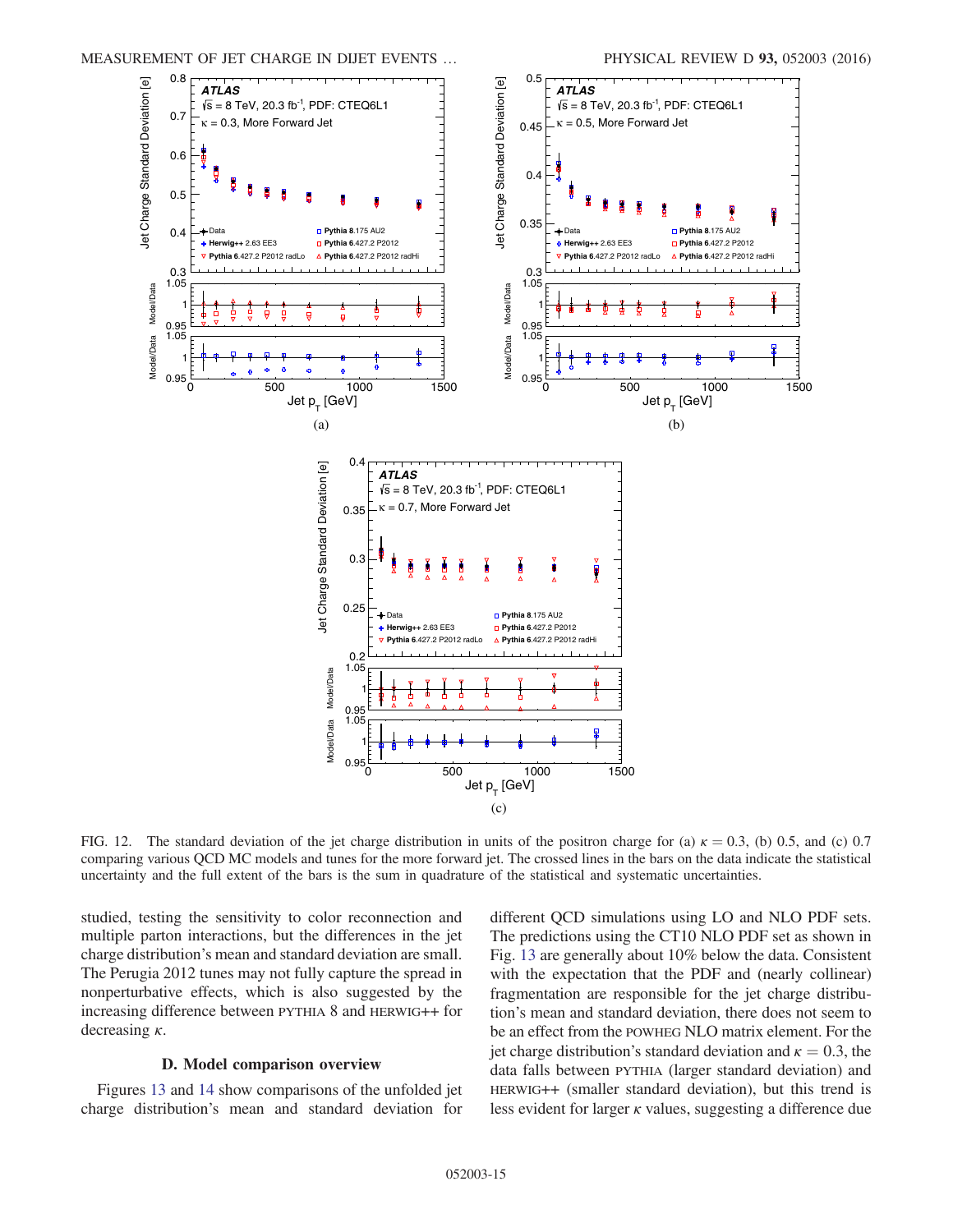FIG. 12. The standard deviation of the jet charge distribution in units of the positron charge for (a) $\kappa = 0.3$, (b) 0.5, and (c) 0.7 comparing various QCD MC models and tunes for the more forward jet. The crossed lines in the bars on the data indicate the statistical uncertainty and the full extent of the bars is the sum in quadrature of the statistical and systematic uncertainties.

studied, testing the sensitivity to color reconnection and multiple parton interactions, but the differences in the jet charge distribution's mean and standard deviation are small. The Perugia 2012 tunes may not fully capture the spread in nonperturbative effects, which is also suggested by the increasing difference between PYTHIA 8 and HERWIG++ for decreasing $\kappa$.

### D. Model comparison overview

Figures 13 and 14 show comparisons of the unfolded jet charge distribution's mean and standard deviation for different QCD simulations using LO and NLO PDF sets. The predictions using the CT10 NLO PDF set as shown in Fig. 13 are generally about 10% below the data. Consistent with the expectation that the PDF and (nearly collinear) fragmentation are responsible for the jet charge distribution's mean and standard deviation, there does not seem to be an effect from the POWHEG NLO matrix element. For the jet charge distribution's standard deviation and $\kappa = 0.3$, the data falls between PYTHIA (larger standard deviation) and HERWIG++ (smaller standard deviation), but this trend is less evident for larger $\kappa$ values, suggesting a difference due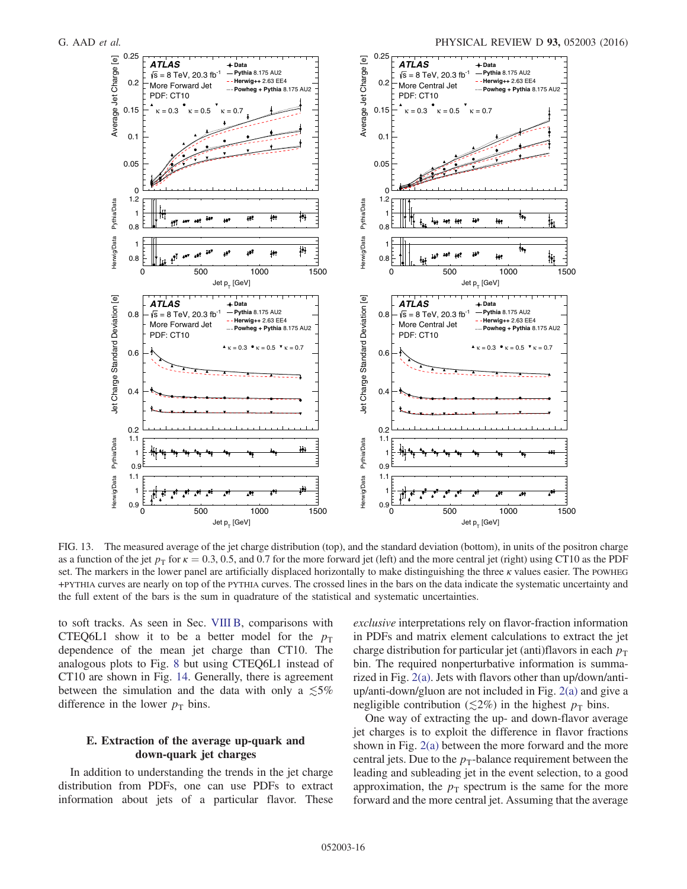FIG. 13. The measured average of the jet charge distribution (top), and the standard deviation (bottom), in units of the positron charge as a function of the jet $p_T$ for $\kappa = 0.3$, 0.5, and 0.7 for the more forward jet (left) and the more central jet (right) using CT10 as the PDF set. The markers in the lower panel are artificially displaced horizontally to make distinguishing the three $\kappa$ values easier. The POWHEG +PYTHIA curves are nearly on top of the PYTHIA curves. The crossed lines in the bars on the data indicate the systematic uncertainty and the full extent of the bars is the sum in quadrature of the statistical and systematic uncertainties.

to soft tracks. As seen in Sec. VIII B, comparisons with CTEQ6L1 show it to be a better model for the $p_T$ dependence of the mean jet charge than CT10. The analogous plots to Fig. 8 but using CTEQ6L1 instead of CT10 are shown in Fig. 14. Generally, there is agreement between the simulation and the data with only a $\lesssim 5\%$ difference in the lower $p_T$ bins.

### E. Extraction of the average up-quark and down-quark jet charges

In addition to understanding the trends in the jet charge distribution from PDFs, one can use PDFs to extract information about jets of a particular flavor. These *exclusive* interpretations rely on flavor-fraction information in PDFs and matrix element calculations to extract the jet charge distribution for particular jet (anti)flavors in each $p_T$ bin. The required nonperturbative information is summarized in Fig. 2(a). Jets with flavors other than up/down/anti-up/anti-down/gluon are not included in Fig. 2(a) and give a negligible contribution ($\lesssim 2\%$) in the highest $p_T$ bins.

One way of extracting the up- and down-flavor average jet charges is to exploit the difference in flavor fractions shown in Fig. 2(a) between the more forward and the more central jets. Due to the $p_T$-balance requirement between the leading and subleading jet in the event selection, to a good approximation, the $p_T$ spectrum is the same for the more forward and the more central jet. Assuming that the average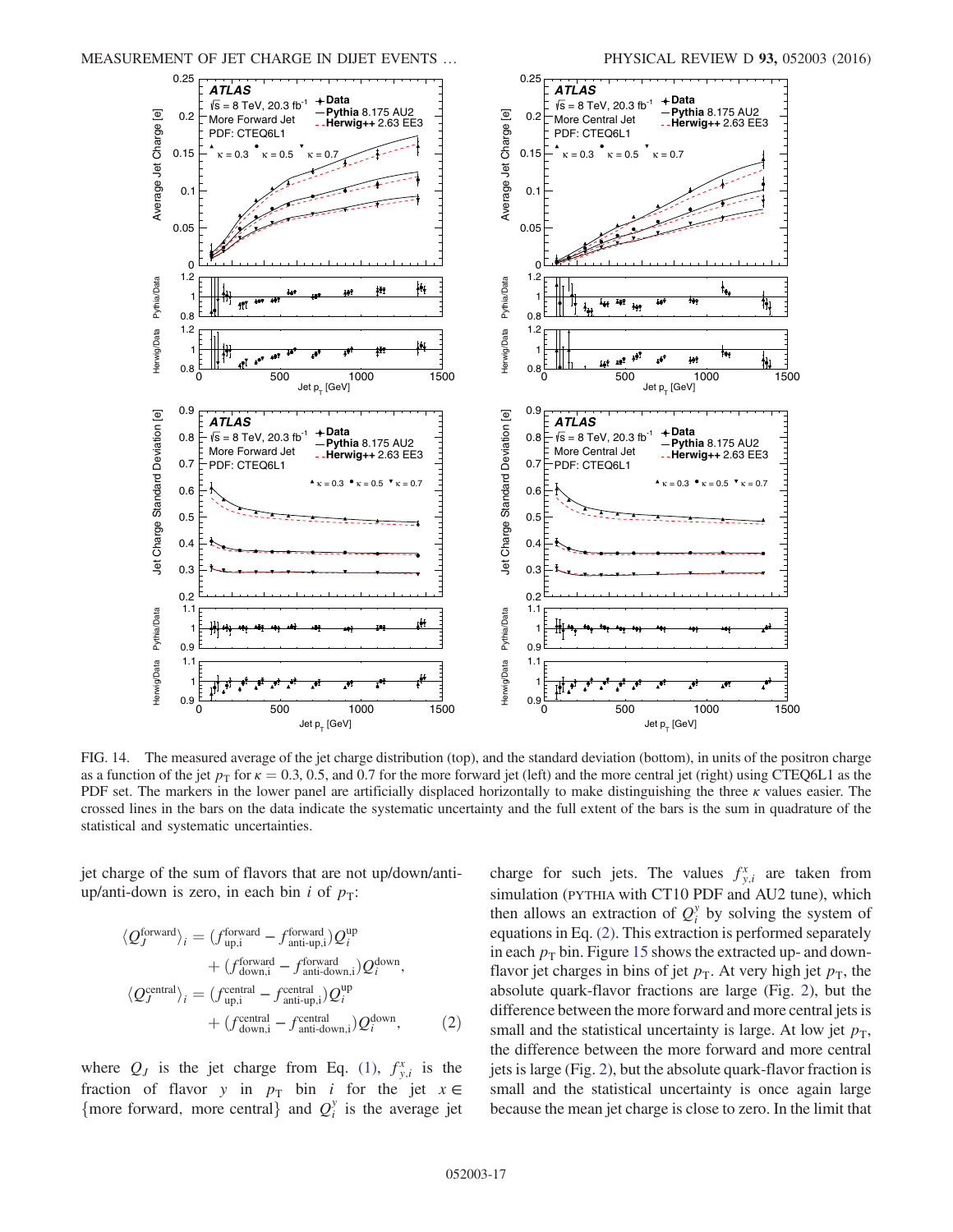FIG. 14. The measured average of the jet charge distribution (top), and the standard deviation (bottom), in units of the positron charge as a function of the jet $p_T$ for $\kappa = 0.3$, 0.5, and 0.7 for the more forward jet (left) and the more central jet (right) using CTEQ6L1 as the PDF set. The markers in the lower panel are artificially displaced horizontally to make distinguishing the three $\kappa$ values easier. The crossed lines in the bars on the data indicate the systematic uncertainty and the full extent of the bars is the sum in quadrature of the statistical and systematic uncertainties.

jet charge of the sum of flavors that are not up/down/anti-up/anti-down is zero, in each bin $i$ of $p_T$:

$$\langle Q_J^{\text{forward}} \rangle_i = (f_{\text{up,i}}^{\text{forward}} - f_{\text{anti-up,i}}^{\text{forward}}) Q_i^{\text{up}} + (f_{\text{down,i}}^{\text{forward}} - f_{\text{anti-down,i}}^{\text{forward}}) Q_i^{\text{down}},$$

$$\langle Q_J^{\text{central}} \rangle_i = (f_{\text{up,i}}^{\text{central}} - f_{\text{anti-up,i}}^{\text{central}}) Q_i^{\text{up}} + (f_{\text{down,i}}^{\text{central}} - f_{\text{anti-down,i}}^{\text{central}}) Q_i^{\text{down}}, \quad (2)$$

where $Q_J$ is the jet charge from Eq. (1), $f_{y,i}^{x}$ is the fraction of flavor $y$ in $p_T$ bin $i$ for the jet $x \in$ {more forward, more central} and $Q_i^y$ is the average jet charge for such jets. The values $f_{y,i}^{x}$ are taken from simulation (PYTHIA with CT10 PDF and AU2 tune), which then allows an extraction of $Q_i^y$ by solving the system of equations in Eq. (2). This extraction is performed separately in each $p_T$ bin. Figure 15 shows the extracted up- and down-flavor jet charges in bins of jet $p_T$. At very high jet $p_T$, the absolute quark-flavor fractions are large (Fig. 2), but the difference between the more forward and more central jets is small and the statistical uncertainty is large. At low jet $p_T$, the difference between the more forward and more central jets is large (Fig. 2), but the absolute quark-flavor fraction is small and the statistical uncertainty is once again large because the mean jet charge is close to zero. In the limit that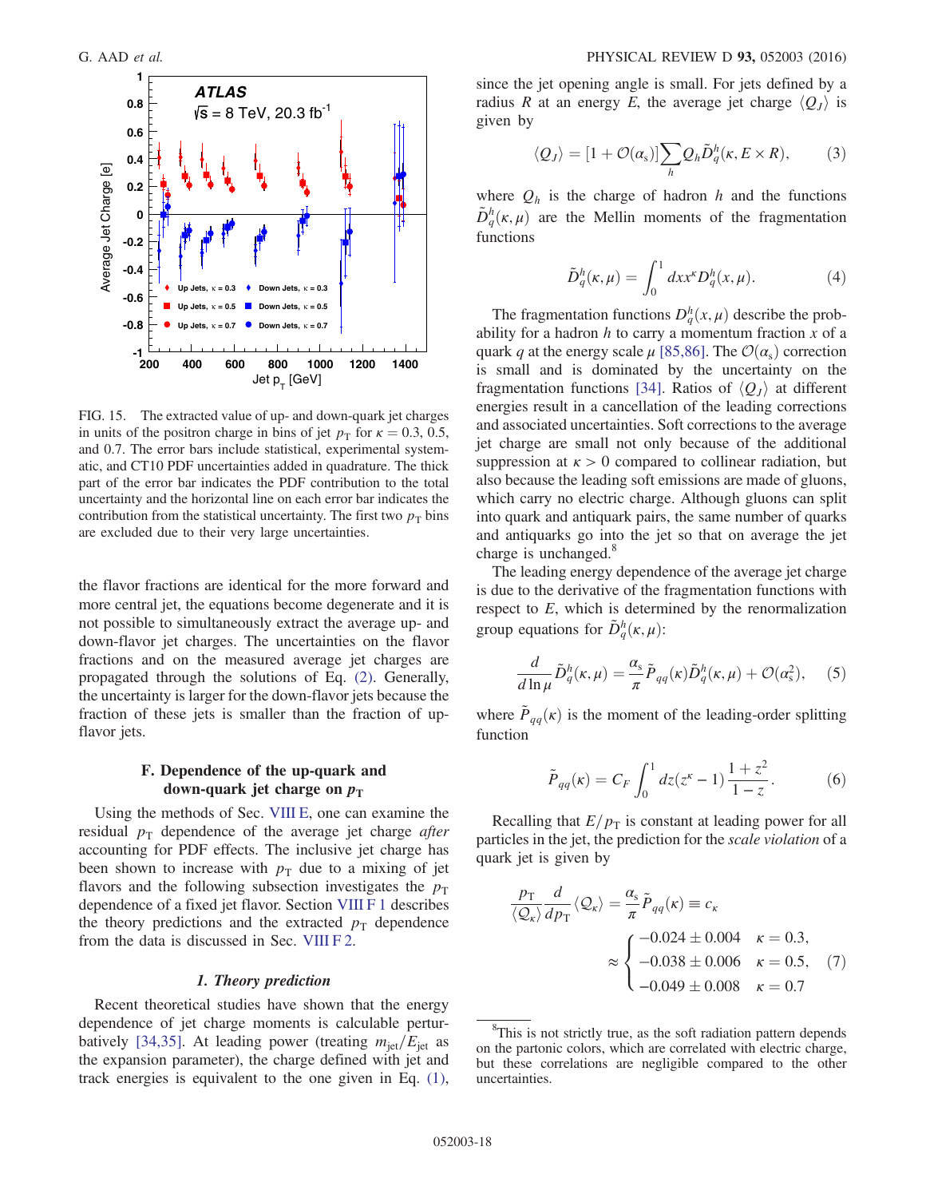FIG. 15. The extracted value of up- and down-quark jet charges in units of the positron charge in bins of jet $p_{\mathrm{T}}$ for $\kappa = 0.3$, 0.5, and 0.7. The error bars include statistical, experimental systematic, and CT10 PDF uncertainties added in quadrature. The thick part of the error bar indicates the PDF contribution to the total uncertainty and the horizontal line on each error bar indicates the contribution from the statistical uncertainty. The first two $p_{\mathrm{T}}$ bins are excluded due to their very large uncertainties.

the flavor fractions are identical for the more forward and more central jet, the equations become degenerate and it is not possible to simultaneously extract the average up- and down-flavor jet charges. The uncertainties on the flavor fractions and on the measured average jet charges are propagated through the solutions of Eq. (2). Generally, the uncertainty is larger for the down-flavor jets because the fraction of these jets is smaller than the fraction of up-flavor jets.

### F. Dependence of the up-quark and down-quark jet charge on $p_{\mathrm{T}}$

Using the methods of Sec. VIII E, one can examine the residual $p_{\mathrm{T}}$ dependence of the average jet charge *after* accounting for PDF effects. The inclusive jet charge has been shown to increase with $p_{\mathrm{T}}$ due to a mixing of jet flavors and the following subsection investigates the $p_{\mathrm{T}}$ dependence of a fixed jet flavor. Section VIII F 1 describes the theory predictions and the extracted $p_{\mathrm{T}}$ dependence from the data is discussed in Sec. VIII F 2.

#### 1. Theory prediction

Recent theoretical studies have shown that the energy dependence of jet charge moments is calculable perturbatively [34,35]. At leading power (treating $m_{\mathrm{jet}}/E_{\mathrm{jet}}$ as the expansion parameter), the charge defined with jet and track energies is equivalent to the one given in Eq. (1), since the jet opening angle is small. For jets defined by a radius $R$ at an energy $E$, the average jet charge $\langle Q_J \rangle$ is given by

$$\langle Q_J \rangle = [1 + \mathcal{O}(\alpha_s)] \sum_h Q_h \tilde{D}_q^h(\kappa, E \times R), \tag{3}$$

where $Q_h$ is the charge of hadron $h$ and the functions $\tilde{D}_q^h(\kappa, \mu)$ are the Mellin moments of the fragmentation functions

$$\tilde{D}_q^h(\kappa, \mu) = \int_0^1 dx x^\kappa D_q^h(x, \mu). \tag{4}$$

The fragmentation functions $D_q^h(x, \mu)$ describe the probability for a hadron $h$ to carry a momentum fraction $x$ of a quark $q$ at the energy scale $\mu$ [85,86]. The $\mathcal{O}(\alpha_s)$ correction is small and is dominated by the uncertainty on the fragmentation functions [34]. Ratios of $\langle Q_J \rangle$ at different energies result in a cancellation of the leading corrections and associated uncertainties. Soft corrections to the average jet charge are small not only because of the additional suppression at $\kappa > 0$ compared to collinear radiation, but also because the leading soft emissions are made of gluons, which carry no electric charge. Although gluons can split into quark and antiquark pairs, the same number of quarks and antiquarks go into the jet so that on average the jet charge is unchanged.[8]

The leading energy dependence of the average jet charge is due to the derivative of the fragmentation functions with respect to $E$, which is determined by the renormalization group equations for $\tilde{D}_q^h(\kappa, \mu)$:

$$\frac{d}{d \ln \mu} \tilde{D}_q^h(\kappa, \mu) = \frac{\alpha_s}{\pi} \tilde{P}_{qq}(\kappa) \tilde{D}_q^h(\kappa, \mu) + \mathcal{O}(\alpha_s^2), \tag{5}$$

where $\tilde{P}_{qq}(\kappa)$ is the moment of the leading-order splitting function

$$\tilde{P}_{qq}(\kappa) = C_F \int_0^1 dz (z^\kappa - 1) \frac{1 + z^2}{1 - z}. \tag{6}$$

Recalling that $E/p_{\mathrm{T}}$ is constant at leading power for all particles in the jet, the prediction for the *scale violation* of a quark jet is given by

$$\frac{p_{\mathrm{T}}}{\langle \mathcal{Q}_\kappa \rangle} \frac{d}{dp_{\mathrm{T}}} \langle \mathcal{Q}_\kappa \rangle = \frac{\alpha_s}{\pi} \tilde{P}_{qq}(\kappa) \equiv c_\kappa \approx \begin{cases} -0.024 \pm 0.004 & \kappa = 0.3, \\ -0.038 \pm 0.006 & \kappa = 0.5, \\ -0.049 \pm 0.008 & \kappa = 0.7 \end{cases} \tag{7}$$

[8] This is not strictly true, as the soft radiation pattern depends on the partonic colors, which are correlated with electric charge, but these correlations are negligible compared to the other uncertainties.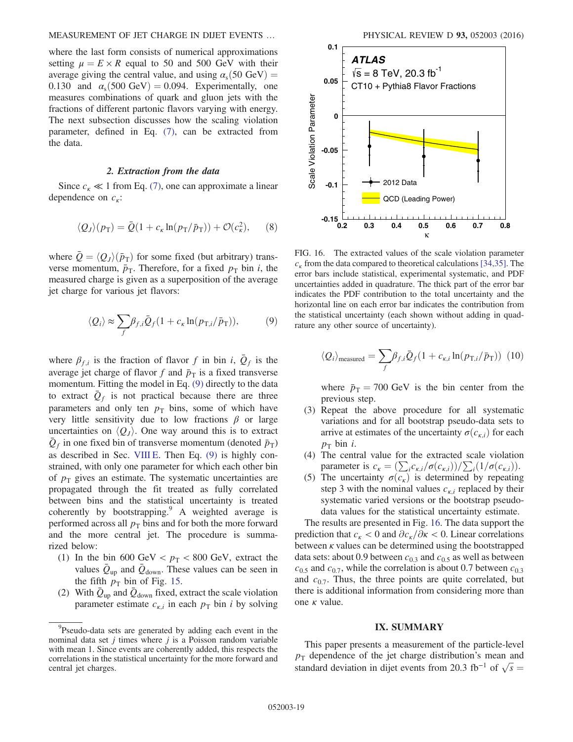where the last form consists of numerical approximations setting $\mu = E \times R$ equal to 50 and 500 GeV with their average giving the central value, and using $\alpha_s(50\ \mathrm{GeV}) = 0.130$ and $\alpha_s(500\ \mathrm{GeV}) = 0.094$. Experimentally, one measures combinations of quark and gluon jets with the fractions of different partonic flavors varying with energy. The next subsection discusses how the scaling violation parameter, defined in Eq. (7), can be extracted from the data.

### 2. Extraction from the data

Since $c_\kappa \ll 1$ from Eq. (7), one can approximate a linear dependence on $c_\kappa$:

$$\langle Q_J \rangle(p_\mathrm{T}) = \bar{Q}(1 + c_\kappa \ln(p_\mathrm{T}/\bar{p}_\mathrm{T})) + \mathcal{O}(c_\kappa^2), \qquad (8)$$

where $\bar{Q} = \langle Q_J \rangle(\bar{p}_\mathrm{T})$ for some fixed (but arbitrary) transverse momentum, $\bar{p}_\mathrm{T}$. Therefore, for a fixed $p_\mathrm{T}$ bin $i$, the measured charge is given as a superposition of the average jet charge for various jet flavors:

$$\langle Q_i \rangle \approx \sum_f \beta_{f,i} \bar{Q}_f (1 + c_\kappa \ln(p_{\mathrm{T},i}/\bar{p}_\mathrm{T})), \qquad (9)$$

where $\beta_{f,i}$ is the fraction of flavor $f$ in bin $i$, $\bar{Q}_f$ is the average jet charge of flavor $f$ and $\bar{p}_\mathrm{T}$ is a fixed transverse momentum. Fitting the model in Eq. (9) directly to the data to extract $\bar{Q}_f$ is not practical because there are three parameters and only ten $p_\mathrm{T}$ bins, some of which have very little sensitivity due to low fractions $\beta$ or large uncertainties on $\langle Q_J \rangle$. One way around this is to extract $\bar{Q}_f$ in one fixed bin of transverse momentum (denoted $\bar{p}_\mathrm{T}$) as described in Sec. VIII E. Then Eq. (9) is highly constrained, with only one parameter for which each other bin of $p_\mathrm{T}$ gives an estimate. The systematic uncertainties are propagated through the fit treated as fully correlated between bins and the statistical uncertainty is treated coherently by bootstrapping.[9] A weighted average is performed across all $p_\mathrm{T}$ bins and for both the more forward and the more central jet. The procedure is summarized below:

(1) In the bin 600 GeV $< p_\mathrm{T} <$ 800 GeV, extract the values $\bar{Q}_\mathrm{up}$ and $\bar{Q}_\mathrm{down}$. These values can be seen in the fifth $p_\mathrm{T}$ bin of Fig. 15.

(2) With $\bar{Q}_\mathrm{up}$ and $\bar{Q}_\mathrm{down}$ fixed, extract the scale violation parameter estimate $c_{\kappa,i}$ in each $p_\mathrm{T}$ bin $i$ by solving

$$\langle Q_i \rangle_\mathrm{measured} = \sum_f \beta_{f,i} \bar{Q}_f (1 + c_{\kappa,i} \ln(p_{\mathrm{T},i}/\bar{p}_\mathrm{T})) \quad (10)$$

where $\bar{p}_\mathrm{T} = 700$ GeV is the bin center from the previous step.

(3) Repeat the above procedure for all systematic variations and for all bootstrap pseudo-data sets to arrive at estimates of the uncertainty $\sigma(c_{\kappa,i})$ for each $p_\mathrm{T}$ bin $i$.

(4) The central value for the extracted scale violation parameter is $c_\kappa = (\sum_i c_{\kappa,i}/\sigma(c_{\kappa,i}))/\sum_i (1/\sigma(c_{\kappa,i}))$.

(5) The uncertainty $\sigma(c_\kappa)$ is determined by repeating step 3 with the nominal values $c_{\kappa,i}$ replaced by their systematic varied versions or the bootstrap pseudo-data values for the statistical uncertainty estimate.

[9] Pseudo-data sets are generated by adding each event in the nominal data set $j$ times where $j$ is a Poisson random variable with mean 1. Since events are coherently added, this respects the correlations in the statistical uncertainty for the more forward and central jet charges.

FIG. 16. The extracted values of the scale violation parameter $c_\kappa$ from the data compared to theoretical calculations [34,35]. The error bars include statistical, experimental systematic, and PDF uncertainties added in quadrature. The thick part of the error bar indicates the PDF contribution to the total uncertainty and the horizontal line on each error bar indicates the contribution from the statistical uncertainty (each shown without adding in quadrature any other source of uncertainty).

The results are presented in Fig. 16. The data support the prediction that $c_\kappa < 0$ and $\partial c_\kappa / \partial \kappa < 0$. Linear correlations between $\kappa$ values can be determined using the bootstrapped data sets: about 0.9 between $c_{0.3}$ and $c_{0.5}$ as well as between $c_{0.5}$ and $c_{0.7}$, while the correlation is about 0.7 between $c_{0.3}$ and $c_{0.7}$. Thus, the three points are quite correlated, but there is additional information from considering more than one $\kappa$ value.

## IX. SUMMARY

This paper presents a measurement of the particle-level $p_\mathrm{T}$ dependence of the jet charge distribution's mean and standard deviation in dijet events from 20.3 fb$^{-1}$ of $\sqrt{s} =$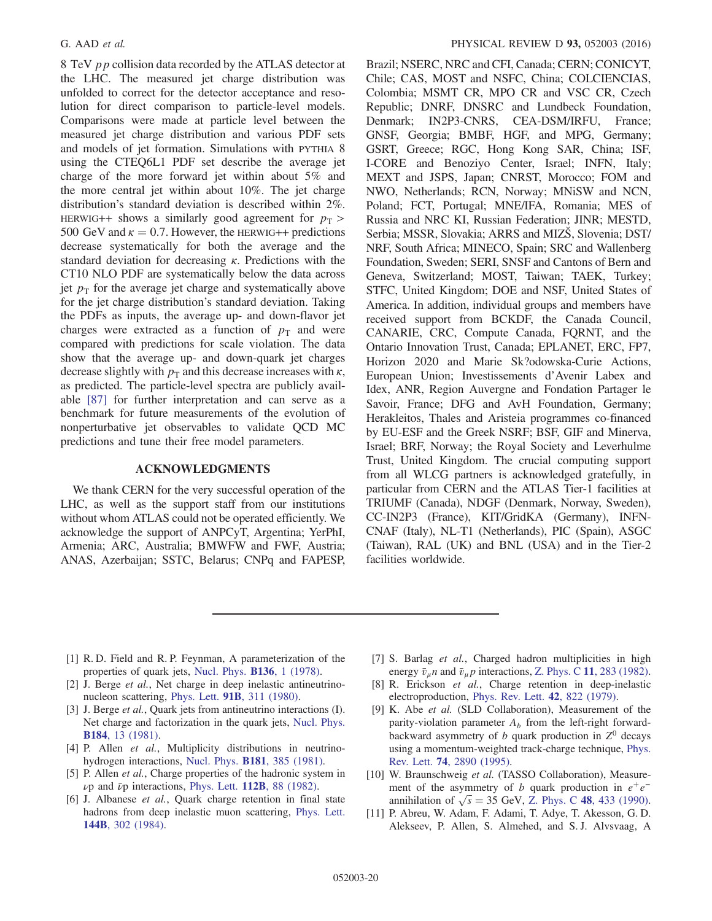8 TeV $pp$ collision data recorded by the ATLAS detector at the LHC. The measured jet charge distribution was unfolded to correct for the detector acceptance and resolution for direct comparison to particle-level models. Comparisons were made at particle level between the measured jet charge distribution and various PDF sets and models of jet formation. Simulations with PYTHIA 8 using the CTEQ6L1 PDF set describe the average jet charge of the more forward jet within about 5% and the more central jet within about 10%. The jet charge distribution's standard deviation is described within 2%. HERWIG++ shows a similarly good agreement for $p_T > 500$ GeV and $\kappa = 0.7$. However, the HERWIG++ predictions decrease systematically for both the average and the standard deviation for decreasing $\kappa$. Predictions with the CT10 NLO PDF are systematically below the data across jet $p_T$ for the average jet charge and systematically above for the jet charge distribution's standard deviation. Taking the PDFs as inputs, the average up- and down-flavor jet charges were extracted as a function of $p_T$ and were compared with predictions for scale violation. The data show that the average up- and down-quark jet charges decrease slightly with $p_T$ and this decrease increases with $\kappa$, as predicted. The particle-level spectra are publicly available [87] for further interpretation and can serve as a benchmark for future measurements of the evolution of nonperturbative jet observables to validate QCD MC predictions and tune their free model parameters.

## ACKNOWLEDGMENTS

We thank CERN for the very successful operation of the LHC, as well as the support staff from our institutions without whom ATLAS could not be operated efficiently. We acknowledge the support of ANPCyT, Argentina; YerPhI, Armenia; ARC, Australia; BMWFW and FWF, Austria; ANAS, Azerbaijan; SSTC, Belarus; CNPq and FAPESP, Brazil; NSERC, NRC and CFI, Canada; CERN; CONICYT, Chile; CAS, MOST and NSFC, China; COLCIENCIAS, Colombia; MSMT CR, MPO CR and VSC CR, Czech Republic; DNRF, DNSRC and Lundbeck Foundation, Denmark; IN2P3-CNRS, CEA-DSM/IRFU, France; GNSF, Georgia; BMBF, HGF, and MPG, Germany; GSRT, Greece; RGC, Hong Kong SAR, China; ISF, I-CORE and Benoziyo Center, Israel; INFN, Italy; MEXT and JSPS, Japan; CNRST, Morocco; FOM and NWO, Netherlands; RCN, Norway; MNiSW and NCN, Poland; FCT, Portugal; MNE/IFA, Romania; MES of Russia and NRC KI, Russian Federation; JINR; MESTD, Serbia; MSSR, Slovakia; ARRS and MIZŠ, Slovenia; DST/NRF, South Africa; MINECO, Spain; SRC and Wallenberg Foundation, Sweden; SERI, SNSF and Cantons of Bern and Geneva, Switzerland; MOST, Taiwan; TAEK, Turkey; STFC, United Kingdom; DOE and NSF, United States of America. In addition, individual groups and members have received support from BCKDF, the Canada Council, CANARIE, CRC, Compute Canada, FQRNT, and the Ontario Innovation Trust, Canada; EPLANET, ERC, FP7, Horizon 2020 and Marie Sk?odowska-Curie Actions, European Union; Investissements d'Avenir Labex and Idex, ANR, Region Auvergne and Fondation Partager le Savoir, France; DFG and AvH Foundation, Germany; Herakleitos, Thales and Aristeia programmes co-financed by EU-ESF and the Greek NSRF; BSF, GIF and Minerva, Israel; BRF, Norway; the Royal Society and Leverhulme Trust, United Kingdom. The crucial computing support from all WLCG partners is acknowledged gratefully, in particular from CERN and the ATLAS Tier-1 facilities at TRIUMF (Canada), NDGF (Denmark, Norway, Sweden), CC-IN2P3 (France), KIT/GridKA (Germany), INFN-CNAF (Italy), NL-T1 (Netherlands), PIC (Spain), ASGC (Taiwan), RAL (UK) and BNL (USA) and in the Tier-2 facilities worldwide.

---

[1] R. D. Field and R. P. Feynman, A parameterization of the properties of quark jets, Nucl. Phys. **B136**, 1 (1978).

[2] J. Berge *et al.*, Net charge in deep inelastic antineutrino-nucleon scattering, Phys. Lett. **91B**, 311 (1980).

[3] J. Berge *et al.*, Quark jets from antineutrino interactions (I). Net charge and factorization in the quark jets, Nucl. Phys. **B184**, 13 (1981).

[4] P. Allen *et al.*, Multiplicity distributions in neutrino-hydrogen interactions, Nucl. Phys. **B181**, 385 (1981).

[5] P. Allen *et al.*, Charge properties of the hadronic system in $\nu p$ and $\bar{\nu} p$ interactions, Phys. Lett. **112B**, 88 (1982).

[6] J. Albanese *et al.*, Quark charge retention in final state hadrons from deep inelastic muon scattering, Phys. Lett. **144B**, 302 (1984).

[7] S. Barlag *et al.*, Charged hadron multiplicities in high energy $\bar{\nu}_\mu n$ and $\bar{\nu}_\mu p$ interactions, Z. Phys. C **11**, 283 (1982).

[8] R. Erickson *et al.*, Charge retention in deep-inelastic electroproduction, Phys. Rev. Lett. **42**, 822 (1979).

[9] K. Abe *et al.* (SLD Collaboration), Measurement of the parity-violation parameter $A_b$ from the left-right forward-backward asymmetry of $b$ quark production in $Z^0$ decays using a momentum-weighted track-charge technique, Phys. Rev. Lett. **74**, 2890 (1995).

[10] W. Braunschweig *et al.* (TASSO Collaboration), Measurement of the asymmetry of $b$ quark production in $e^+e^-$ annihilation of $\sqrt{s} = 35$ GeV, Z. Phys. C **48**, 433 (1990).

[11] P. Abreu, W. Adam, F. Adami, T. Adye, T. Akesson, G. D. Alekseev, P. Allen, S. Almehed, and S. J. Alvsvaag, A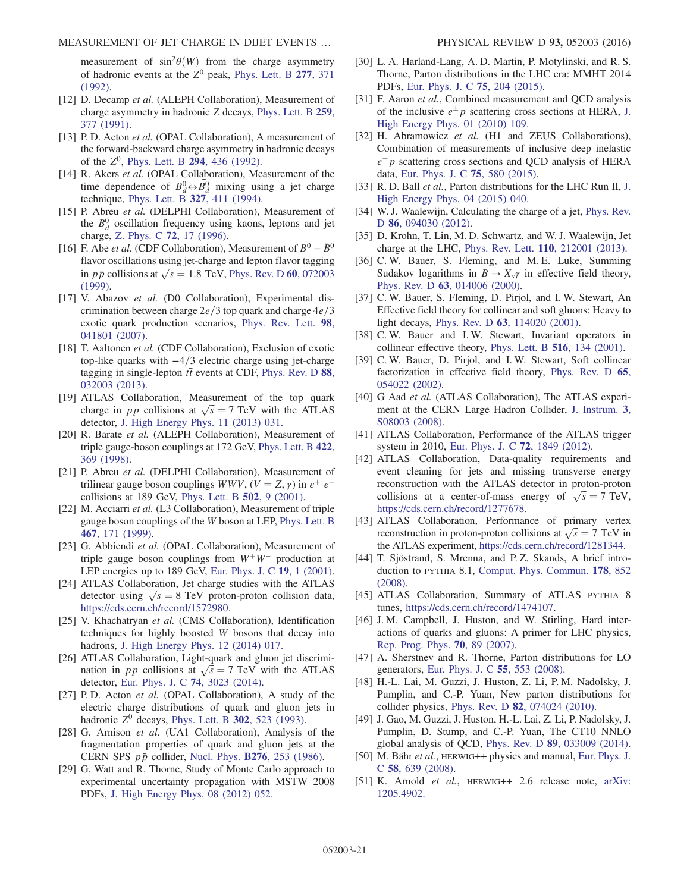measurement of $\sin^2\theta(W)$ from the charge asymmetry of hadronic events at the $Z^0$ peak, Phys. Lett. B **277**, 371 (1992).

[12] D. Decamp *et al.* (ALEPH Collaboration), Measurement of charge asymmetry in hadronic Z decays, Phys. Lett. B **259**, 377 (1991).

[13] P. D. Acton *et al.* (OPAL Collaboration), A measurement of the forward-backward charge asymmetry in hadronic decays of the $Z^0$, Phys. Lett. B **294**, 436 (1992).

[14] R. Akers *et al.* (OPAL Collaboration), Measurement of the time dependence of $B_d^0 \leftrightarrow \bar{B}_d^0$ mixing using a jet charge technique, Phys. Lett. B **327**, 411 (1994).

[15] P. Abreu *et al.* (DELPHI Collaboration), Measurement of the $B_d^0$ oscillation frequency using kaons, leptons and jet charge, Z. Phys. C **72**, 17 (1996).

[16] F. Abe *et al.* (CDF Collaboration), Measurement of $B^0 - \bar{B}^0$ flavor oscillations using jet-charge and lepton flavor tagging in $p\bar{p}$ collisions at $\sqrt{s} = 1.8$ TeV, Phys. Rev. D **60**, 072003 (1999).

[17] V. Abazov *et al.* (D0 Collaboration), Experimental discrimination between charge $2e/3$ top quark and charge $4e/3$ exotic quark production scenarios, Phys. Rev. Lett. **98**, 041801 (2007).

[18] T. Aaltonen *et al.* (CDF Collaboration), Exclusion of exotic top-like quarks with $-4/3$ electric charge using jet-charge tagging in single-lepton $t\bar{t}$ events at CDF, Phys. Rev. D **88**, 032003 (2013).

[19] ATLAS Collaboration, Measurement of the top quark charge in $pp$ collisions at $\sqrt{s} = 7$ TeV with the ATLAS detector, J. High Energy Phys. 11 (2013) 031.

[20] R. Barate *et al.* (ALEPH Collaboration), Measurement of triple gauge-boson couplings at 172 GeV, Phys. Lett. B **422**, 369 (1998).

[21] P. Abreu *et al.* (DELPHI Collaboration), Measurement of trilinear gauge boson couplings $WWV$, $(V = Z, \gamma)$ in $e^+ e^-$ collisions at 189 GeV, Phys. Lett. B **502**, 9 (2001).

[22] M. Acciarri *et al.* (L3 Collaboration), Measurement of triple gauge boson couplings of the $W$ boson at LEP, Phys. Lett. B **467**, 171 (1999).

[23] G. Abbiendi *et al.* (OPAL Collaboration), Measurement of triple gauge boson couplings from $W^+W^-$ production at LEP energies up to 189 GeV, Eur. Phys. J. C **19**, 1 (2001).

[24] ATLAS Collaboration, Jet charge studies with the ATLAS detector using $\sqrt{s} = 8$ TeV proton-proton collision data, https://cds.cern.ch/record/1572980.

[25] V. Khachatryan *et al.* (CMS Collaboration), Identification techniques for highly boosted W bosons that decay into hadrons, J. High Energy Phys. 12 (2014) 017.

[26] ATLAS Collaboration, Light-quark and gluon jet discrimination in $pp$ collisions at $\sqrt{s} = 7$ TeV with the ATLAS detector, Eur. Phys. J. C **74**, 3023 (2014).

[27] P. D. Acton *et al.* (OPAL Collaboration), A study of the electric charge distributions of quark and gluon jets in hadronic $Z^0$ decays, Phys. Lett. B **302**, 523 (1993).

[28] G. Arnison *et al.* (UA1 Collaboration), Analysis of the fragmentation properties of quark and gluon jets at the CERN SPS $p\bar{p}$ collider, Nucl. Phys. **B276**, 253 (1986).

[29] G. Watt and R. Thorne, Study of Monte Carlo approach to experimental uncertainty propagation with MSTW 2008 PDFs, J. High Energy Phys. 08 (2012) 052.

[30] L. A. Harland-Lang, A. D. Martin, P. Motylinski, and R. S. Thorne, Parton distributions in the LHC era: MMHT 2014 PDFs, Eur. Phys. J. C **75**, 204 (2015).

[31] F. Aaron *et al.*, Combined measurement and QCD analysis of the inclusive $e^{\pm}p$ scattering cross sections at HERA, J. High Energy Phys. 01 (2010) 109.

[32] H. Abramowicz *et al.* (H1 and ZEUS Collaborations), Combination of measurements of inclusive deep inelastic $e^{\pm}p$ scattering cross sections and QCD analysis of HERA data, Eur. Phys. J. C **75**, 580 (2015).

[33] R. D. Ball *et al.*, Parton distributions for the LHC Run II, J. High Energy Phys. 04 (2015) 040.

[34] W. J. Waalewijn, Calculating the charge of a jet, Phys. Rev. D **86**, 094030 (2012).

[35] D. Krohn, T. Lin, M. D. Schwartz, and W. J. Waalewijn, Jet charge at the LHC, Phys. Rev. Lett. **110**, 212001 (2013).

[36] C. W. Bauer, S. Fleming, and M. E. Luke, Summing Sudakov logarithms in $B \to X_s\gamma$ in effective field theory, Phys. Rev. D **63**, 014006 (2000).

[37] C. W. Bauer, S. Fleming, D. Pirjol, and I. W. Stewart, An Effective field theory for collinear and soft gluons: Heavy to light decays, Phys. Rev. D **63**, 114020 (2001).

[38] C. W. Bauer and I. W. Stewart, Invariant operators in collinear effective theory, Phys. Lett. B **516**, 134 (2001).

[39] C. W. Bauer, D. Pirjol, and I. W. Stewart, Soft collinear factorization in effective field theory, Phys. Rev. D **65**, 054022 (2002).

[40] G Aad *et al.* (ATLAS Collaboration), The ATLAS experiment at the CERN Large Hadron Collider, J. Instrum. **3**, S08003 (2008).

[41] ATLAS Collaboration, Performance of the ATLAS trigger system in 2010, Eur. Phys. J. C **72**, 1849 (2012).

[42] ATLAS Collaboration, Data-quality requirements and event cleaning for jets and missing transverse energy reconstruction with the ATLAS detector in proton-proton collisions at a center-of-mass energy of $\sqrt{s} = 7$ TeV, https://cds.cern.ch/record/1277678.

[43] ATLAS Collaboration, Performance of primary vertex reconstruction in proton-proton collisions at $\sqrt{s} = 7$ TeV in the ATLAS experiment, https://cds.cern.ch/record/1281344.

[44] T. Sjöstrand, S. Mrenna, and P. Z. Skands, A brief introduction to PYTHIA 8.1, Comput. Phys. Commun. **178**, 852 (2008).

[45] ATLAS Collaboration, Summary of ATLAS PYTHIA 8 tunes, https://cds.cern.ch/record/1474107.

[46] J. M. Campbell, J. Huston, and W. Stirling, Hard interactions of quarks and gluons: A primer for LHC physics, Rep. Prog. Phys. **70**, 89 (2007).

[47] A. Sherstnev and R. Thorne, Parton distributions for LO generators, Eur. Phys. J. C **55**, 553 (2008).

[48] H.-L. Lai, M. Guzzi, J. Huston, Z. Li, P. M. Nadolsky, J. Pumplin, and C.-P. Yuan, New parton distributions for collider physics, Phys. Rev. D **82**, 074024 (2010).

[49] J. Gao, M. Guzzi, J. Huston, H.-L. Lai, Z. Li, P. Nadolsky, J. Pumplin, D. Stump, and C.-P. Yuan, The CT10 NNLO global analysis of QCD, Phys. Rev. D **89**, 033009 (2014).

[50] M. Bähr *et al.*, HERWIG++ physics and manual, Eur. Phys. J. C **58**, 639 (2008).

[51] K. Arnold *et al.*, HERWIG++ 2.6 release note, arXiv: 1205.4902.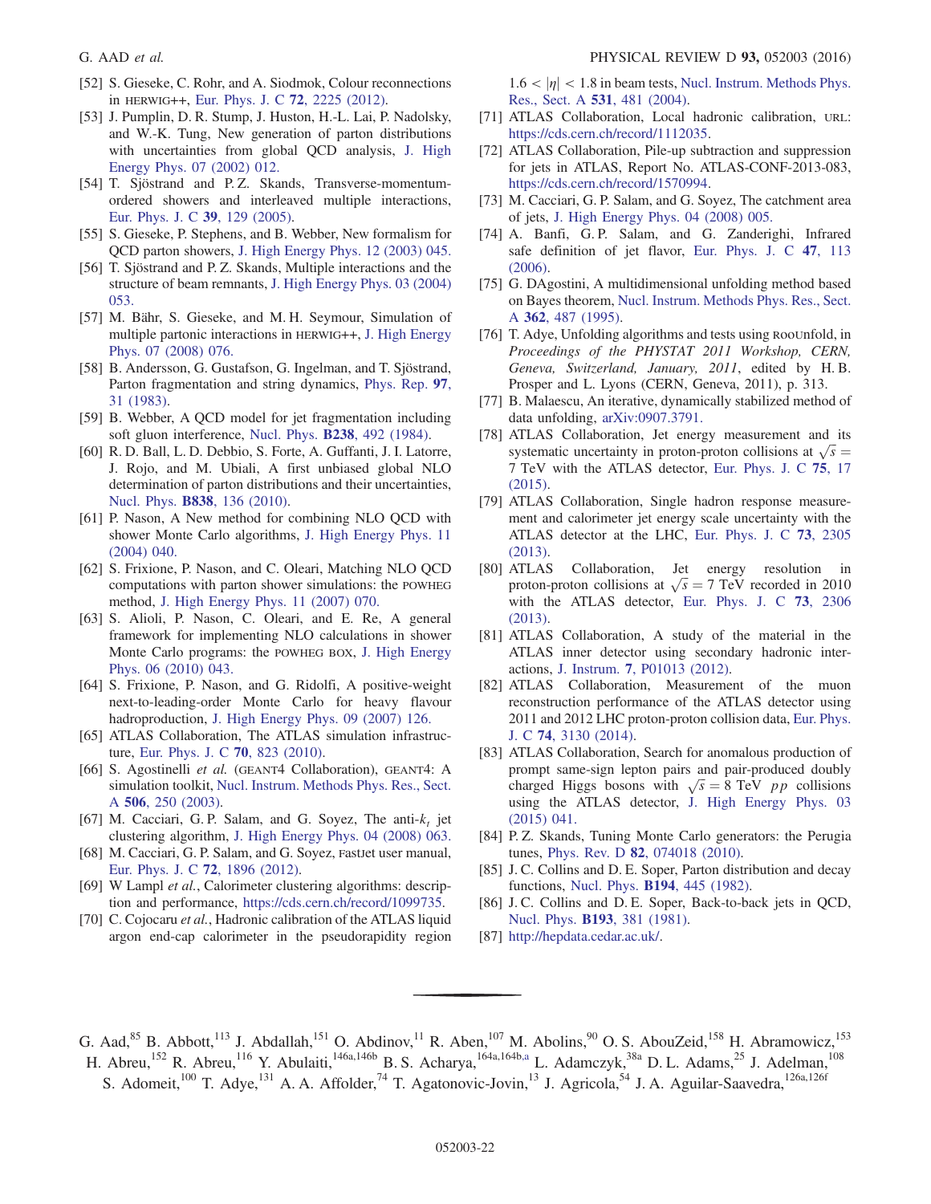[52] S. Gieseke, C. Rohr, and A. Siodmok, Colour reconnections in HERWIG++, Eur. Phys. J. C **72**, 2225 (2012).

[53] J. Pumplin, D. R. Stump, J. Huston, H.-L. Lai, P. Nadolsky, and W.-K. Tung, New generation of parton distributions with uncertainties from global QCD analysis, J. High Energy Phys. 07 (2002) 012.

[54] T. Sjöstrand and P. Z. Skands, Transverse-momentum-ordered showers and interleaved multiple interactions, Eur. Phys. J. C **39**, 129 (2005).

[55] S. Gieseke, P. Stephens, and B. Webber, New formalism for QCD parton showers, J. High Energy Phys. 12 (2003) 045.

[56] T. Sjöstrand and P. Z. Skands, Multiple interactions and the structure of beam remnants, J. High Energy Phys. 03 (2004) 053.

[57] M. Bähr, S. Gieseke, and M. H. Seymour, Simulation of multiple partonic interactions in HERWIG++, J. High Energy Phys. 07 (2008) 076.

[58] B. Andersson, G. Gustafson, G. Ingelman, and T. Sjöstrand, Parton fragmentation and string dynamics, Phys. Rep. **97**, 31 (1983).

[59] B. Webber, A QCD model for jet fragmentation including soft gluon interference, Nucl. Phys. **B238**, 492 (1984).

[60] R. D. Ball, L. D. Debbio, S. Forte, A. Guffanti, J. I. Latorre, J. Rojo, and M. Ubiali, A first unbiased global NLO determination of parton distributions and their uncertainties, Nucl. Phys. **B838**, 136 (2010).

[61] P. Nason, A New method for combining NLO QCD with shower Monte Carlo algorithms, J. High Energy Phys. 11 (2004) 040.

[62] S. Frixione, P. Nason, and C. Oleari, Matching NLO QCD computations with parton shower simulations: the POWHEG method, J. High Energy Phys. 11 (2007) 070.

[63] S. Alioli, P. Nason, C. Oleari, and E. Re, A general framework for implementing NLO calculations in shower Monte Carlo programs: the POWHEG BOX, J. High Energy Phys. 06 (2010) 043.

[64] S. Frixione, P. Nason, and G. Ridolfi, A positive-weight next-to-leading-order Monte Carlo for heavy flavour hadroproduction, J. High Energy Phys. 09 (2007) 126.

[65] ATLAS Collaboration, The ATLAS simulation infrastructure, Eur. Phys. J. C **70**, 823 (2010).

[66] S. Agostinelli *et al.* (GEANT4 Collaboration), GEANT4: A simulation toolkit, Nucl. Instrum. Methods Phys. Res., Sect. A **506**, 250 (2003).

[67] M. Cacciari, G. P. Salam, and G. Soyez, The anti-$k_t$ jet clustering algorithm, J. High Energy Phys. 04 (2008) 063.

[68] M. Cacciari, G. P. Salam, and G. Soyez, FastJet user manual, Eur. Phys. J. C **72**, 1896 (2012).

[69] W Lampl *et al.*, Calorimeter clustering algorithms: description and performance, https://cds.cern.ch/record/1099735.

[70] C. Cojocaru *et al.*, Hadronic calibration of the ATLAS liquid argon end-cap calorimeter in the pseudorapidity region $1.6 < |\eta| < 1.8$ in beam tests, Nucl. Instrum. Methods Phys. Res., Sect. A **531**, 481 (2004).

[71] ATLAS Collaboration, Local hadronic calibration, URL: https://cds.cern.ch/record/1112035.

[72] ATLAS Collaboration, Pile-up subtraction and suppression for jets in ATLAS, Report No. ATLAS-CONF-2013-083, https://cds.cern.ch/record/1570994.

[73] M. Cacciari, G. P. Salam, and G. Soyez, The catchment area of jets, J. High Energy Phys. 04 (2008) 005.

[74] A. Banfi, G. P. Salam, and G. Zanderighi, Infrared safe definition of jet flavor, Eur. Phys. J. C **47**, 113 (2006).

[75] G. DAgostini, A multidimensional unfolding method based on Bayes theorem, Nucl. Instrum. Methods Phys. Res., Sect. A **362**, 487 (1995).

[76] T. Adye, Unfolding algorithms and tests using RooUnfold, in *Proceedings of the PHYSTAT 2011 Workshop, CERN, Geneva, Switzerland, January, 2011*, edited by H. B. Prosper and L. Lyons (CERN, Geneva, 2011), p. 313.

[77] B. Malaescu, An iterative, dynamically stabilized method of data unfolding, arXiv:0907.3791.

[78] ATLAS Collaboration, Jet energy measurement and its systematic uncertainty in proton-proton collisions at $\sqrt{s} = 7$ TeV with the ATLAS detector, Eur. Phys. J. C **75**, 17 (2015).

[79] ATLAS Collaboration, Single hadron response measurement and calorimeter jet energy scale uncertainty with the ATLAS detector at the LHC, Eur. Phys. J. C **73**, 2305 (2013).

[80] ATLAS Collaboration, Jet energy resolution in proton-proton collisions at $\sqrt{s} = 7$ TeV recorded in 2010 with the ATLAS detector, Eur. Phys. J. C **73**, 2306 (2013).

[81] ATLAS Collaboration, A study of the material in the ATLAS inner detector using secondary hadronic interactions, J. Instrum. **7**, P01013 (2012).

[82] ATLAS Collaboration, Measurement of the muon reconstruction performance of the ATLAS detector using 2011 and 2012 LHC proton-proton collision data, Eur. Phys. J. C **74**, 3130 (2014).

[83] ATLAS Collaboration, Search for anomalous production of prompt same-sign lepton pairs and pair-produced doubly charged Higgs bosons with $\sqrt{s} = 8$ TeV $pp$ collisions using the ATLAS detector, J. High Energy Phys. 03 (2015) 041.

[84] P. Z. Skands, Tuning Monte Carlo generators: the Perugia tunes, Phys. Rev. D **82**, 074018 (2010).

[85] J. C. Collins and D. E. Soper, Parton distribution and decay functions, Nucl. Phys. **B194**, 445 (1982).

[86] J. C. Collins and D. E. Soper, Back-to-back jets in QCD, Nucl. Phys. **B193**, 381 (1981).

[87] http://hepdata.cedar.ac.uk/.

---

G. Aad,[85] B. Abbott,[113] J. Abdallah,[151] O. Abdinov,[11] R. Aben,[107] M. Abolins,[90] O. S. AbouZeid,[158] H. Abramowicz,[153] H. Abreu,[152] R. Abreu,[116] Y. Abulaiti,[146a,146b] B. S. Acharya,[164a,164b,a] L. Adamczyk,[38a] D. L. Adams,[25] J. Adelman,[108] S. Adomeit,[100] T. Adye,[131] A. A. Affolder,[74] T. Agatonovic-Jovin,[13] J. Agricola,[54] J. A. Aguilar-Saavedra,[126a,126f]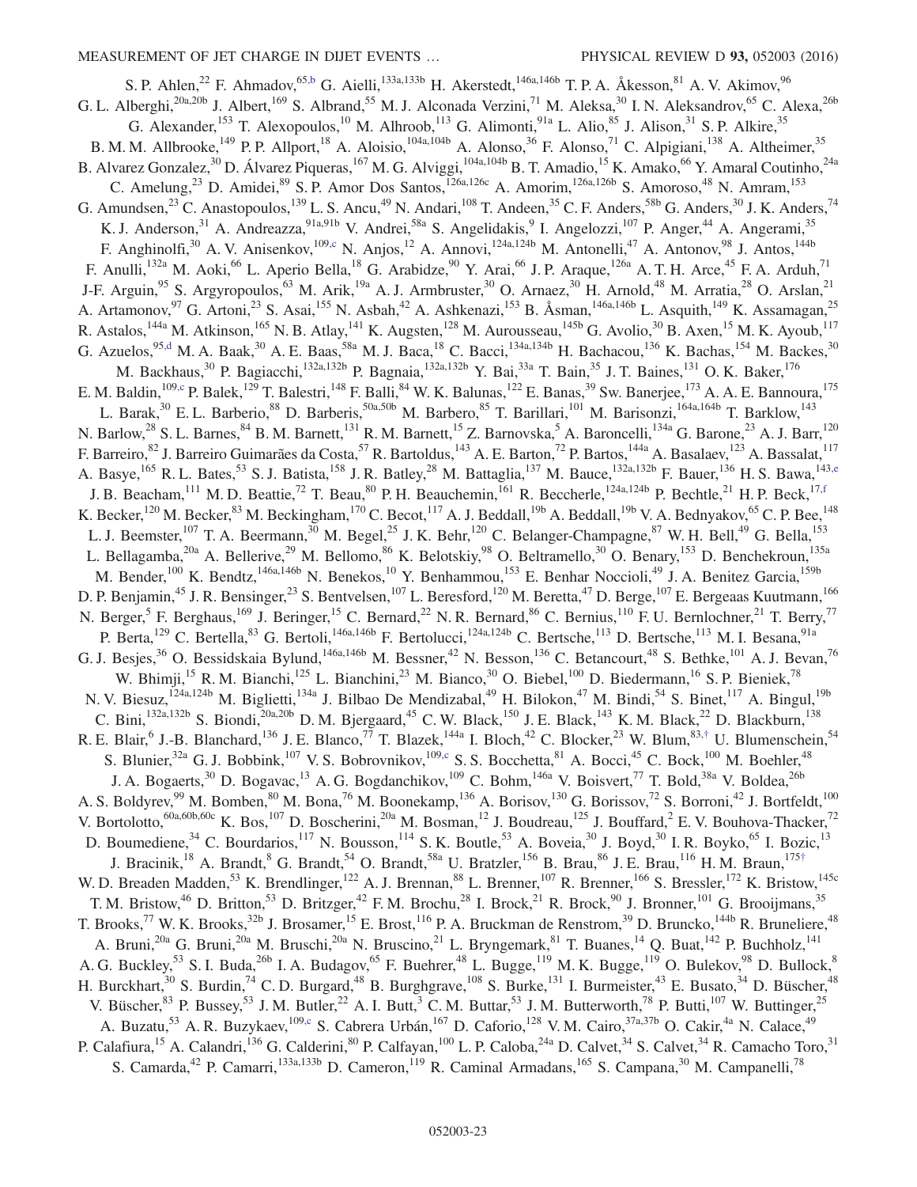S. P. Ahlen,[22] F. Ahmadov,[65,b] G. Aielli,[133a,133b] H. Akerstedt,[146a,146b] T. P. A. Åkesson,[81] A. V. Akimov,[96] G. L. Alberghi,[20a,20b] J. Albert,[169] S. Albrand,[55] M. J. Alconada Verzini,[71] M. Aleksa,[30] I. N. Aleksandrov,[65] C. Alexa,[26b] G. Alexander,[153] T. Alexopoulos,[10] M. Alhroob,[113] G. Alimonti,[91a] L. Alio,[85] J. Alison,[31] S. P. Alkire,[35] B. M. M. Allbrooke,[149] P. P. Allport,[18] A. Aloisio,[104a,104b] A. Alonso,[36] F. Alonso,[71] C. Alpigiani,[138] A. Altheimer,[35] B. Alvarez Gonzalez,[30] D. Álvarez Piqueras,[167] M. G. Alviggi,[104a,104b] B. T. Amadio,[15] K. Amako,[66] Y. Amaral Coutinho,[24a] C. Amelung,[23] D. Amidei,[89] S. P. Amor Dos Santos,[126a,126c] A. Amorim,[126a,126b] S. Amoroso,[48] N. Amram,[153] G. Amundsen,[23] C. Anastopoulos,[139] L. S. Ancu,[49] N. Andari,[108] T. Andeen,[35] C. F. Anders,[58b] G. Anders,[30] J. K. Anders,[74] K. J. Anderson,[31] A. Andreazza,[91a,91b] V. Andrei,[58a] S. Angelidakis,[9] I. Angelozzi,[107] P. Anger,[44] A. Angerami,[35] F. Anghinolfi,[30] A. V. Anisenkov,[109,c] N. Anjos,[12] A. Annovi,[124a,124b] M. Antonelli,[47] A. Antonov,[98] J. Antos,[144b] F. Anulli,[132a] M. Aoki,[66] L. Aperio Bella,[18] G. Arabidze,[90] Y. Arai,[66] J. P. Araque,[126a] A. T. H. Arce,[45] F. A. Arduh,[71] J-F. Arguin,[95] S. Argyropoulos,[63] M. Arik,[19a] A. J. Armbruster,[30] O. Arnaez,[30] H. Arnold,[48] M. Arratia,[28] O. Arslan,[21] A. Artamonov,[97] G. Artoni,[23] S. Asai,[155] N. Asbah,[42] A. Ashkenazi,[153] B. Åsman,[146a,146b] L. Asquith,[149] K. Assamagan,[25] R. Astalos,[144a] M. Atkinson,[165] N. B. Atlay,[141] K. Augsten,[128] M. Aurousseau,[145b] G. Avolio,[30] B. Axen,[15] M. K. Ayoub,[117] G. Azuelos,[95,d] M. A. Baak,[30] A. E. Baas,[58a] M. J. Baca,[18] C. Bacci,[134a,134b] H. Bachacou,[136] K. Bachas,[154] M. Backes,[30] M. Backhaus,[30] P. Bagiacchi,[132a,132b] P. Bagnaia,[132a,132b] Y. Bai,[33a] T. Bain,[35] J. T. Baines,[131] O. K. Baker,[176] E. M. Baldin,[109,c] P. Balek,[129] T. Balestri,[148] F. Balli,[84] W. K. Balunas,[122] E. Banas,[39] Sw. Banerjee,[173] A. A. E. Bannoura,[175] L. Barak,[30] E. L. Barberio,[88] D. Barberis,[50a,50b] M. Barbero,[85] T. Barillari,[101] M. Barisonzi,[164a,164b] T. Barklow,[143] N. Barlow,[28] S. L. Barnes,[84] B. M. Barnett,[131] R. M. Barnett,[15] Z. Barnovska,[5] A. Baroncelli,[134a] G. Barone,[23] A. J. Barr,[120] F. Barreiro,[82] J. Barreiro Guimarães da Costa,[57] R. Bartoldus,[143] A. E. Barton,[72] P. Bartos,[144a] A. Basalaev,[123] A. Bassalat,[117] A. Basye,[165] R. L. Bates,[53] S. J. Batista,[158] J. R. Batley,[28] M. Battaglia,[137] M. Bauce,[132a,132b] F. Bauer,[136] H. S. Bawa,[143,e] J. B. Beacham,[111] M. D. Beattie,[72] T. Beau,[80] P. H. Beauchemin,[161] R. Beccherle,[124a,124b] P. Bechtle,[21] H. P. Beck,[17,f] K. Becker,[120] M. Becker,[83] M. Beckingham,[170] C. Becot,[117] A. J. Beddall,[19b] A. Beddall,[19b] V. A. Bednyakov,[65] C. P. Bee,[148] L. J. Beemster,[107] T. A. Beermann,[30] M. Begel,[25] J. K. Behr,[120] C. Belanger-Champagne,[87] W. H. Bell,[49] G. Bella,[153] L. Bellagamba,[20a] A. Bellerive,[29] M. Bellomo,[86] K. Belotskiy,[98] O. Beltramello,[30] O. Benary,[153] D. Benchekroun,[135a] M. Bender,[100] K. Bendtz,[146a,146b] N. Benekos,[10] Y. Benhammou,[153] E. Benhar Noccioli,[49] J. A. Benitez Garcia,[159b] D. P. Benjamin,[45] J. R. Bensinger,[23] S. Bentvelsen,[107] L. Beresford,[120] M. Beretta,[47] D. Berge,[107] E. Bergeaas Kuutmann,[166] N. Berger,[5] F. Berghaus,[169] J. Beringer,[15] C. Bernard,[22] N. R. Bernard,[86] C. Bernius,[110] F. U. Bernlochner,[21] T. Berry,[77] P. Berta,[129] C. Bertella,[83] G. Bertoli,[146a,146b] F. Bertolucci,[124a,124b] C. Bertsche,[113] D. Bertsche,[113] M. I. Besana,[91a] G. J. Besjes,[36] O. Bessidskaia Bylund,[146a,146b] M. Bessner,[42] N. Besson,[136] C. Betancourt,[48] S. Bethke,[101] A. J. Bevan,[76] W. Bhimji,[15] R. M. Bianchi,[125] L. Bianchini,[23] M. Bianco,[30] O. Biebel,[100] D. Biedermann,[16] S. P. Bieniek,[78] N. V. Biesuz,[124a,124b] M. Biglietti,[134a] J. Bilbao De Mendizabal,[49] H. Bilokon,[47] M. Bindi,[54] S. Binet,[117] A. Bingul,[19b] C. Bini,[132a,132b] S. Biondi,[20a,20b] D. M. Bjergaard,[45] C. W. Black,[150] J. E. Black,[143] K. M. Black,[22] D. Blackburn,[138] R. E. Blair,[6] J.-B. Blanchard,[136] J. E. Blanco,[77] T. Blazek,[144a] I. Bloch,[42] C. Blocker,[23] W. Blum,[83,†] U. Blumenschein,[54] S. Blunier,[32a] G. J. Bobbink,[107] V. S. Bobrovnikov,[109,c] S. S. Bocchetta,[81] A. Bocci,[45] C. Bock,[100] M. Boehler,[48] J. A. Bogaerts,[30] D. Bogavac,[13] A. G. Bogdanchikov,[109] C. Bohm,[146a] V. Boisvert,[77] T. Bold,[38a] V. Boldea,[26b] A. S. Boldyrev,[99] M. Bomben,[80] M. Bona,[76] M. Boonekamp,[136] A. Borisov,[130] G. Borissov,[72] S. Borroni,[42] J. Bortfeldt,[100] V. Bortolotto,[60a,60b,60c] K. Bos,[107] D. Boscherini,[20a] M. Bosman,[12] J. Boudreau,[125] J. Bouffard,[2] E. V. Bouhova-Thacker,[72] D. Boumediene,[34] C. Bourdarios,[117] N. Bousson,[114] S. K. Boutle,[53] A. Boveia,[30] J. Boyd,[30] I. R. Boyko,[65] I. Bozic,[13] J. Bracinik,[18] A. Brandt,[8] G. Brandt,[54] O. Brandt,[58a] U. Bratzler,[156] B. Brau,[86] J. E. Brau,[116] H. M. Braun,[175,†] W. D. Breaden Madden,[53] K. Brendlinger,[122] A. J. Brennan,[88] L. Brenner,[107] R. Brenner,[166] S. Bressler,[172] K. Bristow,[145c] T. M. Bristow,[46] D. Britton,[53] D. Britzger,[42] F. M. Brochu,[28] I. Brock,[21] R. Brock,[90] J. Bronner,[101] G. Brooijmans,[35] T. Brooks,[77] W. K. Brooks,[32b] J. Brosamer,[15] E. Brost,[116] P. A. Bruckman de Renstrom,[39] D. Bruncko,[144b] R. Bruneliere,[48] A. Bruni,[20a] G. Bruni,[20a] M. Bruschi,[20a] N. Bruscino,[21] L. Bryngemark,[81] T. Buanes,[14] Q. Buat,[142] P. Buchholz,[141] A. G. Buckley,[53] S. I. Buda,[26b] I. A. Budagov,[65] F. Buehrer,[48] L. Bugge,[119] M. K. Bugge,[119] O. Bulekov,[98] D. Bullock,[8] H. Burckhart,[30] S. Burdin,[74] C. D. Burgard,[48] B. Burghgrave,[108] S. Burke,[131] I. Burmeister,[43] E. Busato,[34] D. Büscher,[48] V. Büscher,[83] P. Bussey,[53] J. M. Butler,[22] A. I. Butt,[3] C. M. Buttar,[53] J. M. Butterworth,[78] P. Butti,[107] W. Buttinger,[25] A. Buzatu,[53] A. R. Buzykaev,[109,c] S. Cabrera Urbán,[167] D. Caforio,[128] V. M. Cairo,[37a,37b] O. Cakir,[4a] N. Calace,[49] P. Calafiura,[15] A. Calandri,[136] G. Calderini,[80] P. Calfayan,[100] L. P. Caloba,[24a] D. Calvet,[34] S. Calvet,[34] R. Camacho Toro,[31] S. Camarda,[42] P. Camarri,[133a,133b] D. Cameron,[119] R. Caminal Armadans,[165] S. Campana,[30] M. Campanelli,[78]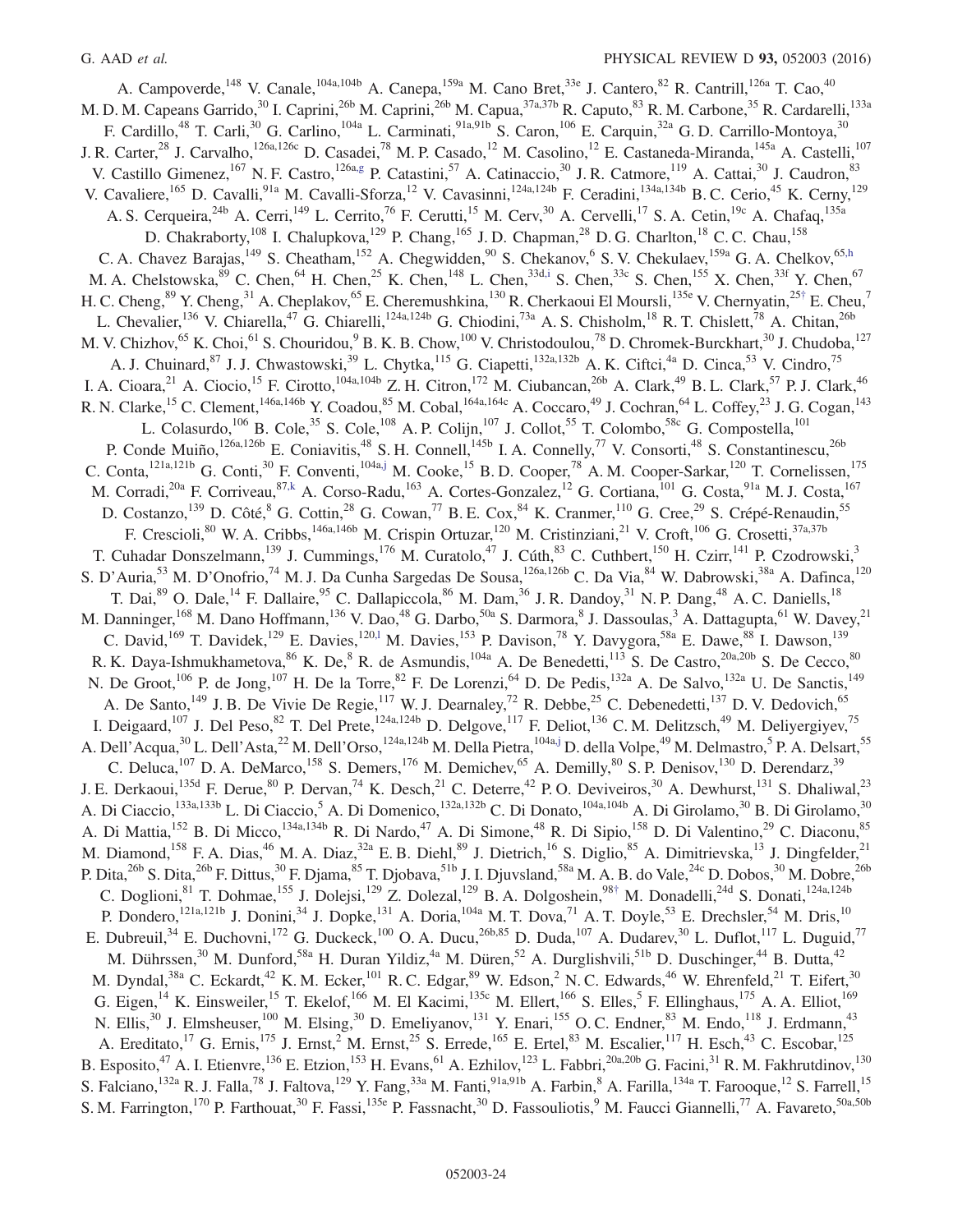A. Campoverde,[148] V. Canale,[104a,104b] A. Canepa,[159a] M. Cano Bret,[33e] J. Cantero,[82] R. Cantrill,[126a] T. Cao,[40] M. D. M. Capeans Garrido,[30] I. Caprini,[26b] M. Caprini,[26b] M. Capua,[37a,37b] R. Caputo,[83] R. M. Carbone,[35] R. Cardarelli,[133a] F. Cardillo,[48] T. Carli,[30] G. Carlino,[104a] L. Carminati,[91a,91b] S. Caron,[106] E. Carquin,[32a] G. D. Carrillo-Montoya,[30] J. R. Carter,[28] J. Carvalho,[126a,126c] D. Casadei,[78] M. P. Casado,[12] M. Casolino,[12] E. Castaneda-Miranda,[145a] A. Castelli,[107] V. Castillo Gimenez,[167] N. F. Castro,[126a,g] P. Catastini,[57] A. Catinaccio,[30] J. R. Catmore,[119] A. Cattai,[30] J. Caudron,[83] V. Cavaliere,[165] D. Cavalli,[91a] M. Cavalli-Sforza,[12] V. Cavasinni,[124a,124b] F. Ceradini,[134a,134b] B. C. Cerio,[45] K. Cerny,[129] A. S. Cerqueira,[24b] A. Cerri,[149] L. Cerrito,[76] F. Cerutti,[15] M. Cerv,[30] A. Cervelli,[17] S. A. Cetin,[19c] A. Chafaq,[135a] D. Chakraborty,[108] I. Chalupkova,[129] P. Chang,[165] J. D. Chapman,[28] D. G. Charlton,[18] C. C. Chau,[158] C. A. Chavez Barajas,[149] S. Cheatham,[152] A. Chegwidden,[90] S. Chekanov,[6] S. V. Chekulaev,[159a] G. A. Chelkov,[65,h] M. A. Chelstowska,[89] C. Chen,[64] H. Chen,[25] K. Chen,[148] L. Chen,[33d,i] S. Chen,[33c] S. Chen,[155] X. Chen,[33f] Y. Chen,[67] H. C. Cheng,[89] Y. Cheng,[31] A. Cheplakov,[65] E. Cheremushkina,[130] R. Cherkaoui El Moursli,[135e] V. Chernyatin,[25,†] E. Cheu,[7] L. Chevalier,[136] V. Chiarella,[47] G. Chiarelli,[124a,124b] G. Chiodini,[73a] A. S. Chisholm,[18] R. T. Chislett,[78] A. Chitan,[26b] M. V. Chizhov,[65] K. Choi,[61] S. Chouridou,[9] B. K. B. Chow,[100] V. Christodoulou,[78] D. Chromek-Burckhart,[30] J. Chudoba,[127] A. J. Chuinard,[87] J. J. Chwastowski,[39] L. Chytka,[115] G. Ciapetti,[132a,132b] A. K. Ciftci,[4a] D. Cinca,[53] V. Cindro,[75] I. A. Cioara,[21] A. Ciocio,[15] F. Cirotto,[104a,104b] Z. H. Citron,[172] M. Ciubancan,[26b] A. Clark,[49] B. L. Clark,[57] P. J. Clark,[46] R. N. Clarke,[15] C. Clement,[146a,146b] Y. Coadou,[85] M. Cobal,[164a,164c] A. Coccaro,[49] J. Cochran,[64] L. Coffey,[23] J. G. Cogan,[143] L. Colasurdo,[106] B. Cole,[35] S. Cole,[108] A. P. Colijn,[107] J. Collot,[55] T. Colombo,[58c] G. Compostella,[101] P. Conde Muiño,[126a,126b] E. Coniavitis,[48] S. H. Connell,[145b] I. A. Connelly,[77] V. Consorti,[48] S. Constantinescu,[26b] C. Conta,[121a,121b] G. Conti,[30] F. Conventi,[104a,j] M. Cooke,[15] B. D. Cooper,[78] A. M. Cooper-Sarkar,[120] T. Cornelissen,[175] M. Corradi,[20a] F. Corriveau,[87,k] A. Corso-Radu,[163] A. Cortes-Gonzalez,[12] G. Cortiana,[101] G. Costa,[91a] M. J. Costa,[167] D. Costanzo,[139] D. Côté,[8] G. Cottin,[28] G. Cowan,[77] B. E. Cox,[84] K. Cranmer,[110] G. Cree,[29] S. Crépé-Renaudin,[55] F. Crescioli,[80] W. A. Cribbs,[146a,146b] M. Crispin Ortuzar,[120] M. Cristinziani,[21] V. Croft,[106] G. Crosetti,[37a,37b] T. Cuhadar Donszelmann,[139] J. Cummings,[176] M. Curatolo,[47] J. Cúth,[83] C. Cuthbert,[150] H. Czirr,[141] P. Czodrowski,[3] S. D'Auria,[53] M. D'Onofrio,[74] M. J. Da Cunha Sargedas De Sousa,[126a,126b] C. Da Via,[84] W. Dabrowski,[38a] A. Dafinca,[120] T. Dai,[89] O. Dale,[14] F. Dallaire,[95] C. Dallapiccola,[86] M. Dam,[36] J. R. Dandoy,[31] N. P. Dang,[48] A. C. Daniells,[18] M. Danninger,[168] M. Dano Hoffmann,[136] V. Dao,[48] G. Darbo,[50a] S. Darmora,[8] J. Dassoulas,[3] A. Dattagupta,[61] W. Davey,[21] C. David,[169] T. Davidek,[129] E. Davies,[120,l] M. Davies,[153] P. Davison,[78] Y. Davygora,[58a] E. Dawe,[88] I. Dawson,[139] R. K. Daya-Ishmukhametova,[86] K. De,[8] R. de Asmundis,[104a] A. De Benedetti,[113] S. De Castro,[20a,20b] S. De Cecco,[80] N. De Groot,[106] P. de Jong,[107] H. De la Torre,[82] F. De Lorenzi,[64] D. De Pedis,[132a] A. De Salvo,[132a] U. De Sanctis,[149] A. De Santo,[149] J. B. De Vivie De Regie,[117] W. J. Dearnaley,[72] R. Debbe,[25] C. Debenedetti,[137] D. V. Dedovich,[65] I. Deigaard,[107] J. Del Peso,[82] T. Del Prete,[124a,124b] D. Delgove,[117] F. Deliot,[136] C. M. Delitzsch,[49] M. Deliyergiyev,[75] A. Dell'Acqua,[30] L. Dell'Asta,[22] M. Dell'Orso,[124a,124b] M. Della Pietra,[104a,j] D. della Volpe,[49] M. Delmastro,[5] P. A. Delsart,[55] C. Deluca,[107] D. A. DeMarco,[158] S. Demers,[176] M. Demichev,[65] A. Demilly,[80] S. P. Denisov,[130] D. Derendarz,[39] J. E. Derkaoui,[135d] F. Derue,[80] P. Dervan,[74] K. Desch,[21] C. Deterre,[42] P. O. Deviveiros,[30] A. Dewhurst,[131] S. Dhaliwal,[23] A. Di Ciaccio,[133a,133b] L. Di Ciaccio,[5] A. Di Domenico,[132a,132b] C. Di Donato,[104a,104b] A. Di Girolamo,[30] B. Di Girolamo,[30] A. Di Mattia,[152] B. Di Micco,[134a,134b] R. Di Nardo,[47] A. Di Simone,[48] R. Di Sipio,[158] D. Di Valentino,[29] C. Diaconu,[85] M. Diamond,[158] F. A. Dias,[46] M. A. Diaz,[32a] E. B. Diehl,[89] J. Dietrich,[16] S. Diglio,[85] A. Dimitrievska,[13] J. Dingfelder,[21] P. Dita,[26b] S. Dita,[26b] F. Dittus,[30] F. Djama,[85] T. Djobava,[51b] J. I. Djuvsland,[58a] M. A. B. do Vale,[24c] D. Dobos,[30] M. Dobre,[26b] C. Doglioni,[81] T. Dohmae,[155] J. Dolejsi,[129] Z. Dolezal,[129] B. A. Dolgoshein,[98,†] M. Donadelli,[24d] S. Donati,[124a,124b] P. Dondero,[121a,121b] J. Donini,[34] J. Dopke,[131] A. Doria,[104a] M. T. Dova,[71] A. T. Doyle,[53] E. Drechsler,[54] M. Dris,[10] E. Dubreuil,[34] E. Duchovni,[172] G. Duckeck,[100] O. A. Ducu,[26b,85] D. Duda,[107] A. Dudarev,[30] L. Duflot,[117] L. Duguid,[77] M. Dührssen,[30] M. Dunford,[58a] H. Duran Yildiz,[4a] M. Düren,[52] A. Durglishvili,[51b] D. Duschinger,[44] B. Dutta,[42] M. Dyndal,[38a] C. Eckardt,[42] K. M. Ecker,[101] R. C. Edgar,[89] W. Edson,[2] N. C. Edwards,[46] W. Ehrenfeld,[21] T. Eifert,[30] G. Eigen,[14] K. Einsweiler,[15] T. Ekelof,[166] M. El Kacimi,[135c] M. Ellert,[166] S. Elles,[5] F. Ellinghaus,[175] A. A. Elliot,[169] N. Ellis,[30] J. Elmsheuser,[100] M. Elsing,[30] D. Emeliyanov,[131] Y. Enari,[155] O. C. Endner,[83] M. Endo,[118] J. Erdmann,[43] A. Ereditato,[17] G. Ernis,[175] J. Ernst,[2] M. Ernst,[25] S. Errede,[165] E. Ertel,[83] M. Escalier,[117] H. Esch,[43] C. Escobar,[125] B. Esposito,[47] A. I. Etienvre,[136] E. Etzion,[153] H. Evans,[61] A. Ezhilov,[123] L. Fabbri,[20a,20b] G. Facini,[31] R. M. Fakhrutdinov,[130] S. Falciano,[132a] R. J. Falla,[78] J. Faltova,[129] Y. Fang,[33a] M. Fanti,[91a,91b] A. Farbin,[8] A. Farilla,[134a] T. Farooque,[12] S. Farrell,[15] S. M. Farrington,[170] P. Farthouat,[30] F. Fassi,[135e] P. Fassnacht,[30] D. Fassouliotis,[9] M. Faucci Giannelli,[77] A. Favareto,[50a,50b]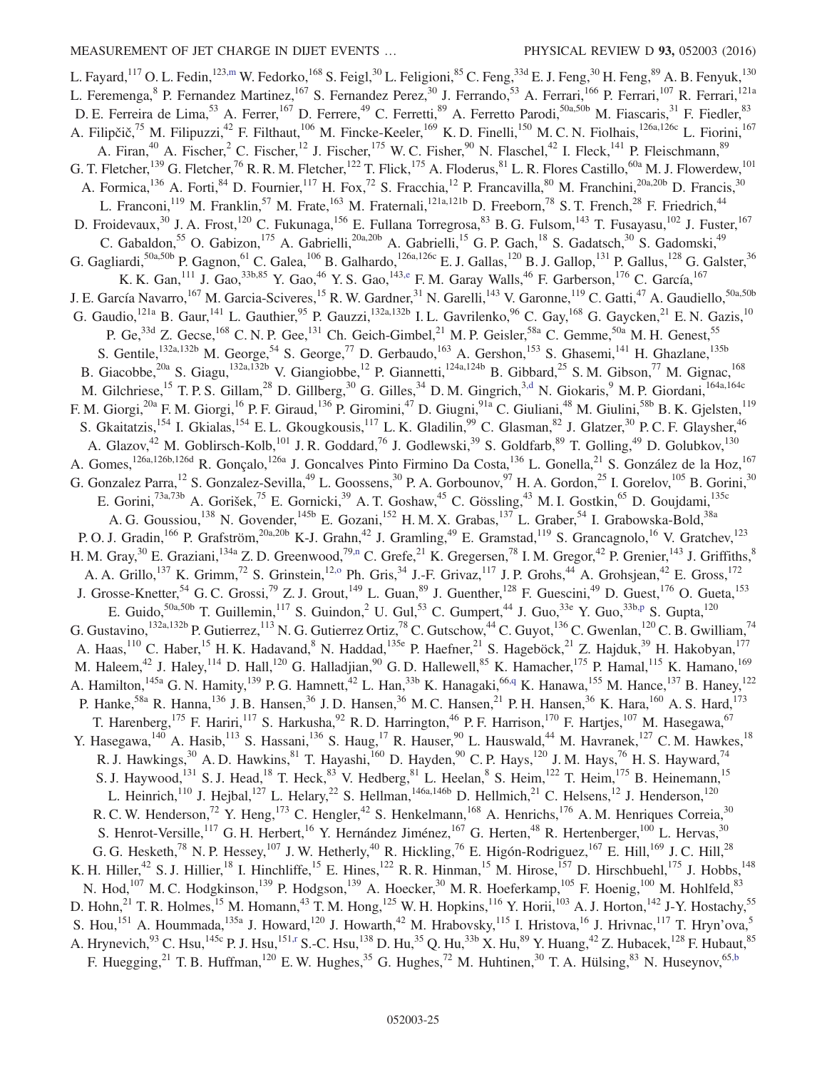L. Fayard,[117] O. L. Fedin,[123,m] W. Fedorko,[168] S. Feigl,[30] L. Feligioni,[85] C. Feng,[33d] E. J. Feng,[30] H. Feng,[89] A. B. Fenyuk,[130] L. Feremenga,[8] P. Fernandez Martinez,[167] S. Fernandez Perez,[30] J. Ferrando,[53] A. Ferrari,[166] P. Ferrari,[107] R. Ferrari,[121a] D. E. Ferreira de Lima,[53] A. Ferrer,[167] D. Ferrere,[49] C. Ferretti,[89] A. Ferretto Parodi,[50a,50b] M. Fiascaris,[31] F. Fiedler,[83] A. Filipčič,[75] M. Filipuzzi,[42] F. Filthaut,[106] M. Fincke-Keeler,[169] K. D. Finelli,[150] M. C. N. Fiolhais,[126a,126c] L. Fiorini,[167] A. Firan,[40] A. Fischer,[2] C. Fischer,[12] J. Fischer,[175] W. C. Fisher,[90] N. Flaschel,[42] I. Fleck,[141] P. Fleischmann,[89] G. T. Fletcher,[139] G. Fletcher,[76] R. R. M. Fletcher,[122] T. Flick,[175] A. Floderus,[81] L. R. Flores Castillo,[60a] M. J. Flowerdew,[101] A. Formica,[136] A. Forti,[84] D. Fournier,[117] H. Fox,[72] S. Fracchia,[12] P. Francavilla,[80] M. Franchini,[20a,20b] D. Francis,[30] L. Franconi,[119] M. Franklin,[57] M. Frate,[163] M. Fraternali,[121a,121b] D. Freeborn,[78] S. T. French,[28] F. Friedrich,[44] D. Froidevaux,[30] J. A. Frost,[120] C. Fukunaga,[156] E. Fullana Torregrosa,[83] B. G. Fulsom,[143] T. Fusayasu,[102] J. Fuster,[167] C. Gabaldon,[55] O. Gabizon,[175] A. Gabrielli,[20a,20b] A. Gabrielli,[15] G. P. Gach,[18] S. Gadatsch,[30] S. Gadomski,[49] G. Gagliardi,[50a,50b] P. Gagnon,[61] C. Galea,[106] B. Galhardo,[126a,126c] E. J. Gallas,[120] B. J. Gallop,[131] P. Gallus,[128] G. Galster,[36] K. K. Gan,[111] J. Gao,[33b,85] Y. Gao,[46] Y. S. Gao,[143,e] F. M. Garay Walls,[46] F. Garberson,[176] C. García,[167] J. E. García Navarro,[167] M. Garcia-Sciveres,[15] R. W. Gardner,[31] N. Garelli,[143] V. Garonne,[119] C. Gatti,[47] A. Gaudiello,[50a,50b] G. Gaudio,[121a] B. Gaur,[141] L. Gauthier,[95] P. Gauzzi,[132a,132b] I. L. Gavrilenko,[96] C. Gay,[168] G. Gaycken,[21] E. N. Gazis,[10] P. Ge,[33d] Z. Gecse,[168] C. N. P. Gee,[131] Ch. Geich-Gimbel,[21] M. P. Geisler,[58a] C. Gemme,[50a] M. H. Genest,[55] S. Gentile,[132a,132b] M. George,[54] S. George,[77] D. Gerbaudo,[163] A. Gershon,[153] S. Ghasemi,[141] H. Ghazlane,[135b] B. Giacobbe,[20a] S. Giagu,[132a,132b] V. Giangiobbe,[12] P. Giannetti,[124a,124b] B. Gibbard,[25] S. M. Gibson,[77] M. Gignac,[168] M. Gilchriese,[15] T. P. S. Gillam,[28] D. Gillberg,[30] G. Gilles,[34] D. M. Gingrich,[3,d] N. Giokaris,[9] M. P. Giordani,[164a,164c] F. M. Giorgi,[20a] F. M. Giorgi,[16] P. F. Giraud,[136] P. Giromini,[47] D. Giugni,[91a] C. Giuliani,[48] M. Giulini,[58b] B. K. Gjelsten,[119] S. Gkaitatzis,[154] I. Gkialas,[154] E. L. Gkougkousis,[117] L. K. Gladilin,[99] C. Glasman,[82] J. Glatzer,[30] P. C. F. Glaysher,[46] A. Glazov,[42] M. Goblirsch-Kolb,[101] J. R. Goddard,[76] J. Godlewski,[39] S. Goldfarb,[89] T. Golling,[49] D. Golubkov,[130] A. Gomes,[126a,126b,126d] R. Gonçalo,[126a] J. Goncalves Pinto Firmino Da Costa,[136] L. Gonella,[21] S. González de la Hoz,[167] G. Gonzalez Parra,[12] S. Gonzalez-Sevilla,[49] L. Goossens,[30] P. A. Gorbounov,[97] H. A. Gordon,[25] I. Gorelov,[105] B. Gorini,[30] E. Gorini,[73a,73b] A. Gorišek,[75] E. Gornicki,[39] A. T. Goshaw,[45] C. Gössling,[43] M. I. Gostkin,[65] D. Goujdami,[135c] A. G. Goussiou,[138] N. Govender,[145b] E. Gozani,[152] H. M. X. Grabas,[137] L. Graber,[54] I. Grabowska-Bold,[38a] P. O. J. Gradin,[166] P. Grafström,[20a,20b] K-J. Grahn,[42] J. Gramling,[49] E. Gramstad,[119] S. Grancagnolo,[16] V. Gratchev,[123] H. M. Gray,[30] E. Graziani,[134a] Z. D. Greenwood,[79,n] C. Grefe,[21] K. Gregersen,[78] I. M. Gregor,[42] P. Grenier,[143] J. Griffiths,[8] A. A. Grillo,[137] K. Grimm,[72] S. Grinstein,[12,o] Ph. Gris,[34] J.-F. Grivaz,[117] J. P. Grohs,[44] A. Grohsjean,[42] E. Gross,[172] J. Grosse-Knetter,[54] G. C. Grossi,[79] Z. J. Grout,[149] L. Guan,[89] J. Guenther,[128] F. Guescini,[49] D. Guest,[176] O. Gueta,[153] E. Guido,[50a,50b] T. Guillemin,[117] S. Guindon,[2] U. Gul,[53] C. Gumpert,[44] J. Guo,[33e] Y. Guo,[33b,p] S. Gupta,[120] G. Gustavino,[132a,132b] P. Gutierrez,[113] N. G. Gutierrez Ortiz,[78] C. Gutschow,[44] C. Guyot,[136] C. Gwenlan,[120] C. B. Gwilliam,[74] A. Haas,[110] C. Haber,[15] H. K. Hadavand,[8] N. Haddad,[135e] P. Haefner,[21] S. Hageböck,[21] Z. Hajduk,[39] H. Hakobyan,[177] M. Haleem,[42] J. Haley,[114] D. Hall,[120] G. Halladjian,[90] G. D. Hallewell,[85] K. Hamacher,[175] P. Hamal,[115] K. Hamano,[169] A. Hamilton,[145a] G. N. Hamity,[139] P. G. Hamnett,[42] L. Han,[33b] K. Hanagaki,[66,q] K. Hanawa,[155] M. Hance,[137] B. Haney,[122] P. Hanke,[58a] R. Hanna,[136] J. B. Hansen,[36] J. D. Hansen,[36] M. C. Hansen,[21] P. H. Hansen,[36] K. Hara,[160] A. S. Hard,[173] T. Harenberg,[175] F. Hariri,[117] S. Harkusha,[92] R. D. Harrington,[46] P. F. Harrison,[170] F. Hartjes,[107] M. Hasegawa,[67] Y. Hasegawa,[140] A. Hasib,[113] S. Hassani,[136] S. Haug,[17] R. Hauser,[90] L. Hauswald,[44] M. Havranek,[127] C. M. Hawkes,[18] R. J. Hawkings,[30] A. D. Hawkins,[81] T. Hayashi,[160] D. Hayden,[90] C. P. Hays,[120] J. M. Hays,[76] H. S. Hayward,[74] S. J. Haywood,[131] S. J. Head,[18] T. Heck,[83] V. Hedberg,[81] L. Heelan,[8] S. Heim,[122] T. Heim,[175] B. Heinemann,[15] L. Heinrich,[110] J. Hejbal,[127] L. Helary,[22] S. Hellman,[146a,146b] D. Hellmich,[21] C. Helsens,[12] J. Henderson,[120] R. C. W. Henderson,[72] Y. Heng,[173] C. Hengler,[42] S. Henkelmann,[168] A. Henrichs,[176] A. M. Henriques Correia,[30] S. Henrot-Versille,[117] G. H. Herbert,[16] Y. Hernández Jiménez,[167] G. Herten,[48] R. Hertenberger,[100] L. Hervas,[30] G. G. Hesketh,[78] N. P. Hessey,[107] J. W. Hetherly,[40] R. Hickling,[76] E. Higón-Rodriguez,[167] E. Hill,[169] J. C. Hill,[28] K. H. Hiller,[42] S. J. Hillier,[18] I. Hinchliffe,[15] E. Hines,[122] R. R. Hinman,[15] M. Hirose,[157] D. Hirschbuehl,[175] J. Hobbs,[148] N. Hod,[107] M. C. Hodgkinson,[139] P. Hodgson,[139] A. Hoecker,[30] M. R. Hoeferkamp,[105] F. Hoenig,[100] M. Hohlfeld,[83] D. Hohn,[21] T. R. Holmes,[15] M. Homann,[43] T. M. Hong,[125] W. H. Hopkins,[116] Y. Horii,[103] A. J. Horton,[142] J-Y. Hostachy,[55] S. Hou,[151] A. Hoummada,[135a] J. Howard,[120] J. Howarth,[42] M. Hrabovsky,[115] I. Hristova,[16] J. Hrivnac,[117] T. Hryn'ova,[5] A. Hrynevich,[93] C. Hsu,[145c] P. J. Hsu,[151,r] S.-C. Hsu,[138] D. Hu,[35] Q. Hu,[33b] X. Hu,[89] Y. Huang,[42] Z. Hubacek,[128] F. Hubaut,[85] F. Huegging,[21] T. B. Huffman,[120] E. W. Hughes,[35] G. Hughes,[72] M. Huhtinen,[30] T. A. Hülsing,[83] N. Huseynov,[65,b]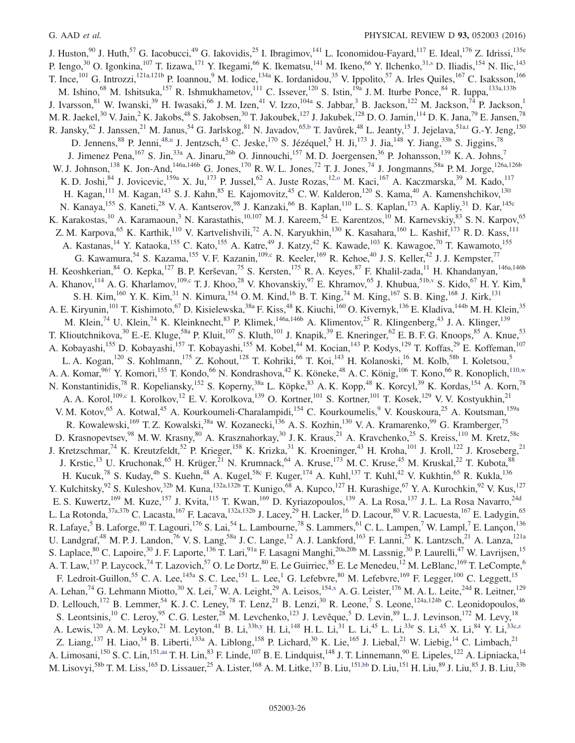J. Huston,[90] J. Huth,[57] G. Iacobucci,[49] G. Iakovidis,[25] I. Ibragimov,[141] L. Iconomidou-Fayard,[117] E. Ideal,[176] Z. Idrissi,[135e] P. Iengo,[30] O. Igonkina,[107] T. Iizawa,[171] Y. Ikegami,[66] K. Ikematsu,[141] M. Ikeno,[66] Y. Ilchenko,[31,s] D. Iliadis,[154] N. Ilic,[143] T. Ince,[101] G. Introzzi,[121a,121b] P. Ioannou,[9] M. Iodice,[134a] K. Iordanidou,[35] V. Ippolito,[57] A. Irles Quiles,[167] C. Isaksson,[166] M. Ishino,[68] M. Ishitsuka,[157] R. Ishmukhametov,[111] C. Issever,[120] S. Istin,[19a] J. M. Iturbe Ponce,[84] R. Iuppa,[133a,133b] J. Ivarsson,[81] W. Iwanski,[39] H. Iwasaki,[66] J. M. Izen,[41] V. Izzo,[104a] S. Jabbar,[3] B. Jackson,[122] M. Jackson,[74] P. Jackson,[1] M. R. Jaekel,[30] V. Jain,[2] K. Jakobs,[48] S. Jakobsen,[30] T. Jakoubek,[127] J. Jakubek,[128] D. O. Jamin,[114] D. K. Jana,[79] E. Jansen,[78] R. Jansky,[62] J. Janssen,[21] M. Janus,[54] G. Jarlskog,[81] N. Javadov,[65,b] T. Javůrek,[48] L. Jeanty,[15] J. Jejelava,[51a,t] G.-Y. Jeng,[150] D. Jennens,[88] P. Jenni,[48,u] J. Jentzsch,[43] C. Jeske,[170] S. Jézéquel,[5] H. Ji,[173] J. Jia,[148] Y. Jiang,[33b] S. Jiggins,[78] J. Jimenez Pena,[167] S. Jin,[33a] A. Jinaru,[26b] O. Jinnouchi,[157] M. D. Joergensen,[36] P. Johansson,[139] K. A. Johns,[7] W. J. Johnson,[138] K. Jon-And,[146a,146b] G. Jones,[170] R. W. L. Jones,[72] T. J. Jones,[74] J. Jongmanns,[58a] P. M. Jorge,[126a,126b] K. D. Joshi,[84] J. Jovicevic,[159a] X. Ju,[173] P. Jussel,[62] A. Juste Rozas,[12,o] M. Kaci,[167] A. Kaczmarska,[39] M. Kado,[117] H. Kagan,[111] M. Kagan,[143] S. J. Kahn,[85] E. Kajomovitz,[45] C. W. Kalderon,[120] S. Kama,[40] A. Kamenshchikov,[130] N. Kanaya,[155] S. Kaneti,[28] V. A. Kantserov,[98] J. Kanzaki,[66] B. Kaplan,[110] L. S. Kaplan,[173] A. Kapliy,[31] D. Kar,[145c] K. Karakostas,[10] A. Karamaoun,[3] N. Karastathis,[10,107] M. J. Kareem,[54] E. Karentzos,[10] M. Karnevskiy,[83] S. N. Karpov,[65] Z. M. Karpova,[65] K. Karthik,[110] V. Kartvelishvili,[72] A. N. Karyukhin,[130] K. Kasahara,[160] L. Kashif,[173] R. D. Kass,[111] A. Kastanas,[14] Y. Kataoka,[155] C. Kato,[155] A. Katre,[49] J. Katzy,[42] K. Kawade,[103] K. Kawagoe,[70] T. Kawamoto,[155] G. Kawamura,[54] S. Kazama,[155] V. F. Kazanin,[109,c] R. Keeler,[169] R. Kehoe,[40] J. S. Keller,[42] J. J. Kempster,[77] H. Keoshkerian,[84] O. Kepka,[127] B. P. Kerševan,[75] S. Kersten,[175] R. A. Keyes,[87] F. Khalil-zada,[11] H. Khandanyan,[146a,146b] A. Khanov,[114] A. G. Kharlamov,[109,c] T. J. Khoo,[28] V. Khovanskiy,[97] E. Khramov,[65] J. Khubua,[51b,v] S. Kido,[67] H. Y. Kim,[8] S. H. Kim,[160] Y. K. Kim,[31] N. Kimura,[154] O. M. Kind,[16] B. T. King,[74] M. King,[167] S. B. King,[168] J. Kirk,[131] A. E. Kiryunin,[101] T. Kishimoto,[67] D. Kisielewska,[38a] F. Kiss,[48] K. Kiuchi,[160] O. Kivernyk,[136] E. Kladiva,[144b] M. H. Klein,[35] M. Klein,[74] U. Klein,[74] K. Kleinknecht,[83] P. Klimek,[146a,146b] A. Klimentov,[25] R. Klingenberg,[43] J. A. Klinger,[139] T. Klioutchnikova,[30] E.-E. Kluge,[58a] P. Kluit,[107] S. Kluth,[101] J. Knapik,[39] E. Kneringer,[62] E. B. F. G. Knoops,[85] A. Knue,[53] A. Kobayashi,[155] D. Kobayashi,[157] T. Kobayashi,[155] M. Kobel,[44] M. Kocian,[143] P. Kodys,[129] T. Koffas,[29] E. Koffeman,[107] L. A. Kogan,[120] S. Kohlmann,[175] Z. Kohout,[128] T. Kohriki,[66] T. Koi,[143] H. Kolanoski,[16] M. Kolb,[58b] I. Koletsou,[5] A. A. Komar,[96,†] Y. Komori,[155] T. Kondo,[66] N. Kondrashova,[42] K. Köneke,[48] A. C. König,[106] T. Kono,[66] R. Konoplich,[110,w] N. Konstantinidis,[78] R. Kopeliansky,[152] S. Koperny,[38a] L. Köpke,[83] A. K. Kopp,[48] K. Korcyl,[39] K. Kordas,[154] A. Korn,[78] A. A. Korol,[109,c] I. Korolkov,[12] E. V. Korolkova,[139] O. Kortner,[101] S. Kortner,[101] T. Kosek,[129] V. V. Kostyukhin,[21] V. M. Kotov,[65] A. Kotwal,[45] A. Kourkoumeli-Charalampidi,[154] C. Kourkoumelis,[9] V. Kouskoura,[25] A. Koutsman,[159a] R. Kowalewski,[169] T. Z. Kowalski,[38a] W. Kozanecki,[136] A. S. Kozhin,[130] V. A. Kramarenko,[99] G. Kramberger,[75] D. Krasnopevtsev,[98] M. W. Krasny,[80] A. Krasznahorkay,[30] J. K. Kraus,[21] A. Kravchenko,[25] S. Kreiss,[110] M. Kretz,[58c] J. Kretzschmar,[74] K. Kreutzfeldt,[52] P. Krieger,[158] K. Krizka,[31] K. Kroeninger,[43] H. Kroha,[101] J. Kroll,[122] J. Kroseberg,[21] J. Krstic,[13] U. Kruchonak,[65] H. Krüger,[21] N. Krumnack,[64] A. Kruse,[173] M. C. Kruse,[45] M. Kruskal,[22] T. Kubota,[88] H. Kucuk,[78] S. Kuday,[4b] S. Kuehn,[48] A. Kugel,[58c] F. Kuger,[174] A. Kuhl,[137] T. Kuhl,[42] V. Kukhtin,[65] R. Kukla,[136] Y. Kulchitsky,[92] S. Kuleshov,[32b] M. Kuna,[132a,132b] T. Kunigo,[68] A. Kupco,[127] H. Kurashige,[67] Y. A. Kurochkin,[92] V. Kus,[127] E. S. Kuwertz,[169] M. Kuze,[157] J. Kvita,[115] T. Kwan,[169] D. Kyriazopoulos,[139] A. La Rosa,[137] J. L. La Rosa Navarro,[24d] L. La Rotonda,[37a,37b] C. Lacasta,[167] F. Lacava,[132a,132b] J. Lacey,[29] H. Lacker,[16] D. Lacour,[80] V. R. Lacuesta,[167] E. Ladygin,[65] R. Lafaye,[5] B. Laforge,[80] T. Lagouri,[176] S. Lai,[54] L. Lambourne,[78] S. Lammers,[61] C. L. Lampen,[7] W. Lampl,[7] E. Lançon,[136] U. Landgraf,[48] M. P. J. Landon,[76] V. S. Lang,[58a] J. C. Lange,[12] A. J. Lankford,[163] F. Lanni,[25] K. Lantzsch,[21] A. Lanza,[121a] S. Laplace,[80] C. Lapoire,[30] J. F. Laporte,[136] T. Lari,[91a] F. Lasagni Manghi,[20a,20b] M. Lassnig,[30] P. Laurelli,[47] W. Lavrijsen,[15] A. T. Law,[137] P. Laycock,[74] T. Lazovich,[57] O. Le Dortz,[80] E. Le Guirriec,[85] E. Le Menedeu,[12] M. LeBlanc,[169] T. LeCompte,[6] F. Ledroit-Guillon,[55] C. A. Lee,[145a] S. C. Lee,[151] L. Lee,[1] G. Lefebvre,[80] M. Lefebvre,[169] F. Legger,[100] C. Leggett,[15] A. Lehan,[74] G. Lehmann Miotto,[30] X. Lei,[7] W. A. Leight,[29] A. Leisos,[154,x] A. G. Leister,[176] M. A. L. Leite,[24d] R. Leitner,[129] D. Lellouch,[172] B. Lemmer,[54] K. J. C. Leney,[78] T. Lenz,[21] B. Lenzi,[30] R. Leone,[7] S. Leone,[124a,124b] C. Leonidopoulos,[46] S. Leontsinis,[10] C. Leroy,[95] C. G. Lester,[28] M. Levchenko,[123] J. Levêque,[5] D. Levin,[89] L. J. Levinson,[172] M. Levy,[18] A. Lewis,[120] A. M. Leyko,[21] M. Leyton,[41] B. Li,[33b,y] H. Li,[148] H. L. Li,[31] L. Li,[45] L. Li,[33e] S. Li,[45] X. Li,[84] Y. Li,[33c,z] Z. Liang,[137] H. Liao,[34] B. Liberti,[133a] A. Liblong,[158] P. Lichard,[30] K. Lie,[165] J. Liebal,[21] W. Liebig,[14] C. Limbach,[21] A. Limosani,[150] S. C. Lin,[151,aa] T. H. Lin,[83] F. Linde,[107] B. E. Lindquist,[148] J. T. Linnemann,[90] E. Lipeles,[122] A. Lipniacka,[14] M. Lisovyi,[58b] T. M. Liss,[165] D. Lissauer,[25] A. Lister,[168] A. M. Litke,[137] B. Liu,[151,bb] D. Liu,[151] H. Liu,[89] J. Liu,[85] J. B. Liu,[33b]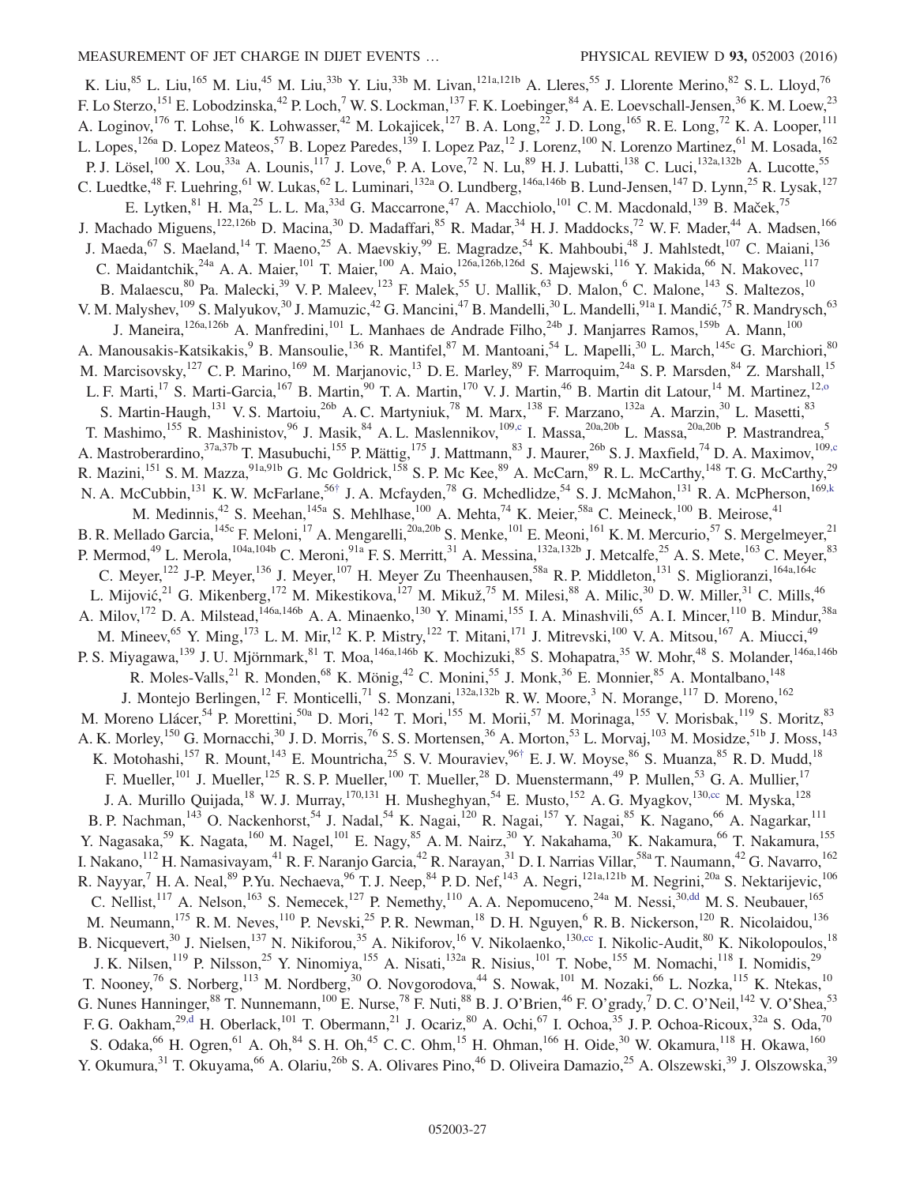K. Liu,[85] L. Liu,[165] M. Liu,[45] M. Liu,[33b] Y. Liu,[33b] M. Livan,[121a,121b] A. Lleres,[55] J. Llorente Merino,[82] S. L. Lloyd,[76] F. Lo Sterzo,[151] E. Lobodzinska,[42] P. Loch,[7] W. S. Lockman,[137] F. K. Loebinger,[84] A. E. Loevschall-Jensen,[36] K. M. Loew,[23] A. Loginov,[176] T. Lohse,[16] K. Lohwasser,[42] M. Lokajicek,[127] B. A. Long,[22] J. D. Long,[165] R. E. Long,[72] K. A. Looper,[111] L. Lopes,[126a] D. Lopez Mateos,[57] B. Lopez Paredes,[139] I. Lopez Paz,[12] J. Lorenz,[100] N. Lorenzo Martinez,[61] M. Losada,[162] P. J. Lösel,[100] X. Lou,[33a] A. Lounis,[117] J. Love,[6] P. A. Love,[72] N. Lu,[89] H. J. Lubatti,[138] C. Luci,[132a,132b] A. Lucotte,[55] C. Luedtke,[48] F. Luehring,[61] W. Lukas,[62] L. Luminari,[132a] O. Lundberg,[146a,146b] B. Lund-Jensen,[147] D. Lynn,[25] R. Lysak,[127] E. Lytken,[81] H. Ma,[25] L. L. Ma,[33d] G. Maccarrone,[47] A. Macchiolo,[101] C. M. Macdonald,[139] B. Maček,[75] J. Machado Miguens,[122,126b] D. Macina,[30] D. Madaffari,[85] R. Madar,[34] H. J. Maddocks,[72] W. F. Mader,[44] A. Madsen,[166] J. Maeda,[67] S. Maeland,[14] T. Maeno,[25] A. Maevskiy,[99] E. Magradze,[54] K. Mahboubi,[48] J. Mahlstedt,[107] C. Maiani,[136] C. Maidantchik,[24a] A. A. Maier,[101] T. Maier,[100] A. Maio,[126a,126b,126d] S. Majewski,[116] Y. Makida,[66] N. Makovec,[117] B. Malaescu,[80] Pa. Malecki,[39] V. P. Maleev,[123] F. Malek,[55] U. Mallik,[63] D. Malon,[6] C. Malone,[143] S. Maltezos,[10] V. M. Malyshev,[109] S. Malyukov,[30] J. Mamuzic,[42] G. Mancini,[47] B. Mandelli,[30] L. Mandelli,[91a] I. Mandić,[75] R. Mandrysch,[63] J. Maneira,[126a,126b] A. Manfredini,[101] L. Manhaes de Andrade Filho,[24b] J. Manjarres Ramos,[159b] A. Mann,[100] A. Manousakis-Katsikakis,[9] B. Mansoulie,[136] R. Mantifel,[87] M. Mantoani,[54] L. Mapelli,[30] L. March,[145c] G. Marchiori,[80] M. Marcisovsky,[127] C. P. Marino,[169] M. Marjanovic,[13] D. E. Marley,[89] F. Marroquim,[24a] S. P. Marsden,[84] Z. Marshall,[15] L. F. Marti,[17] S. Marti-Garcia,[167] B. Martin,[90] T. A. Martin,[170] V. J. Martin,[46] B. Martin dit Latour,[14] M. Martinez,[12,o] S. Martin-Haugh,[131] V. S. Martoiu,[26b] A. C. Martyniuk,[78] M. Marx,[138] F. Marzano,[132a] A. Marzin,[30] L. Masetti,[83] T. Mashimo,[155] R. Mashinistov,[96] J. Masik,[84] A. L. Maslennikov,[109,c] I. Massa,[20a,20b] L. Massa,[20a,20b] P. Mastrandrea,[5] A. Mastroberardino,[37a,37b] T. Masubuchi,[155] P. Mättig,[175] J. Mattmann,[83] J. Maurer,[26b] S. J. Maxfield,[74] D. A. Maximov,[109,c] R. Mazini,[151] S. M. Mazza,[91a,91b] G. Mc Goldrick,[158] S. P. Mc Kee,[89] A. McCarn,[89] R. L. McCarthy,[148] T. G. McCarthy,[29] N. A. McCubbin,[131] K. W. McFarlane,[56†] J. A. Mcfayden,[78] G. Mchedlidze,[54] S. J. McMahon,[131] R. A. McPherson,[169,k] M. Medinnis,[42] S. Meehan,[145a] S. Mehlhase,[100] A. Mehta,[74] K. Meier,[58a] C. Meineck,[100] B. Meirose,[41] B. R. Mellado Garcia,[145c] F. Meloni,[17] A. Mengarelli,[20a,20b] S. Menke,[101] E. Meoni,[161] K. M. Mercurio,[57] S. Mergelmeyer,[21] P. Mermod,[49] L. Merola,[104a,104b] C. Meroni,[91a] F. S. Merritt,[31] A. Messina,[132a,132b] J. Metcalfe,[25] A. S. Mete,[163] C. Meyer,[83] C. Meyer,[122] J-P. Meyer,[136] J. Meyer,[107] H. Meyer Zu Theenhausen,[58a] R. P. Middleton,[131] S. Miglioranzi,[164a,164c] L. Mijović,[21] G. Mikenberg,[172] M. Mikestikova,[127] M. Mikuž,[75] M. Milesi,[88] A. Milic,[30] D. W. Miller,[31] C. Mills,[46] A. Milov,[172] D. A. Milstead,[146a,146b] A. A. Minaenko,[130] Y. Minami,[155] I. A. Minashvili,[65] A. I. Mincer,[110] B. Mindur,[38a] M. Mineev,[65] Y. Ming,[173] L. M. Mir,[12] K. P. Mistry,[122] T. Mitani,[171] J. Mitrevski,[100] V. A. Mitsou,[167] A. Miucci,[49] P. S. Miyagawa,[139] J. U. Mjörnmark,[81] T. Moa,[146a,146b] K. Mochizuki,[85] S. Mohapatra,[35] W. Mohr,[48] S. Molander,[146a,146b] R. Moles-Valls,[21] R. Monden,[68] K. Mönig,[42] C. Monini,[55] J. Monk,[36] E. Monnier,[85] A. Montalbano,[148] J. Montejo Berlingen,[12] F. Monticelli,[71] S. Monzani,[132a,132b] R. W. Moore,[3] N. Morange,[117] D. Moreno,[162] M. Moreno Llácer,[54] P. Morettini,[50a] D. Mori,[142] T. Mori,[155] M. Morii,[57] M. Morinaga,[155] V. Morisbak,[119] S. Moritz,[83] A. K. Morley,[150] G. Mornacchi,[30] J. D. Morris,[76] S. S. Mortensen,[36] A. Morton,[53] L. Morvaj,[103] M. Mosidze,[51b] J. Moss,[143] K. Motohashi,[157] R. Mount,[143] E. Mountricha,[25] S. V. Mouraviev,[96†] E. J. W. Moyse,[86] S. Muanza,[85] R. D. Mudd,[18] F. Mueller,[101] J. Mueller,[125] R. S. P. Mueller,[100] T. Mueller,[28] D. Muenstermann,[49] P. Mullen,[53] G. A. Mullier,[17] J. A. Murillo Quijada,[18] W. J. Murray,[170,131] H. Musheghyan,[54] E. Musto,[152] A. G. Myagkov,[130,cc] M. Myska,[128] B. P. Nachman,[143] O. Nackenhorst,[54] J. Nadal,[54] K. Nagai,[120] R. Nagai,[157] Y. Nagai,[85] K. Nagano,[66] A. Nagarkar,[111] Y. Nagasaka,[59] K. Nagata,[160] M. Nagel,[101] E. Nagy,[85] A. M. Nairz,[30] Y. Nakahama,[30] K. Nakamura,[66] T. Nakamura,[155] I. Nakano,[112] H. Namasivayam,[41] R. F. Naranjo Garcia,[42] R. Narayan,[31] D. I. Narrias Villar,[58a] T. Naumann,[42] G. Navarro,[162] R. Nayyar,[7] H. A. Neal,[89] P. Yu. Nechaeva,[96] T. J. Neep,[84] P. D. Nef,[143] A. Negri,[121a,121b] M. Negrini,[20a] S. Nektarijevic,[106] C. Nellist,[117] A. Nelson,[163] S. Nemecek,[127] P. Nemethy,[110] A. A. Nepomuceno,[24a] M. Nessi,[30,dd] M. S. Neubauer,[165] M. Neumann,[175] R. M. Neves,[110] P. Nevski,[25] P. R. Newman,[18] D. H. Nguyen,[6] R. B. Nickerson,[120] R. Nicolaidou,[136] B. Nicquevert,[30] J. Nielsen,[137] N. Nikiforou,[35] A. Nikiforov,[16] V. Nikolaenko,[130,cc] I. Nikolic-Audit,[80] K. Nikolopoulos,[18] J. K. Nilsen,[119] P. Nilsson,[25] Y. Ninomiya,[155] A. Nisati,[132a] R. Nisius,[101] T. Nobe,[155] M. Nomachi,[118] I. Nomidis,[29] T. Nooney,[76] S. Norberg,[113] M. Nordberg,[30] O. Novgorodova,[44] S. Nowak,[101] M. Nozaki,[66] L. Nozka,[115] K. Ntekas,[10] G. Nunes Hanninger,[88] T. Nunnemann,[100] E. Nurse,[78] F. Nuti,[88] B. J. O'Brien,[46] F. O'grady,[7] D. C. O'Neil,[142] V. O'Shea,[53] F. G. Oakham,[29,d] H. Oberlack,[101] T. Obermann,[21] J. Ocariz,[80] A. Ochi,[67] I. Ochoa,[35] J. P. Ochoa-Ricoux,[32a] S. Oda,[70] S. Odaka,[66] H. Ogren,[61] A. Oh,[84] S. H. Oh,[45] C. C. Ohm,[15] H. Ohman,[166] H. Oide,[30] W. Okamura,[118] H. Okawa,[160] Y. Okumura,[31] T. Okuyama,[66] A. Olariu,[26b] S. A. Olivares Pino,[46] D. Oliveira Damazio,[25] A. Olszewski,[39] J. Olszowska,[39]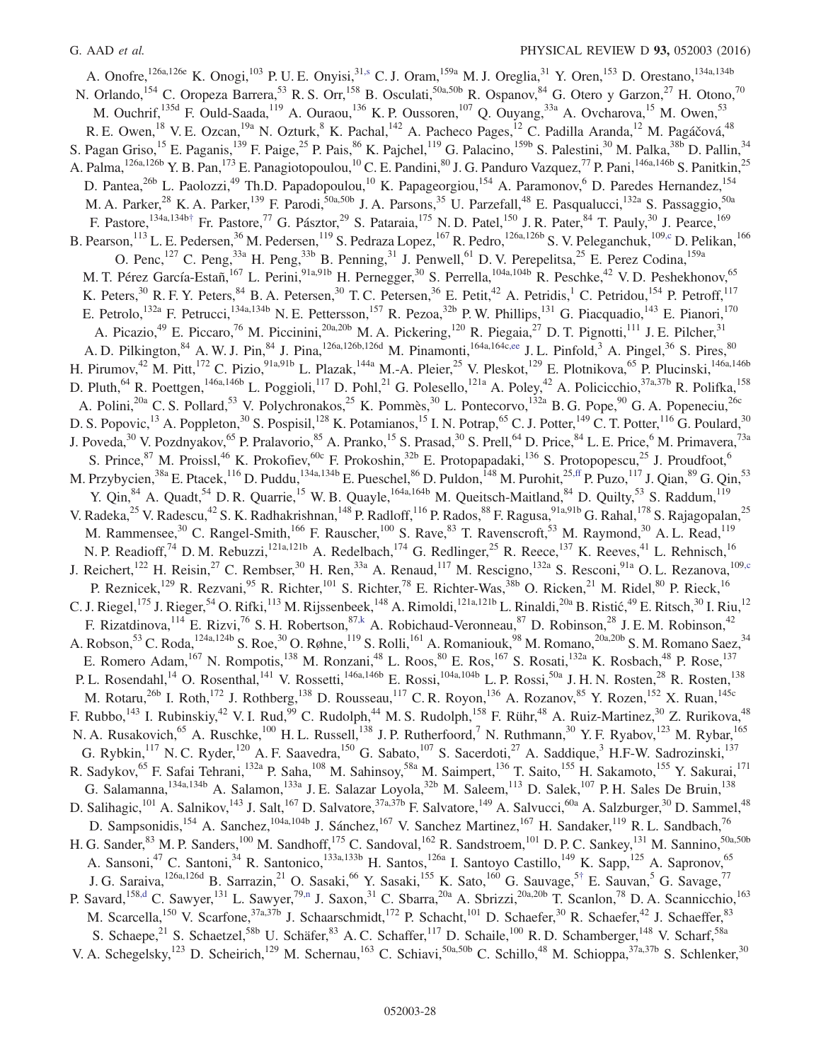A. Onofre,[126a,126e] K. Onogi,[103] P. U. E. Onyisi,[31,s] C. J. Oram,[159a] M. J. Oreglia,[31] Y. Oren,[153] D. Orestano,[134a,134b] N. Orlando,[154] C. Oropeza Barrera,[53] R. S. Orr,[158] B. Osculati,[50a,50b] R. Ospanov,[84] G. Otero y Garzon,[27] H. Otono,[70] M. Ouchrif,[135d] F. Ould-Saada,[119] A. Ouraou,[136] K. P. Oussoren,[107] Q. Ouyang,[33a] A. Ovcharova,[15] M. Owen,[53] R. E. Owen,[18] V. E. Ozcan,[19a] N. Ozturk,[8] K. Pachal,[142] A. Pacheco Pages,[12] C. Padilla Aranda,[12] M. Pagáčová,[48] S. Pagan Griso,[15] E. Paganis,[139] F. Paige,[25] P. Pais,[86] K. Pajchel,[119] G. Palacino,[159b] S. Palestini,[30] M. Palka,[38b] D. Pallin,[34] A. Palma,[126a,126b] Y. B. Pan,[173] E. Panagiotopoulou,[10] C. E. Pandini,[80] J. G. Panduro Vazquez,[77] P. Pani,[146a,146b] S. Panitkin,[25] D. Pantea,[26b] L. Paolozzi,[49] Th.D. Papadopoulou,[10] K. Papageorgiou,[154] A. Paramonov,[6] D. Paredes Hernandez,[154] M. A. Parker,[28] K. A. Parker,[139] F. Parodi,[50a,50b] J. A. Parsons,[35] U. Parzefall,[48] E. Pasqualucci,[132a] S. Passaggio,[50a] F. Pastore,[134a,134b,†] Fr. Pastore,[77] G. Pásztor,[29] S. Pataraia,[175] N. D. Patel,[150] J. R. Pater,[84] T. Pauly,[30] J. Pearce,[169] B. Pearson,[113] L. E. Pedersen,[36] M. Pedersen,[119] S. Pedraza Lopez,[167] R. Pedro,[126a,126b] S. V. Peleganchuk,[109,c] D. Pelikan,[166] O. Penc,[127] C. Peng,[33a] H. Peng,[33b] B. Penning,[31] J. Penwell,[61] D. V. Perepelitsa,[25] E. Perez Codina,[159a] M. T. Pérez García-Estañ,[167] L. Perini,[91a,91b] H. Pernegger,[30] S. Perrella,[104a,104b] R. Peschke,[42] V. D. Peshekhonov,[65] K. Peters,[30] R. F. Y. Peters,[84] B. A. Petersen,[30] T. C. Petersen,[36] E. Petit,[42] A. Petridis,[1] C. Petridou,[154] P. Petroff,[117] E. Petrolo,[132a] F. Petrucci,[134a,134b] N. E. Pettersson,[157] R. Pezoa,[32b] P. W. Phillips,[131] G. Piacquadio,[143] E. Pianori,[170] A. Picazio,[49] E. Piccaro,[76] M. Piccinini,[20a,20b] M. A. Pickering,[120] R. Piegaia,[27] D. T. Pignotti,[111] J. E. Pilcher,[31] A. D. Pilkington,[84] A. W. J. Pin,[84] J. Pina,[126a,126b,126d] M. Pinamonti,[164a,164c,ee] J. L. Pinfold,[3] A. Pingel,[36] S. Pires,[80] H. Pirumov,[42] M. Pitt,[172] C. Pizio,[91a,91b] L. Plazak,[144a] M.-A. Pleier,[25] V. Pleskot,[129] E. Plotnikova,[65] P. Plucinski,[146a,146b] D. Pluth,[64] R. Poettgen,[146a,146b] L. Poggioli,[117] D. Pohl,[21] G. Polesello,[121a] A. Poley,[42] A. Policicchio,[37a,37b] R. Polifka,[158] A. Polini,[20a] C. S. Pollard,[53] V. Polychronakos,[25] K. Pommès,[30] L. Pontecorvo,[132a] B. G. Pope,[90] G. A. Popeneciu,[26c] D. S. Popovic,[13] A. Poppleton,[30] S. Pospisil,[128] K. Potamianos,[15] I. N. Potrap,[65] C. J. Potter,[149] C. T. Potter,[116] G. Poulard,[30] J. Poveda,[30] V. Pozdnyakov,[65] P. Pralavorio,[85] A. Pranko,[15] S. Prasad,[30] S. Prell,[64] D. Price,[84] L. E. Price,[6] M. Primavera,[73a] S. Prince,[87] M. Proissl,[46] K. Prokofiev,[60c] F. Prokoshin,[32b] E. Protopapadaki,[136] S. Protopopescu,[25] J. Proudfoot,[6] M. Przybycien,[38a] E. Ptacek,[116] D. Puddu,[134a,134b] E. Pueschel,[86] D. Puldon,[148] M. Purohit,[25,ff] P. Puzo,[117] J. Qian,[89] G. Qin,[53] Y. Qin,[84] A. Quadt,[54] D. R. Quarrie,[15] W. B. Quayle,[164a,164b] M. Queitsch-Maitland,[84] D. Quilty,[53] S. Raddum,[119] V. Radeka,[25] V. Radescu,[42] S. K. Radhakrishnan,[148] P. Radloff,[116] P. Rados,[88] F. Ragusa,[91a,91b] G. Rahal,[178] S. Rajagopalan,[25] M. Rammensee,[30] C. Rangel-Smith,[166] F. Rauscher,[100] S. Rave,[83] T. Ravenscroft,[53] M. Raymond,[30] A. L. Read,[119] N. P. Readioff,[74] D. M. Rebuzzi,[121a,121b] A. Redelbach,[174] G. Redlinger,[25] R. Reece,[137] K. Reeves,[41] L. Rehnisch,[16] J. Reichert,[122] H. Reisin,[27] C. Rembser,[30] H. Ren,[33a] A. Renaud,[117] M. Rescigno,[132a] S. Resconi,[91a] O. L. Rezanova,[109,c] P. Reznicek,[129] R. Rezvani,[95] R. Richter,[101] S. Richter,[78] E. Richter-Was,[38b] O. Ricken,[21] M. Ridel,[80] P. Rieck,[16] C. J. Riegel,[175] J. Rieger,[54] O. Rifki,[113] M. Rijssenbeek,[148] A. Rimoldi,[121a,121b] L. Rinaldi,[20a] B. Ristić,[49] E. Ritsch,[30] I. Riu,[12] F. Rizatdinova,[114] E. Rizvi,[76] S. H. Robertson,[87,k] A. Robichaud-Veronneau,[87] D. Robinson,[28] J. E. M. Robinson,[42] A. Robson,[53] C. Roda,[124a,124b] S. Roe,[30] O. Røhne,[119] S. Rolli,[161] A. Romaniouk,[98] M. Romano,[20a,20b] S. M. Romano Saez,[34] E. Romero Adam,[167] N. Rompotis,[138] M. Ronzani,[48] L. Roos,[80] E. Ros,[167] S. Rosati,[132a] K. Rosbach,[48] P. Rose,[137] P. L. Rosendahl,[14] O. Rosenthal,[141] V. Rossetti,[146a,146b] E. Rossi,[104a,104b] L. P. Rossi,[50a] J. H. N. Rosten,[28] R. Rosten,[138] M. Rotaru,[26b] I. Roth,[172] J. Rothberg,[138] D. Rousseau,[117] C. R. Royon,[136] A. Rozanov,[85] Y. Rozen,[152] X. Ruan,[145c] F. Rubbo,[143] I. Rubinskiy,[42] V. I. Rud,[99] C. Rudolph,[44] M. S. Rudolph,[158] F. Rühr,[48] A. Ruiz-Martinez,[30] Z. Rurikova,[48] N. A. Rusakovich,[65] A. Ruschke,[100] H. L. Russell,[138] J. P. Rutherfoord,[7] N. Ruthmann,[30] Y. F. Ryabov,[123] M. Rybar,[165] G. Rybkin,[117] N. C. Ryder,[120] A. F. Saavedra,[150] G. Sabato,[107] S. Sacerdoti,[27] A. Saddique,[3] H.F-W. Sadrozinski,[137] R. Sadykov,[65] F. Safai Tehrani,[132a] P. Saha,[108] M. Sahinsoy,[58a] M. Saimpert,[136] T. Saito,[155] H. Sakamoto,[155] Y. Sakurai,[171] G. Salamanna,[134a,134b] A. Salamon,[133a] J. E. Salazar Loyola,[32b] M. Saleem,[113] D. Salek,[107] P. H. Sales De Bruin,[138] D. Salihagic,[101] A. Salnikov,[143] J. Salt,[167] D. Salvatore,[37a,37b] F. Salvatore,[149] A. Salvucci,[60a] A. Salzburger,[30] D. Sammel,[48] D. Sampsonidis,[154] A. Sanchez,[104a,104b] J. Sánchez,[167] V. Sanchez Martinez,[167] H. Sandaker,[119] R. L. Sandbach,[76] H. G. Sander,[83] M. P. Sanders,[100] M. Sandhoff,[175] C. Sandoval,[162] R. Sandstroem,[101] D. P. C. Sankey,[131] M. Sannino,[50a,50b] A. Sansoni,[47] C. Santoni,[34] R. Santonico,[133a,133b] H. Santos,[126a] I. Santoyo Castillo,[149] K. Sapp,[125] A. Sapronov,[65] J. G. Saraiva,[126a,126d] B. Sarrazin,[21] O. Sasaki,[66] Y. Sasaki,[155] K. Sato,[160] G. Sauvage,[5,†] E. Sauvan,[5] G. Savage,[77] P. Savard,[158,d] C. Sawyer,[131] L. Sawyer,[79,n] J. Saxon,[31] C. Sbarra,[20a] A. Sbrizzi,[20a,20b] T. Scanlon,[78] D. A. Scannicchio,[163] M. Scarcella,[150] V. Scarfone,[37a,37b] J. Schaarschmidt,[172] P. Schacht,[101] D. Schaefer,[30] R. Schaefer,[42] J. Schaeffer,[83] S. Schaepe,[21] S. Schaetzel,[58b] U. Schäfer,[83] A. C. Schaffer,[117] D. Schaile,[100] R. D. Schamberger,[148] V. Scharf,[58a] V. A. Schegelsky,[123] D. Scheirich,[129] M. Schernau,[163] C. Schiavi,[50a,50b] C. Schillo,[48] M. Schioppa,[37a,37b] S. Schlenker,[30]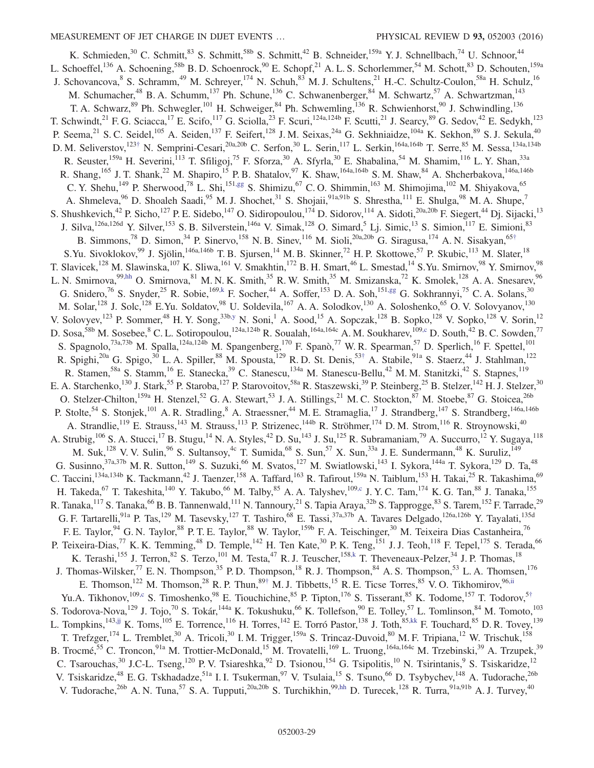K. Schmieden,[30] C. Schmitt,[83] S. Schmitt,[58b] S. Schmitt,[42] B. Schneider,[159a] Y. J. Schnellbach,[74] U. Schnoor,[44] L. Schoeffel,[136] A. Schoening,[58b] B. D. Schoenrock,[90] E. Schopf,[21] A. L. S. Schorlemmer,[54] M. Schott,[83] D. Schouten,[159a] J. Schovancova,[8] S. Schramm,[49] M. Schreyer,[174] N. Schuh,[83] M. J. Schultens,[21] H.-C. Schultz-Coulon,[58a] H. Schulz,[16] M. Schumacher,[48] B. A. Schumm,[137] Ph. Schune,[136] C. Schwanenberger,[84] M. Schwartz,[57] A. Schwartzman,[143] T. A. Schwarz,[89] Ph. Schwegler,[101] H. Schweiger,[84] Ph. Schwemling,[136] R. Schwienhorst,[90] J. Schwindling,[136] T. Schwindt,[21] F. G. Sciacca,[17] E. Scifo,[117] G. Sciolla,[23] F. Scuri,[124a,124b] F. Scutti,[21] J. Searcy,[89] G. Sedov,[42] E. Sedykh,[123] P. Seema,[21] S. C. Seidel,[105] A. Seiden,[137] F. Seifert,[128] J. M. Seixas,[24a] G. Sekhniaidze,[104a] K. Sekhon,[89] S. J. Sekula,[40] D. M. Seliverstov,[123†] N. Semprini-Cesari,[20a,20b] C. Serfon,[30] L. Serin,[117] L. Serkin,[164a,164b] T. Serre,[85] M. Sessa,[134a,134b] R. Seuster,[159a] H. Severini,[113] T. Sfiligoj,[75] F. Sforza,[30] A. Sfyrla,[30] E. Shabalina,[54] M. Shamim,[116] L. Y. Shan,[33a] R. Shang,[165] J. T. Shank,[22] M. Shapiro,[15] P. B. Shatalov,[97] K. Shaw,[164a,164b] S. M. Shaw,[84] A. Shcherbakova,[146a,146b] C. Y. Shehu,[149] P. Sherwood,[78] L. Shi,[151,gg] S. Shimizu,[67] C. O. Shimmin,[163] M. Shimojima,[102] M. Shiyakova,[65] A. Shmeleva,[96] D. Shoaleh Saadi,[95] M. J. Shochet,[31] S. Shojaii,[91a,91b] S. Shrestha,[111] E. Shulga,[98] M. A. Shupe,[7] S. Shushkevich,[42] P. Sicho,[127] P. E. Sidebo,[147] O. Sidiropoulou,[174] D. Sidorov,[114] A. Sidoti,[20a,20b] F. Siegert,[44] Dj. Sijacki,[13] J. Silva,[126a,126d] Y. Silver,[153] S. B. Silverstein,[146a] V. Simak,[128] O. Simard,[5] Lj. Simic,[13] S. Simion,[117] E. Simioni,[83] B. Simmons,[78] D. Simon,[34] P. Sinervo,[158] N. B. Sinev,[116] M. Sioli,[20a,20b] G. Siragusa,[174] A. N. Sisakyan,[65†] S.Yu. Sivoklokov,[99] J. Sjölin,[146a,146b] T. B. Sjursen,[14] M. B. Skinner,[72] H. P. Skottowe,[57] P. Skubic,[113] M. Slater,[18] T. Slavicek,[128] M. Slawinska,[107] K. Sliwa,[161] V. Smakhtin,[172] B. H. Smart,[46] L. Smestad,[14] S.Yu. Smirnov,[98] Y. Smirnov,[98] L. N. Smirnova,[99,hh] O. Smirnova,[81] M. N. K. Smith,[35] R. W. Smith,[35] M. Smizanska,[72] K. Smolek,[128] A. A. Snesarev,[96] G. Snidero,[76] S. Snyder,[25] R. Sobie,[169,k] F. Socher,[44] A. Soffer,[153] D. A. Soh,[151,gg] G. Sokhrannyi,[75] C. A. Solans,[30] M. Solar,[128] J. Solc,[128] E.Yu. Soldatov,[98] U. Soldevila,[167] A. A. Solodkov,[130] A. Soloshenko,[65] O. V. Solovyanov,[130] V. Solovyev,[123] P. Sommer,[48] H. Y. Song,[33b,y] N. Soni,[1] A. Sood,[15] A. Sopczak,[128] B. Sopko,[128] V. Sopko,[128] V. Sorin,[12] D. Sosa,[58b] M. Sosebee,[8] C. L. Sotiropoulou,[124a,124b] R. Soualah,[164a,164c] A. M. Soukharev,[109,c] D. South,[42] B. C. Sowden,[77] S. Spagnolo,[73a,73b] M. Spalla,[124a,124b] M. Spangenberg,[170] F. Spanò,[77] W. R. Spearman,[57] D. Sperlich,[16] F. Spettel,[101] R. Spighi,[20a] G. Spigo,[30] L. A. Spiller,[88] M. Spousta,[129] R. D. St. Denis,[53†] A. Stabile,[91a] S. Staerz,[44] J. Stahlman,[122] R. Stamen,[58a] S. Stamm,[16] E. Stanecka,[39] C. Stanescu,[134a] M. Stanescu-Bellu,[42] M. M. Stanitzki,[42] S. Stapnes,[119] E. A. Starchenko,[130] J. Stark,[55] P. Staroba,[127] P. Starovoitov,[58a] R. Staszewski,[39] P. Steinberg,[25] B. Stelzer,[142] H. J. Stelzer,[30] O. Stelzer-Chilton,[159a] H. Stenzel,[52] G. A. Stewart,[53] J. A. Stillings,[21] M. C. Stockton,[87] M. Stoebe,[87] G. Stoicea,[26b] P. Stolte,[54] S. Stonjek,[101] A. R. Stradling,[8] A. Straessner,[44] M. E. Stramaglia,[17] J. Strandberg,[147] S. Strandberg,[146a,146b] A. Strandlie,[119] E. Strauss,[143] M. Strauss,[113] P. Strizenec,[144b] R. Ströhmer,[174] D. M. Strom,[116] R. Stroynowski,[40] A. Strubig,[106] S. A. Stucci,[17] B. Stugu,[14] N. A. Styles,[42] D. Su,[143] J. Su,[125] R. Subramaniam,[79] A. Succurro,[12] Y. Sugaya,[118] M. Suk,[128] V. V. Sulin,[96] S. Sultansoy,[4c] T. Sumida,[68] S. Sun,[57] X. Sun,[33a] J. E. Sundermann,[48] K. Suruliz,[149] G. Susinno,[37a,37b] M. R. Sutton,[149] S. Suzuki,[66] M. Svatos,[127] M. Swiatlowski,[143] I. Sykora,[144a] T. Sykora,[129] D. Ta,[48] C. Taccini,[134a,134b] K. Tackmann,[42] J. Taenzer,[158] A. Taffard,[163] R. Tafirout,[159a] N. Taiblum,[153] H. Takai,[25] R. Takashima,[69] H. Takeda,[67] T. Takeshita,[140] Y. Takubo,[66] M. Talby,[85] A. A. Talyshev,[109,c] J. Y. C. Tam,[174] K. G. Tan,[88] J. Tanaka,[155] R. Tanaka,[117] S. Tanaka,[66] B. B. Tannenwald,[111] N. Tannoury,[21] S. Tapia Araya,[32b] S. Tapprogge,[83] S. Tarem,[152] F. Tarrade,[29] G. F. Tartarelli,[91a] P. Tas,[129] M. Tasevsky,[127] T. Tashiro,[68] E. Tassi,[37a,37b] A. Tavares Delgado,[126a,126b] Y. Tayalati,[135d] F. E. Taylor,[94] G. N. Taylor,[88] P. T. E. Taylor,[88] W. Taylor,[159b] F. A. Teischinger,[30] M. Teixeira Dias Castanheira,[76] P. Teixeira-Dias,[77] K. K. Temming,[48] D. Temple,[142] H. Ten Kate,[30] P. K. Teng,[151] J. J. Teoh,[118] F. Tepel,[175] S. Terada,[66] K. Terashi,[155] J. Terron,[82] S. Terzo,[101] M. Testa,[47] R. J. Teuscher,[158,k] T. Theveneaux-Pelzer,[34] J. P. Thomas,[18] J. Thomas-Wilsker,[77] E. N. Thompson,[35] P. D. Thompson,[18] R. J. Thompson,[84] A. S. Thompson,[53] L. A. Thomsen,[176] E. Thomson,[122] M. Thomson,[28] R. P. Thun,[89†] M. J. Tibbetts,[15] R. E. Ticse Torres,[85] V. O. Tikhomirov,[96,ii] Yu.A. Tikhonov,[109,c] S. Timoshenko,[98] E. Tiouchichine,[85] P. Tipton,[176] S. Tisserant,[85] K. Todome,[157] T. Todorov,[5†] S. Todorova-Nova,[129] J. Tojo,[70] S. Tokár,[144a] K. Tokushuku,[66] K. Tollefson,[90] E. Tolley,[57] L. Tomlinson,[84] M. Tomoto,[103] L. Tompkins,[143,jj] K. Toms,[105] E. Torrence,[116] H. Torres,[142] E. Torró Pastor,[138] J. Toth,[85,kk] F. Touchard,[85] D. R. Tovey,[139] T. Trefzger,[174] L. Tremblet,[30] A. Tricoli,[30] I. M. Trigger,[159a] S. Trincaz-Duvoid,[80] M. F. Tripiana,[12] W. Trischuk,[158] B. Trocmé,[55] C. Troncon,[91a] M. Trottier-McDonald,[15] M. Trovatelli,[169] L. Truong,[164a,164c] M. Trzebinski,[39] A. Trzupek,[39] C. Tsarouchas,[30] J.C-L. Tseng,[120] P. V. Tsiareshka,[92] D. Tsionou,[154] G. Tsipolitis,[10] N. Tsirintanis,[9] S. Tsiskaridze,[12] V. Tsiskaridze,[48] E. G. Tskhadadze,[51a] I. I. Tsukerman,[97] V. Tsulaia,[15] S. Tsuno,[66] D. Tsybychev,[148] A. Tudorache,[26b] V. Tudorache,[26b] A. N. Tuna,[57] S. A. Tupputi,[20a,20b] S. Turchikhin,[99,hh] D. Turecek,[128] R. Turra,[91a,91b] A. J. Turvey,[40]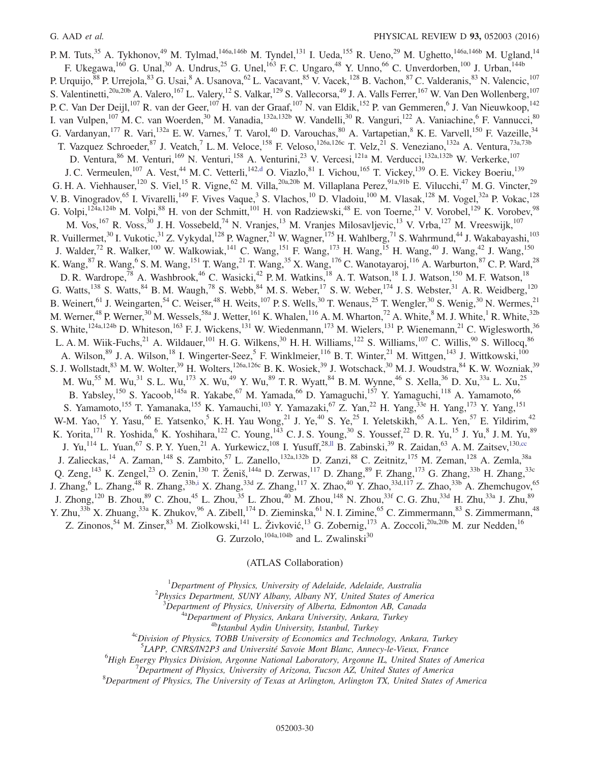P. M. Tuts,[35] A. Tykhonov,[49] M. Tylmad,[146a,146b] M. Tyndel,[131] I. Ueda,[155] R. Ueno,[29] M. Ughetto,[146a,146b] M. Ugland,[14] F. Ukegawa,[160] G. Unal,[30] A. Undrus,[25] G. Unel,[163] F. C. Ungaro,[48] Y. Unno,[66] C. Unverdorben,[100] J. Urban,[144b] P. Urquijo,[88] P. Urrejola,[83] G. Usai,[8] A. Usanova,[62] L. Vacavant,[85] V. Vacek,[128] B. Vachon,[87] C. Valderanis,[83] N. Valencic,[107] S. Valentinetti,[20a,20b] A. Valero,[167] L. Valery,[12] S. Valkar,[129] S. Vallecorsa,[49] J. A. Valls Ferrer,[167] W. Van Den Wollenberg,[107] P. C. Van Der Deijl,[107] R. van der Geer,[107] H. van der Graaf,[107] N. van Eldik,[152] P. van Gemmeren,[6] J. Van Nieuwkoop,[142] I. van Vulpen,[107] M. C. van Woerden,[30] M. Vanadia,[132a,132b] W. Vandelli,[30] R. Vanguri,[122] A. Vaniachine,[6] F. Vannucci,[80] G. Vardanyan,[177] R. Vari,[132a] E. W. Varnes,[7] T. Varol,[40] D. Varouchas,[80] A. Vartapetian,[8] K. E. Varvell,[150] F. Vazeille,[34] T. Vazquez Schroeder,[87] J. Veatch,[7] L. M. Veloce,[158] F. Veloso,[126a,126c] T. Velz,[21] S. Veneziano,[132a] A. Ventura,[73a,73b] D. Ventura,[86] M. Venturi,[169] N. Venturi,[158] A. Venturini,[23] V. Vercesi,[121a] M. Verducci,[132a,132b] W. Verkerke,[107] J. C. Vermeulen,[107] A. Vest,[44] M. C. Vetterli,[142,d] O. Viazlo,[81] I. Vichou,[165] T. Vickey,[139] O. E. Vickey Boeriu,[139] G. H. A. Viehhauser,[120] S. Viel,[15] R. Vigne,[62] M. Villa,[20a,20b] M. Villaplana Perez,[91a,91b] E. Vilucchi,[47] M. G. Vincter,[29] V. B. Vinogradov,[65] I. Vivarelli,[149] F. Vives Vaque,[3] S. Vlachos,[10] D. Vladoiu,[100] M. Vlasak,[128] M. Vogel,[32a] P. Vokac,[128] G. Volpi,[124a,124b] M. Volpi,[88] H. von der Schmitt,[101] H. von Radziewski,[48] E. von Toerne,[21] V. Vorobel,[129] K. Vorobev,[98] M. Vos,[167] R. Voss,[30] J. H. Vossebeld,[74] N. Vranjes,[13] M. Vranjes Milosavljevic,[13] V. Vrba,[127] M. Vreeswijk,[107] R. Vuillermet,[30] I. Vukotic,[31] Z. Vykydal,[128] P. Wagner,[21] W. Wagner,[175] H. Wahlberg,[71] S. Wahrmund,[44] J. Wakabayashi,[103] J. Walder,[72] R. Walker,[100] W. Walkowiak,[141] C. Wang,[151] F. Wang,[173] H. Wang,[15] H. Wang,[40] J. Wang,[42] J. Wang,[150] K. Wang,[87] R. Wang,[6] S. M. Wang,[151] T. Wang,[21] T. Wang,[35] X. Wang,[176] C. Wanotayaroj,[116] A. Warburton,[87] C. P. Ward,[28] D. R. Wardrope,[78] A. Washbrook,[46] C. Wasicki,[42] P. M. Watkins,[18] A. T. Watson,[18] I. J. Watson,[150] M. F. Watson,[18] G. Watts,[138] S. Watts,[84] B. M. Waugh,[78] S. Webb,[84] M. S. Weber,[17] S. W. Weber,[174] J. S. Webster,[31] A. R. Weidberg,[120] B. Weinert,[61] J. Weingarten,[54] C. Weiser,[48] H. Weits,[107] P. S. Wells,[30] T. Wenaus,[25] T. Wengler,[30] S. Wenig,[30] N. Wermes,[21] M. Werner,[48] P. Werner,[30] M. Wessels,[58a] J. Wetter,[161] K. Whalen,[116] A. M. Wharton,[72] A. White,[8] M. J. White,[1] R. White,[32b] S. White,[124a,124b] D. Whiteson,[163] F. J. Wickens,[131] W. Wiedenmann,[173] M. Wielers,[131] P. Wienemann,[21] C. Wiglesworth,[36] L. A. M. Wiik-Fuchs,[21] A. Wildauer,[101] H. G. Wilkens,[30] H. H. Williams,[122] S. Williams,[107] C. Willis,[90] S. Willocq,[86] A. Wilson,[89] J. A. Wilson,[18] I. Wingerter-Seez,[5] F. Winklmeier,[116] B. T. Winter,[21] M. Wittgen,[143] J. Wittkowski,[100] S. J. Wollstadt,[83] M. W. Wolter,[39] H. Wolters,[126a,126c] B. K. Wosiek,[39] J. Wotschack,[30] M. J. Woudstra,[84] K. W. Wozniak,[39] M. Wu,[55] M. Wu,[31] S. L. Wu,[173] X. Wu,[49] Y. Wu,[89] T. R. Wyatt,[84] B. M. Wynne,[46] S. Xella,[36] D. Xu,[33a] L. Xu,[25] B. Yabsley,[150] S. Yacoob,[145a] R. Yakabe,[67] M. Yamada,[66] D. Yamaguchi,[157] Y. Yamaguchi,[118] A. Yamamoto,[66] S. Yamamoto,[155] T. Yamanaka,[155] K. Yamauchi,[103] Y. Yamazaki,[67] Z. Yan,[22] H. Yang,[33e] H. Yang,[173] Y. Yang,[151] W-M. Yao,[15] Y. Yasu,[66] E. Yatsenko,[5] K. H. Yau Wong,[21] J. Ye,[40] S. Ye,[25] I. Yeletskikh,[65] A. L. Yen,[57] E. Yildirim,[42] K. Yorita,[171] R. Yoshida,[6] K. Yoshihara,[122] C. Young,[143] C. J. S. Young,[30] S. Youssef,[22] D. R. Yu,[15] J. Yu,[8] J. M. Yu,[89] J. Yu,[114] L. Yuan,[67] S. P. Y. Yuen,[21] A. Yurkewicz,[108] I. Yusuff,[28,ll] B. Zabinski,[39] R. Zaidan,[63] A. M. Zaitsev,[130,cc] J. Zalieckas,[14] A. Zaman,[148] S. Zambito,[57] L. Zanello,[132a,132b] D. Zanzi,[88] C. Zeitnitz,[175] M. Zeman,[128] A. Zemla,[38a] Q. Zeng,[143] K. Zengel,[23] O. Zenin,[130] T. Ženiš,[144a] D. Zerwas,[117] D. Zhang,[89] F. Zhang,[173] G. Zhang,[33b] H. Zhang,[33c] J. Zhang,[6] L. Zhang,[48] R. Zhang,[33b,i] X. Zhang,[33d] Z. Zhang,[117] X. Zhao,[40] Y. Zhao,[33d,117] Z. Zhao,[33b] A. Zhemchugov,[65] J. Zhong,[120] B. Zhou,[89] C. Zhou,[45] L. Zhou,[35] L. Zhou,[40] M. Zhou,[148] N. Zhou,[33f] C. G. Zhu,[33d] H. Zhu,[33a] J. Zhu,[89] Y. Zhu,[33b] X. Zhuang,[33a] K. Zhukov,[96] A. Zibell,[174] D. Zieminska,[61] N. I. Zimine,[65] C. Zimmermann,[83] S. Zimmermann,[48] Z. Zinonos,[54] M. Zinser,[83] M. Ziolkowski,[141] L. Živković,[13] G. Zobernig,[173] A. Zoccoli,[20a,20b] M. zur Nedden,[16] G. Zurzolo,[104a,104b] and L. Zwalinski[30]

(ATLAS Collaboration)

[1]*Department of Physics, University of Adelaide, Adelaide, Australia*
[2]*Physics Department, SUNY Albany, Albany NY, United States of America*
[3]*Department of Physics, University of Alberta, Edmonton AB, Canada*
[4a]*Department of Physics, Ankara University, Ankara, Turkey*
[4b]*Istanbul Aydin University, Istanbul, Turkey*
[4c]*Division of Physics, TOBB University of Economics and Technology, Ankara, Turkey*
[5]*LAPP, CNRS/IN2P3 and Université Savoie Mont Blanc, Annecy-le-Vieux, France*
[6]*High Energy Physics Division, Argonne National Laboratory, Argonne IL, United States of America*
[7]*Department of Physics, University of Arizona, Tucson AZ, United States of America*
[8]*Department of Physics, The University of Texas at Arlington, Arlington TX, United States of America*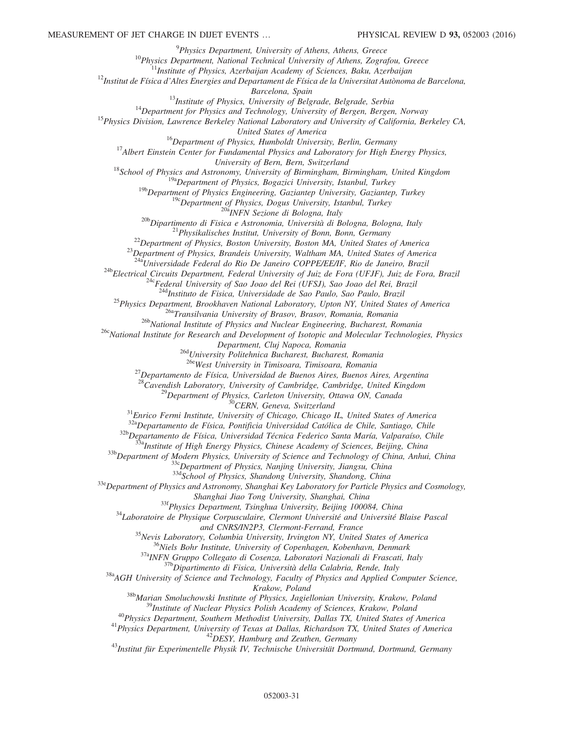[9]Physics Department, University of Athens, Athens, Greece
[10]Physics Department, National Technical University of Athens, Zografou, Greece
[11]Institute of Physics, Azerbaijan Academy of Sciences, Baku, Azerbaijan
[12]Institut de Física d'Altes Energies and Departament de Física de la Universitat Autònoma de Barcelona, Barcelona, Spain
[13]Institute of Physics, University of Belgrade, Belgrade, Serbia
[14]Department for Physics and Technology, University of Bergen, Bergen, Norway
[15]Physics Division, Lawrence Berkeley National Laboratory and University of California, Berkeley CA, United States of America
[16]Department of Physics, Humboldt University, Berlin, Germany
[17]Albert Einstein Center for Fundamental Physics and Laboratory for High Energy Physics, University of Bern, Bern, Switzerland
[18]School of Physics and Astronomy, University of Birmingham, Birmingham, United Kingdom
[19a]Department of Physics, Bogazici University, Istanbul, Turkey
[19b]Department of Physics Engineering, Gaziantep University, Gaziantep, Turkey
[19c]Department of Physics, Dogus University, Istanbul, Turkey
[20a]INFN Sezione di Bologna, Italy
[20b]Dipartimento di Fisica e Astronomia, Università di Bologna, Bologna, Italy
[21]Physikalisches Institut, University of Bonn, Bonn, Germany
[22]Department of Physics, Boston University, Boston MA, United States of America
[23]Department of Physics, Brandeis University, Waltham MA, United States of America
[24a]Universidade Federal do Rio De Janeiro COPPE/EE/IF, Rio de Janeiro, Brazil
[24b]Electrical Circuits Department, Federal University of Juiz de Fora (UFJF), Juiz de Fora, Brazil
[24c]Federal University of Sao Joao del Rei (UFSJ), Sao Joao del Rei, Brazil
[24d]Instituto de Fisica, Universidade de Sao Paulo, Sao Paulo, Brazil
[25]Physics Department, Brookhaven National Laboratory, Upton NY, United States of America
[26a]Transilvania University of Brasov, Brasov, Romania, Romania
[26b]National Institute of Physics and Nuclear Engineering, Bucharest, Romania
[26c]National Institute for Research and Development of Isotopic and Molecular Technologies, Physics Department, Cluj Napoca, Romania
[26d]University Politehnica Bucharest, Bucharest, Romania
[26e]West University in Timisoara, Timisoara, Romania
[27]Departamento de Física, Universidad de Buenos Aires, Buenos Aires, Argentina
[28]Cavendish Laboratory, University of Cambridge, Cambridge, United Kingdom
[29]Department of Physics, Carleton University, Ottawa ON, Canada
[30]CERN, Geneva, Switzerland
[31]Enrico Fermi Institute, University of Chicago, Chicago IL, United States of America
[32a]Departamento de Física, Pontificia Universidad Católica de Chile, Santiago, Chile
[32b]Departamento de Física, Universidad Técnica Federico Santa María, Valparaíso, Chile
[33a]Institute of High Energy Physics, Chinese Academy of Sciences, Beijing, China
[33b]Department of Modern Physics, University of Science and Technology of China, Anhui, China
[33c]Department of Physics, Nanjing University, Jiangsu, China
[33d]School of Physics, Shandong University, Shandong, China
[33e]Department of Physics and Astronomy, Shanghai Key Laboratory for Particle Physics and Cosmology, Shanghai Jiao Tong University, Shanghai, China
[33f]Physics Department, Tsinghua University, Beijing 100084, China
[34]Laboratoire de Physique Corpusculaire, Clermont Université and Université Blaise Pascal and CNRS/IN2P3, Clermont-Ferrand, France
[35]Nevis Laboratory, Columbia University, Irvington NY, United States of America
[36]Niels Bohr Institute, University of Copenhagen, Kobenhavn, Denmark
[37a]INFN Gruppo Collegato di Cosenza, Laboratori Nazionali di Frascati, Italy
[37b]Dipartimento di Fisica, Università della Calabria, Rende, Italy
[38a]AGH University of Science and Technology, Faculty of Physics and Applied Computer Science, Krakow, Poland
[38b]Marian Smoluchowski Institute of Physics, Jagiellonian University, Krakow, Poland
[39]Institute of Nuclear Physics Polish Academy of Sciences, Krakow, Poland
[40]Physics Department, Southern Methodist University, Dallas TX, United States of America
[41]Physics Department, University of Texas at Dallas, Richardson TX, United States of America
[42]DESY, Hamburg and Zeuthen, Germany
[43]Institut für Experimentelle Physik IV, Technische Universität Dortmund, Dortmund, Germany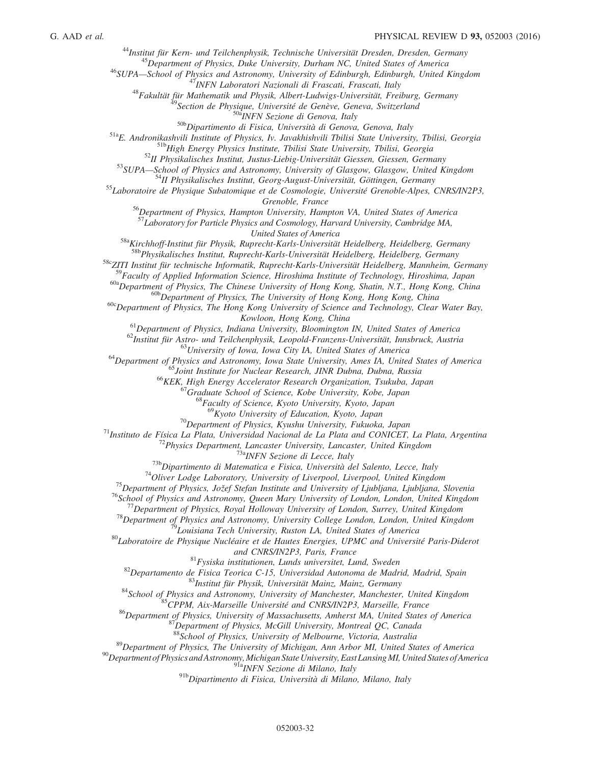[44]Institut für Kern- und Teilchenphysik, Technische Universität Dresden, Dresden, Germany
[45]Department of Physics, Duke University, Durham NC, United States of America
[46]SUPA—School of Physics and Astronomy, University of Edinburgh, Edinburgh, United Kingdom
[47]INFN Laboratori Nazionali di Frascati, Frascati, Italy
[48]Fakultät für Mathematik und Physik, Albert-Ludwigs-Universität, Freiburg, Germany
[49]Section de Physique, Université de Genève, Geneva, Switzerland
[50a]INFN Sezione di Genova, Italy
[50b]Dipartimento di Fisica, Università di Genova, Genova, Italy
[51a]E. Andronikashvili Institute of Physics, Iv. Javakhishvili Tbilisi State University, Tbilisi, Georgia
[51b]High Energy Physics Institute, Tbilisi State University, Tbilisi, Georgia
[52]II Physikalisches Institut, Justus-Liebig-Universität Giessen, Giessen, Germany
[53]SUPA—School of Physics and Astronomy, University of Glasgow, Glasgow, United Kingdom
[54]II Physikalisches Institut, Georg-August-Universität, Göttingen, Germany
[55]Laboratoire de Physique Subatomique et de Cosmologie, Université Grenoble-Alpes, CNRS/IN2P3, Grenoble, France
[56]Department of Physics, Hampton University, Hampton VA, United States of America
[57]Laboratory for Particle Physics and Cosmology, Harvard University, Cambridge MA, United States of America
[58a]Kirchhoff-Institut für Physik, Ruprecht-Karls-Universität Heidelberg, Heidelberg, Germany
[58b]Physikalisches Institut, Ruprecht-Karls-Universität Heidelberg, Heidelberg, Germany
[58c]ZITI Institut für technische Informatik, Ruprecht-Karls-Universität Heidelberg, Mannheim, Germany
[59]Faculty of Applied Information Science, Hiroshima Institute of Technology, Hiroshima, Japan
[60a]Department of Physics, The Chinese University of Hong Kong, Shatin, N.T., Hong Kong, China
[60b]Department of Physics, The University of Hong Kong, Hong Kong, China
[60c]Department of Physics, The Hong Kong University of Science and Technology, Clear Water Bay, Kowloon, Hong Kong, China
[61]Department of Physics, Indiana University, Bloomington IN, United States of America
[62]Institut für Astro- und Teilchenphysik, Leopold-Franzens-Universität, Innsbruck, Austria
[63]University of Iowa, Iowa City IA, United States of America
[64]Department of Physics and Astronomy, Iowa State University, Ames IA, United States of America
[65]Joint Institute for Nuclear Research, JINR Dubna, Dubna, Russia
[66]KEK, High Energy Accelerator Research Organization, Tsukuba, Japan
[67]Graduate School of Science, Kobe University, Kobe, Japan
[68]Faculty of Science, Kyoto University, Kyoto, Japan
[69]Kyoto University of Education, Kyoto, Japan
[70]Department of Physics, Kyushu University, Fukuoka, Japan
[71]Instituto de Física La Plata, Universidad Nacional de La Plata and CONICET, La Plata, Argentina
[72]Physics Department, Lancaster University, Lancaster, United Kingdom
[73a]INFN Sezione di Lecce, Italy
[73b]Dipartimento di Matematica e Fisica, Università del Salento, Lecce, Italy
[74]Oliver Lodge Laboratory, University of Liverpool, Liverpool, United Kingdom
[75]Department of Physics, Jožef Stefan Institute and University of Ljubljana, Ljubljana, Slovenia
[76]School of Physics and Astronomy, Queen Mary University of London, London, United Kingdom
[77]Department of Physics, Royal Holloway University of London, Surrey, United Kingdom
[78]Department of Physics and Astronomy, University College London, London, United Kingdom
[79]Louisiana Tech University, Ruston LA, United States of America
[80]Laboratoire de Physique Nucléaire et de Hautes Energies, UPMC and Université Paris-Diderot and CNRS/IN2P3, Paris, France
[81]Fysiska institutionen, Lunds universitet, Lund, Sweden
[82]Departamento de Fisica Teorica C-15, Universidad Autonoma de Madrid, Madrid, Spain
[83]Institut für Physik, Universität Mainz, Mainz, Germany
[84]School of Physics and Astronomy, University of Manchester, Manchester, United Kingdom
[85]CPPM, Aix-Marseille Université and CNRS/IN2P3, Marseille, France
[86]Department of Physics, University of Massachusetts, Amherst MA, United States of America
[87]Department of Physics, McGill University, Montreal QC, Canada
[88]School of Physics, University of Melbourne, Victoria, Australia
[89]Department of Physics, The University of Michigan, Ann Arbor MI, United States of America
[90]Department of Physics and Astronomy, Michigan State University, East Lansing MI, United States of America
[91a]INFN Sezione di Milano, Italy
[91b]Dipartimento di Fisica, Università di Milano, Milano, Italy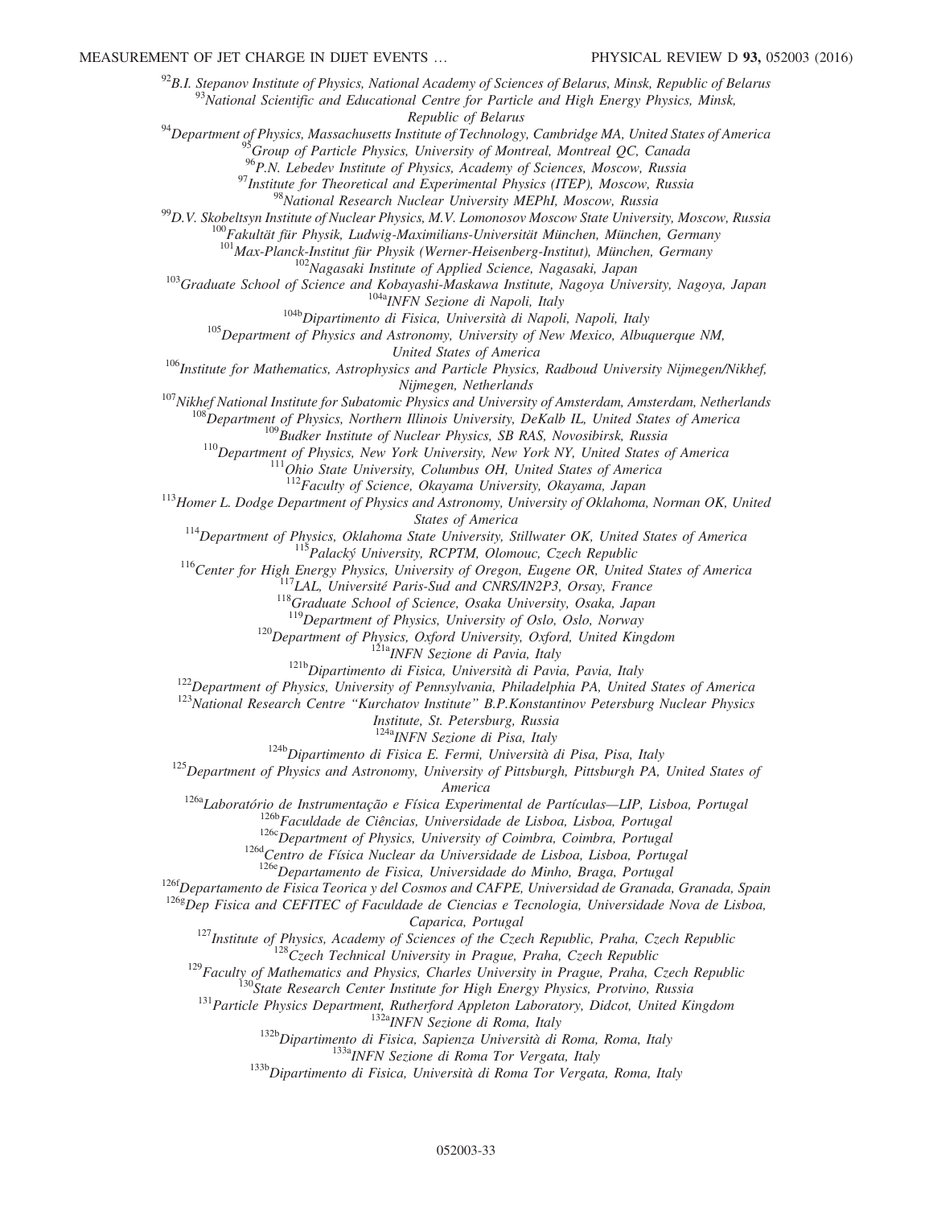[92]B.I. Stepanov Institute of Physics, National Academy of Sciences of Belarus, Minsk, Republic of Belarus

[93]National Scientific and Educational Centre for Particle and High Energy Physics, Minsk, Republic of Belarus

[94]Department of Physics, Massachusetts Institute of Technology, Cambridge MA, United States of America

[95]Group of Particle Physics, University of Montreal, Montreal QC, Canada

[96]P.N. Lebedev Institute of Physics, Academy of Sciences, Moscow, Russia

[97]Institute for Theoretical and Experimental Physics (ITEP), Moscow, Russia

[98]National Research Nuclear University MEPhI, Moscow, Russia

[99]D.V. Skobeltsyn Institute of Nuclear Physics, M.V. Lomonosov Moscow State University, Moscow, Russia

[100]Fakultät für Physik, Ludwig-Maximilians-Universität München, München, Germany

[101]Max-Planck-Institut für Physik (Werner-Heisenberg-Institut), München, Germany

[102]Nagasaki Institute of Applied Science, Nagasaki, Japan

[103]Graduate School of Science and Kobayashi-Maskawa Institute, Nagoya University, Nagoya, Japan

[104a]INFN Sezione di Napoli, Italy

[104b]Dipartimento di Fisica, Università di Napoli, Napoli, Italy

[105]Department of Physics and Astronomy, University of New Mexico, Albuquerque NM, United States of America

[106]Institute for Mathematics, Astrophysics and Particle Physics, Radboud University Nijmegen/Nikhef, Nijmegen, Netherlands

[107]Nikhef National Institute for Subatomic Physics and University of Amsterdam, Amsterdam, Netherlands

[108]Department of Physics, Northern Illinois University, DeKalb IL, United States of America

[109]Budker Institute of Nuclear Physics, SB RAS, Novosibirsk, Russia

[110]Department of Physics, New York University, New York NY, United States of America

[111]Ohio State University, Columbus OH, United States of America

[112]Faculty of Science, Okayama University, Okayama, Japan

[113]Homer L. Dodge Department of Physics and Astronomy, University of Oklahoma, Norman OK, United States of America

[114]Department of Physics, Oklahoma State University, Stillwater OK, United States of America

[115]Palacký University, RCPTM, Olomouc, Czech Republic

[116]Center for High Energy Physics, University of Oregon, Eugene OR, United States of America

[117]LAL, Université Paris-Sud and CNRS/IN2P3, Orsay, France

[118]Graduate School of Science, Osaka University, Osaka, Japan

[119]Department of Physics, University of Oslo, Oslo, Norway

[120]Department of Physics, Oxford University, Oxford, United Kingdom

[121a]INFN Sezione di Pavia, Italy

[121b]Dipartimento di Fisica, Università di Pavia, Pavia, Italy

[122]Department of Physics, University of Pennsylvania, Philadelphia PA, United States of America

[123]National Research Centre "Kurchatov Institute" B.P.Konstantinov Petersburg Nuclear Physics Institute, St. Petersburg, Russia

[124a]INFN Sezione di Pisa, Italy

[124b]Dipartimento di Fisica E. Fermi, Università di Pisa, Pisa, Italy

[125]Department of Physics and Astronomy, University of Pittsburgh, Pittsburgh PA, United States of America

[126a]Laboratório de Instrumentação e Física Experimental de Partículas—LIP, Lisboa, Portugal

[126b]Faculdade de Ciências, Universidade de Lisboa, Lisboa, Portugal

[126c]Department of Physics, University of Coimbra, Coimbra, Portugal

[126d]Centro de Física Nuclear da Universidade de Lisboa, Lisboa, Portugal

[126e]Departamento de Fisica, Universidade do Minho, Braga, Portugal

[126f]Departamento de Fisica Teorica y del Cosmos and CAFPE, Universidad de Granada, Granada, Spain

[126g]Dep Fisica and CEFITEC of Faculdade de Ciencias e Tecnologia, Universidade Nova de Lisboa, Caparica, Portugal

[127]Institute of Physics, Academy of Sciences of the Czech Republic, Praha, Czech Republic

[128]Czech Technical University in Prague, Praha, Czech Republic

[129]Faculty of Mathematics and Physics, Charles University in Prague, Praha, Czech Republic

[130]State Research Center Institute for High Energy Physics, Protvino, Russia

[131]Particle Physics Department, Rutherford Appleton Laboratory, Didcot, United Kingdom

[132a]INFN Sezione di Roma, Italy

[132b]Dipartimento di Fisica, Sapienza Università di Roma, Roma, Italy

[133a]INFN Sezione di Roma Tor Vergata, Italy

[133b]Dipartimento di Fisica, Università di Roma Tor Vergata, Roma, Italy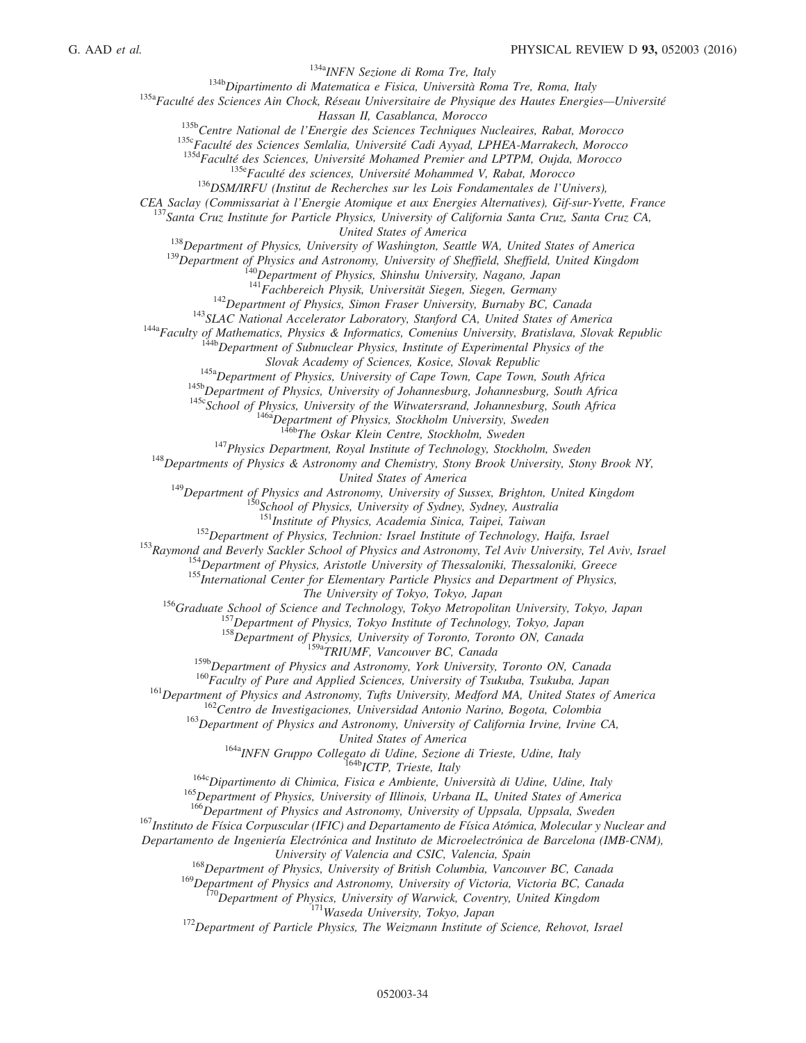[134a] INFN Sezione di Roma Tre, Italy
[134b] Dipartimento di Matematica e Fisica, Università Roma Tre, Roma, Italy
[135a] Faculté des Sciences Ain Chock, Réseau Universitaire de Physique des Hautes Energies—Université Hassan II, Casablanca, Morocco
[135b] Centre National de l'Energie des Sciences Techniques Nucleaires, Rabat, Morocco
[135c] Faculté des Sciences Semlalia, Université Cadi Ayyad, LPHEA-Marrakech, Morocco
[135d] Faculté des Sciences, Université Mohamed Premier and LPTPM, Oujda, Morocco
[135e] Faculté des sciences, Université Mohammed V, Rabat, Morocco
[136] DSM/IRFU (Institut de Recherches sur les Lois Fondamentales de l'Univers), CEA Saclay (Commissariat à l'Energie Atomique et aux Energies Alternatives), Gif-sur-Yvette, France
[137] Santa Cruz Institute for Particle Physics, University of California Santa Cruz, Santa Cruz CA, United States of America
[138] Department of Physics, University of Washington, Seattle WA, United States of America
[139] Department of Physics and Astronomy, University of Sheffield, Sheffield, United Kingdom
[140] Department of Physics, Shinshu University, Nagano, Japan
[141] Fachbereich Physik, Universität Siegen, Siegen, Germany
[142] Department of Physics, Simon Fraser University, Burnaby BC, Canada
[143] SLAC National Accelerator Laboratory, Stanford CA, United States of America
[144a] Faculty of Mathematics, Physics & Informatics, Comenius University, Bratislava, Slovak Republic
[144b] Department of Subnuclear Physics, Institute of Experimental Physics of the Slovak Academy of Sciences, Kosice, Slovak Republic
[145a] Department of Physics, University of Cape Town, Cape Town, South Africa
[145b] Department of Physics, University of Johannesburg, Johannesburg, South Africa
[145c] School of Physics, University of the Witwatersrand, Johannesburg, South Africa
[146a] Department of Physics, Stockholm University, Sweden
[146b] The Oskar Klein Centre, Stockholm, Sweden
[147] Physics Department, Royal Institute of Technology, Stockholm, Sweden
[148] Departments of Physics & Astronomy and Chemistry, Stony Brook University, Stony Brook NY, United States of America
[149] Department of Physics and Astronomy, University of Sussex, Brighton, United Kingdom
[150] School of Physics, University of Sydney, Sydney, Australia
[151] Institute of Physics, Academia Sinica, Taipei, Taiwan
[152] Department of Physics, Technion: Israel Institute of Technology, Haifa, Israel
[153] Raymond and Beverly Sackler School of Physics and Astronomy, Tel Aviv University, Tel Aviv, Israel
[154] Department of Physics, Aristotle University of Thessaloniki, Thessaloniki, Greece
[155] International Center for Elementary Particle Physics and Department of Physics, The University of Tokyo, Tokyo, Japan
[156] Graduate School of Science and Technology, Tokyo Metropolitan University, Tokyo, Japan
[157] Department of Physics, Tokyo Institute of Technology, Tokyo, Japan
[158] Department of Physics, University of Toronto, Toronto ON, Canada
[159a] TRIUMF, Vancouver BC, Canada
[159b] Department of Physics and Astronomy, York University, Toronto ON, Canada
[160] Faculty of Pure and Applied Sciences, University of Tsukuba, Tsukuba, Japan
[161] Department of Physics and Astronomy, Tufts University, Medford MA, United States of America
[162] Centro de Investigaciones, Universidad Antonio Narino, Bogota, Colombia
[163] Department of Physics and Astronomy, University of California Irvine, Irvine CA, United States of America
[164a] INFN Gruppo Collegato di Udine, Sezione di Trieste, Udine, Italy
[164b] ICTP, Trieste, Italy
[164c] Dipartimento di Chimica, Fisica e Ambiente, Università di Udine, Udine, Italy
[165] Department of Physics, University of Illinois, Urbana IL, United States of America
[166] Department of Physics and Astronomy, University of Uppsala, Uppsala, Sweden
[167] Instituto de Física Corpuscular (IFIC) and Departamento de Física Atómica, Molecular y Nuclear and Departamento de Ingeniería Electrónica and Instituto de Microelectrónica de Barcelona (IMB-CNM), University of Valencia and CSIC, Valencia, Spain
[168] Department of Physics, University of British Columbia, Vancouver BC, Canada
[169] Department of Physics and Astronomy, University of Victoria, Victoria BC, Canada
[170] Department of Physics, University of Warwick, Coventry, United Kingdom
[171] Waseda University, Tokyo, Japan
[172] Department of Particle Physics, The Weizmann Institute of Science, Rehovot, Israel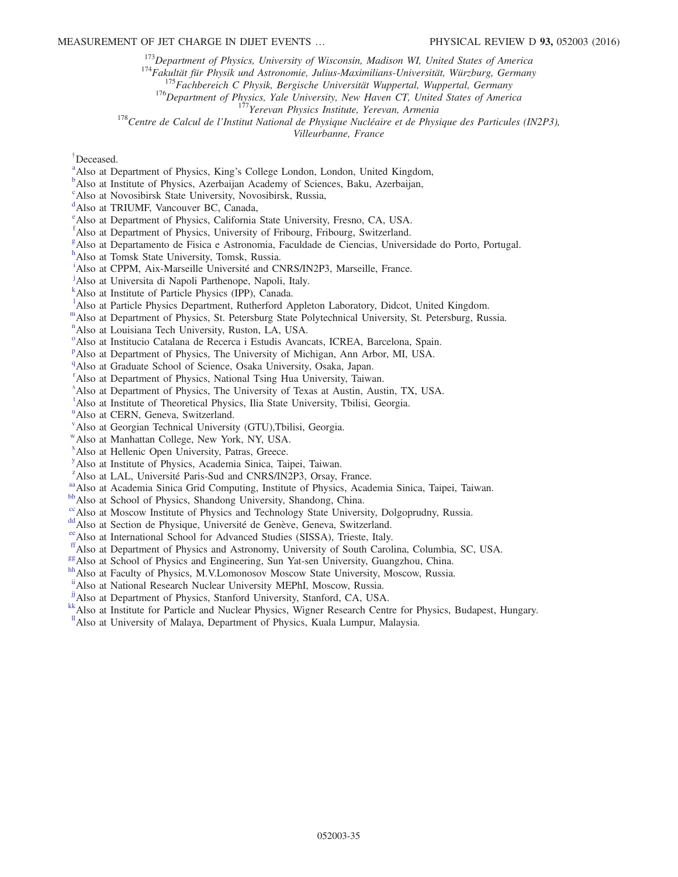[173]*Department of Physics, University of Wisconsin, Madison WI, United States of America*

[174]*Fakultät für Physik und Astronomie, Julius-Maximilians-Universität, Würzburg, Germany*

[175]*Fachbereich C Physik, Bergische Universität Wuppertal, Wuppertal, Germany*

[176]*Department of Physics, Yale University, New Haven CT, United States of America*

[177]*Yerevan Physics Institute, Yerevan, Armenia*

[178]*Centre de Calcul de l'Institut National de Physique Nucléaire et de Physique des Particules (IN2P3), Villeurbanne, France*

[†]Deceased.

[a]Also at Department of Physics, King's College London, London, United Kingdom,

[b]Also at Institute of Physics, Azerbaijan Academy of Sciences, Baku, Azerbaijan,

[c]Also at Novosibirsk State University, Novosibirsk, Russia,

[d]Also at TRIUMF, Vancouver BC, Canada,

[e]Also at Department of Physics, California State University, Fresno, CA, USA.

[f]Also at Department of Physics, University of Fribourg, Fribourg, Switzerland.

[g]Also at Departamento de Fisica e Astronomia, Faculdade de Ciencias, Universidade do Porto, Portugal.

[h]Also at Tomsk State University, Tomsk, Russia.

[i]Also at CPPM, Aix-Marseille Université and CNRS/IN2P3, Marseille, France.

[j]Also at Universita di Napoli Parthenope, Napoli, Italy.

[k]Also at Institute of Particle Physics (IPP), Canada.

[l]Also at Particle Physics Department, Rutherford Appleton Laboratory, Didcot, United Kingdom.

[m]Also at Department of Physics, St. Petersburg State Polytechnical University, St. Petersburg, Russia.

[n]Also at Louisiana Tech University, Ruston, LA, USA.

[o]Also at Institucio Catalana de Recerca i Estudis Avancats, ICREA, Barcelona, Spain.

[p]Also at Department of Physics, The University of Michigan, Ann Arbor, MI, USA.

[q]Also at Graduate School of Science, Osaka University, Osaka, Japan.

[r]Also at Department of Physics, National Tsing Hua University, Taiwan.

[s]Also at Department of Physics, The University of Texas at Austin, Austin, TX, USA.

[t]Also at Institute of Theoretical Physics, Ilia State University, Tbilisi, Georgia.

[u]Also at CERN, Geneva, Switzerland.

[v]Also at Georgian Technical University (GTU),Tbilisi, Georgia.

[w]Also at Manhattan College, New York, NY, USA.

[x]Also at Hellenic Open University, Patras, Greece.

[y]Also at Institute of Physics, Academia Sinica, Taipei, Taiwan.

[z]Also at LAL, Université Paris-Sud and CNRS/IN2P3, Orsay, France.

[aa]Also at Academia Sinica Grid Computing, Institute of Physics, Academia Sinica, Taipei, Taiwan.

[bb]Also at School of Physics, Shandong University, Shandong, China.

[cc]Also at Moscow Institute of Physics and Technology State University, Dolgoprudny, Russia.

[dd]Also at Section de Physique, Université de Genève, Geneva, Switzerland.

[ee]Also at International School for Advanced Studies (SISSA), Trieste, Italy.

[ff]Also at Department of Physics and Astronomy, University of South Carolina, Columbia, SC, USA.

[gg]Also at School of Physics and Engineering, Sun Yat-sen University, Guangzhou, China.

[hh]Also at Faculty of Physics, M.V.Lomonosov Moscow State University, Moscow, Russia.

[ii]Also at National Research Nuclear University MEPhI, Moscow, Russia.

[jj]Also at Department of Physics, Stanford University, Stanford, CA, USA.

[kk]Also at Institute for Particle and Nuclear Physics, Wigner Research Centre for Physics, Budapest, Hungary.

[ll]Also at University of Malaya, Department of Physics, Kuala Lumpur, Malaysia.